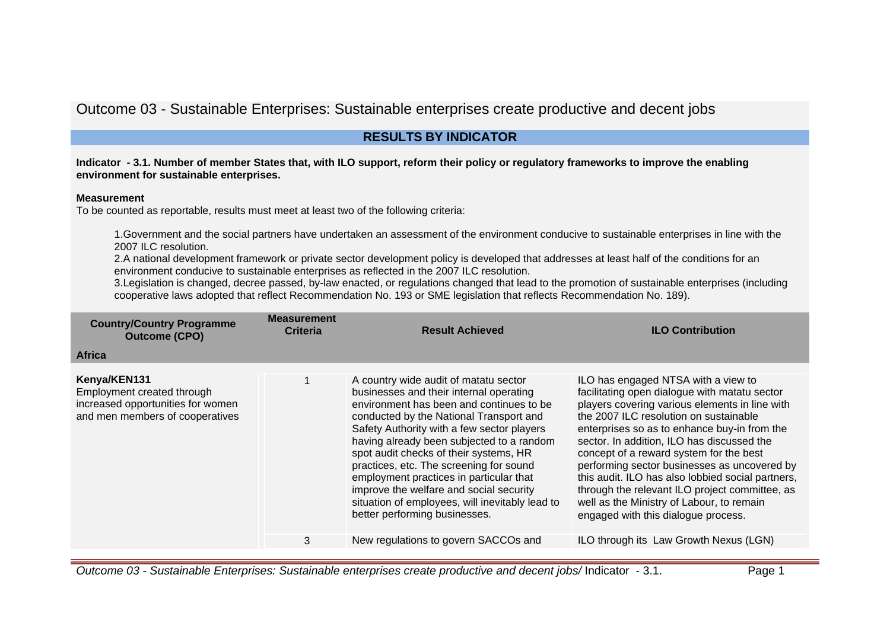# Outcome 03 - Sustainable Enterprises: Sustainable enterprises create productive and decent jobs

## RESULTS BY INDICATOR

**Indicator - 3.1. Number of member States that, with ILO support, reform their policy or regulatory frameworks to improve the enabling environment for sustainable enterprises.**

**Measurement**

To be counted as reportable, results must meet at least two of the following criteria:

1. Government and the social partners have undertaken an assessment of the environment conducive to sustainable enterprises in line with the 2007 ILC resolution.
2. A national development framework or private sector development policy is developed that addresses at least half of the conditions for an environment conducive to sustainable enterprises as reflected in the 2007 ILC resolution.
3. Legislation is changed, decree passed, by-law enacted, or regulations changed that lead to the promotion of sustainable enterprises (including cooperative laws adopted that reflect Recommendation No. 193 or SME legislation that reflects Recommendation No. 189).

| Country/Country Programme Outcome (CPO) | Measurement Criteria | Result Achieved | ILO Contribution |
|---|---|---|---|
| **Africa** | | | |
| **Kenya/KEN131**<br>Employment created through increased opportunities for women and men members of cooperatives | 1 | A country wide audit of matatu sector businesses and their internal operating environment has been and continues to be conducted by the National Transport and Safety Authority with a few sector players having already been subjected to a random spot audit checks of their systems, HR practices, etc. The screening for sound employment practices in particular that improve the welfare and social security situation of employees, will inevitably lead to better performing businesses. | ILO has engaged NTSA with a view to facilitating open dialogue with matatu sector players covering various elements in line with the 2007 ILC resolution on sustainable enterprises so as to enhance buy-in from the sector. In addition, ILO has discussed the concept of a reward system for the best performing sector businesses as uncovered by this audit. ILO has also lobbied social partners, through the relevant ILO project committee, as well as the Ministry of Labour, to remain engaged with this dialogue process. |
| | 3 | New regulations to govern SACCOs and | ILO through its Law Growth Nexus (LGN) |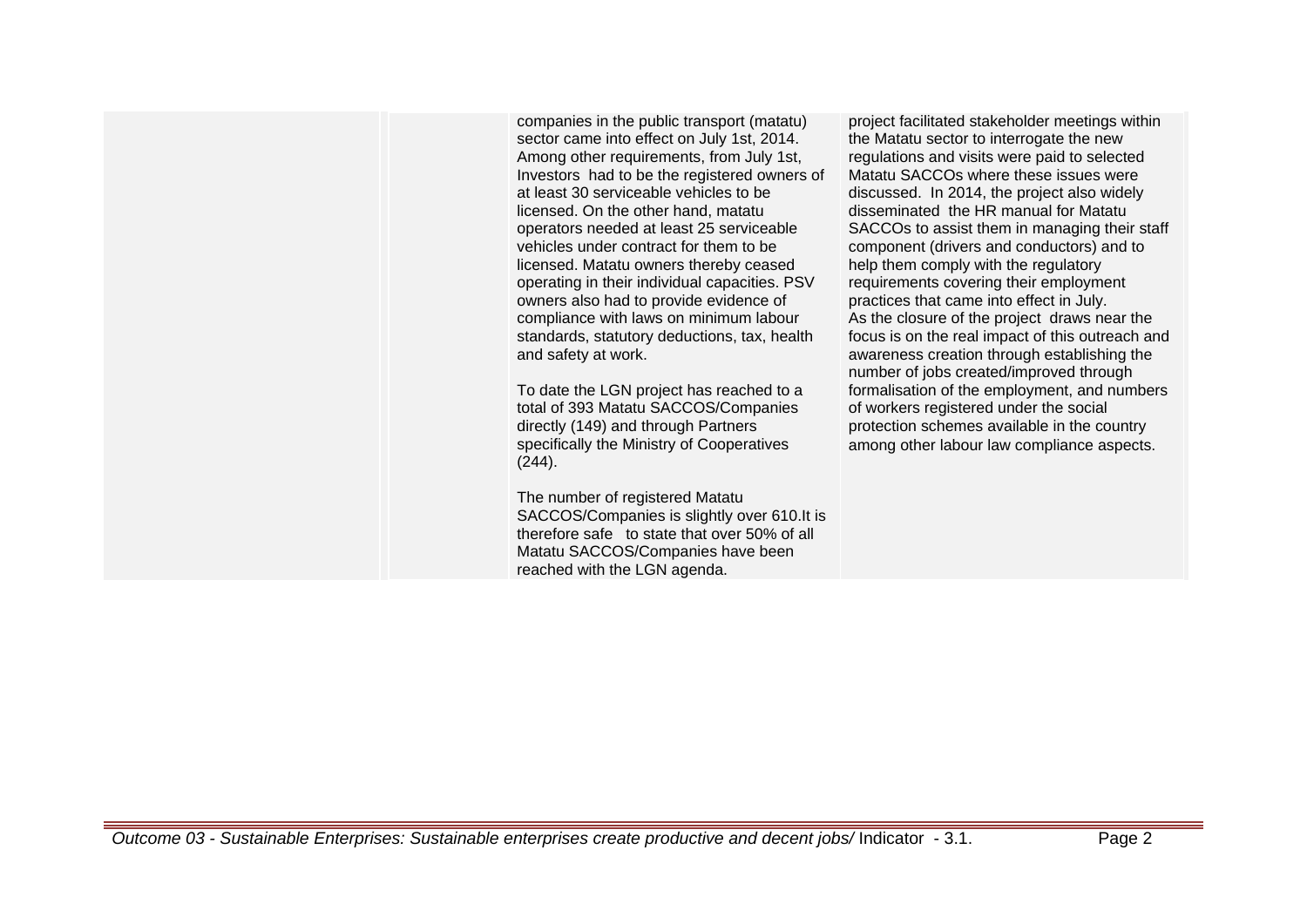| | | | |
|---|---|---|---|
| | | companies in the public transport (matatu) sector came into effect on July 1st, 2014. Among other requirements, from July 1st, Investors had to be the registered owners of at least 30 serviceable vehicles to be licensed. On the other hand, matatu operators needed at least 25 serviceable vehicles under contract for them to be licensed. Matatu owners thereby ceased operating in their individual capacities. PSV owners also had to provide evidence of compliance with laws on minimum labour standards, statutory deductions, tax, health and safety at work.<br><br>To date the LGN project has reached to a total of 393 Matatu SACCOS/Companies directly (149) and through Partners specifically the Ministry of Cooperatives (244).<br><br>The number of registered Matatu SACCOS/Companies is slightly over 610.It is therefore safe to state that over 50% of all Matatu SACCOS/Companies have been reached with the LGN agenda. | project facilitated stakeholder meetings within the Matatu sector to interrogate the new regulations and visits were paid to selected Matatu SACCOs where these issues were discussed. In 2014, the project also widely disseminated the HR manual for Matatu SACCOs to assist them in managing their staff component (drivers and conductors) and to help them comply with the regulatory requirements covering their employment practices that came into effect in July.<br>As the closure of the project draws near the focus is on the real impact of this outreach and awareness creation through establishing the number of jobs created/improved through formalisation of the employment, and numbers of workers registered under the social protection schemes available in the country among other labour law compliance aspects. |

*Outcome 03 - Sustainable Enterprises: Sustainable enterprises create productive and decent jobs/* Indicator - 3.1.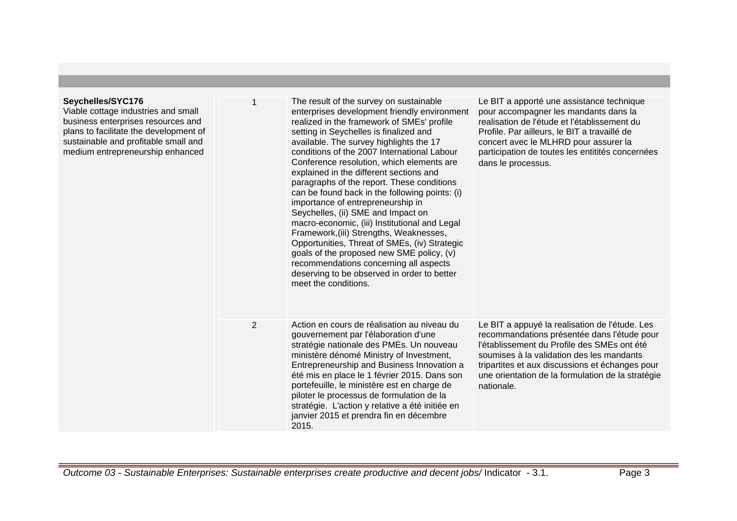| | | | |
|---|---|---|---|
| **Seychelles/SYC176**<br>Viable cottage industries and small business enterprises resources and plans to facilitate the development of sustainable and profitable small and medium entrepreneurship enhanced | 1 | The result of the survey on sustainable enterprises development friendly environment realized in the framework of SMEs' profile setting in Seychelles is finalized and available. The survey highlights the 17 conditions of the 2007 International Labour Conference resolution, which elements are explained in the different sections and paragraphs of the report. These conditions can be found back in the following points: (i) importance of entrepreneurship in Seychelles, (ii) SME and Impact on macro-economic, (iii) Institutional and Legal Framework,(iii) Strengths, Weaknesses, Opportunities, Threat of SMEs, (iv) Strategic goals of the proposed new SME policy, (v) recommendations concerning all aspects deserving to be observed in order to better meet the conditions. | Le BIT a apporté une assistance technique pour accompagner les mandants dans la realisation de l'étude et l'établissement du Profile. Par ailleurs, le BIT a travaillé de concert avec le MLHRD pour assurer la participation de toutes les entitités concernées dans le processus. |
| | 2 | Action en cours de réalisation au niveau du gouvernement par l'élaboration d'une stratégie nationale des PMEs. Un nouveau ministère dénomé Ministry of Investment, Entrepreneurship and Business Innovation a été mis en place le 1 février 2015. Dans son portefeuille, le ministère est en charge de piloter le processus de formulation de la stratégie. L'action y relative a été initiée en janvier 2015 et prendra fin en décembre 2015. | Le BIT a appuyé la realisation de l'étude. Les recommandations présentée dans l'étude pour l'établissement du Profile des SMEs ont été soumises à la validation des les mandants tripartites et aux discussions et échanges pour une orientation de la formulation de la stratégie nationale. |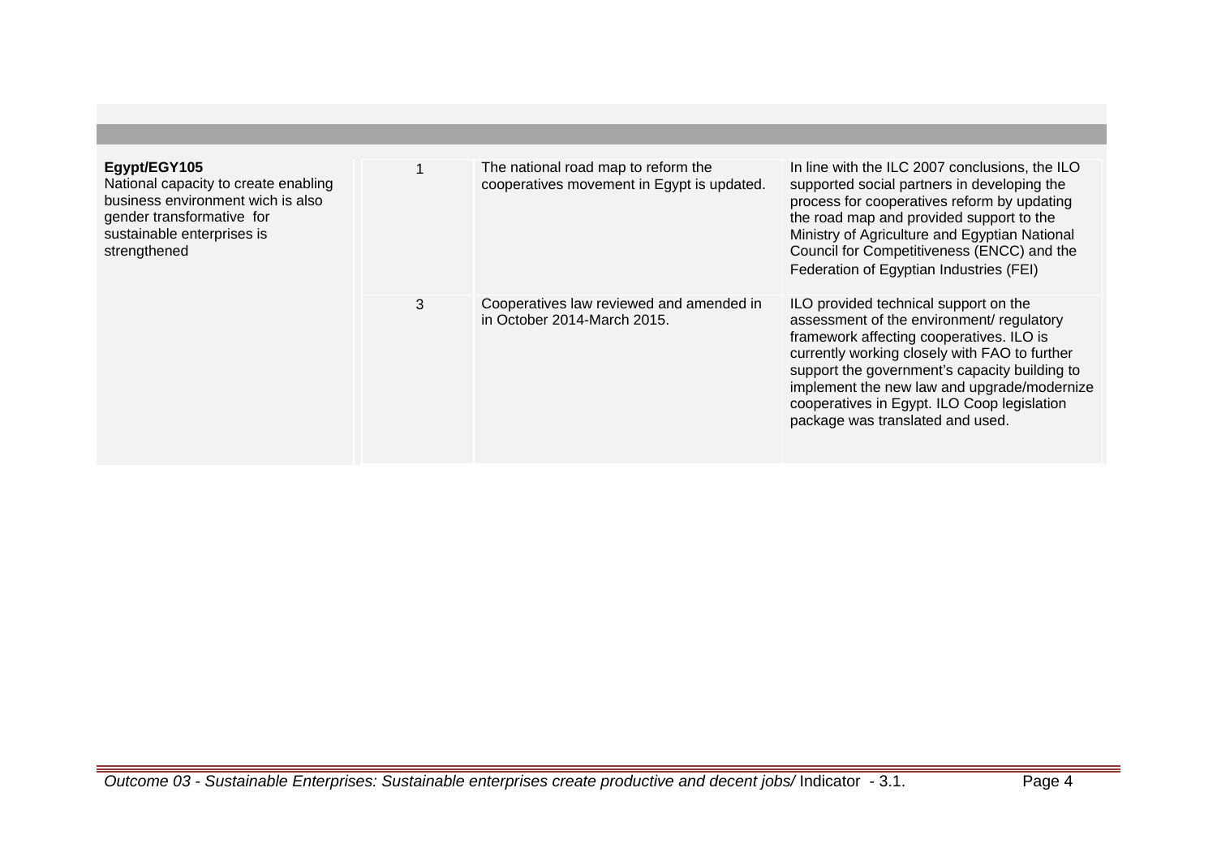| | | | |
|---|---|---|---|
| **Egypt/EGY105**<br>National capacity to create enabling business environment wich is also gender transformative for sustainable enterprises is strengthened | 1 | The national road map to reform the cooperatives movement in Egypt is updated. | In line with the ILC 2007 conclusions, the ILO supported social partners in developing the process for cooperatives reform by updating the road map and provided support to the Ministry of Agriculture and Egyptian National Council for Competitiveness (ENCC) and the Federation of Egyptian Industries (FEI) |
| | 3 | Cooperatives law reviewed and amended in in October 2014-March 2015. | ILO provided technical support on the assessment of the environment/ regulatory framework affecting cooperatives. ILO is currently working closely with FAO to further support the government's capacity building to implement the new law and upgrade/modernize cooperatives in Egypt. ILO Coop legislation package was translated and used. |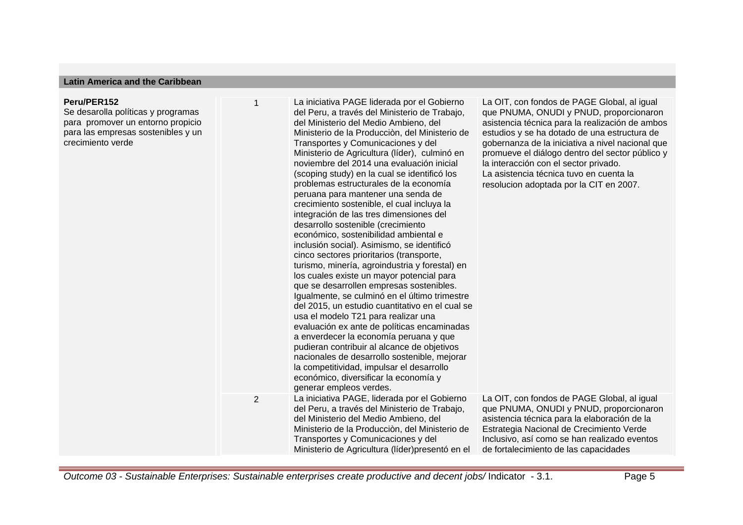## Latin America and the Caribbean

| | | | |
|---|---|---|---|
| **Peru/PER152**<br>Se desarolla políticas y programas para promover un entorno propicio para las empresas sostenibles y un crecimiento verde | 1 | La iniciativa PAGE liderada por el Gobierno del Peru, a través del Ministerio de Trabajo, del Ministerio del Medio Ambieno, del Ministerio de la Producciòn, del Ministerio de Transportes y Comunicaciones y del Ministerio de Agricultura (líder), culminó en noviembre del 2014 una evaluación inicial (scoping study) en la cual se identificó los problemas estructurales de la economía peruana para mantener una senda de crecimiento sostenible, el cual incluya la integración de las tres dimensiones del desarrollo sostenible (crecimiento económico, sostenibilidad ambiental e inclusión social). Asimismo, se identificó cinco sectores prioritarios (transporte, turismo, minería, agroindustria y forestal) en los cuales existe un mayor potencial para que se desarrollen empresas sostenibles. Igualmente, se culminó en el último trimestre del 2015, un estudio cuantitativo en el cual se usa el modelo T21 para realizar una evaluación ex ante de políticas encaminadas a enverdecer la economía peruana y que pudieran contribuir al alcance de objetivos nacionales de desarrollo sostenible, mejorar la competitividad, impulsar el desarrollo económico, diversificar la economía y generar empleos verdes. | La OIT, con fondos de PAGE Global, al igual que PNUMA, ONUDI y PNUD, proporcionaron asistencia técnica para la realización de ambos estudios y se ha dotado de una estructura de gobernanza de la iniciativa a nivel nacional que promueve el diálogo dentro del sector público y la interacción con el sector privado.<br>La asistencia técnica tuvo en cuenta la resolucion adoptada por la CIT en 2007. |
| | 2 | La iniciativa PAGE, liderada por el Gobierno del Peru, a través del Ministerio de Trabajo, del Ministerio del Medio Ambieno, del Ministerio de la Producciòn, del Ministerio de Transportes y Comunicaciones y del Ministerio de Agricultura (líder)presentó en el | La OIT, con fondos de PAGE Global, al igual que PNUMA, ONUDI y PNUD, proporcionaron asistencia técnica para la elaboración de la Estrategia Nacional de Crecimiento Verde Inclusivo, así como se han realizado eventos de fortalecimiento de las capacidades |

*Outcome 03 - Sustainable Enterprises: Sustainable enterprises create productive and decent jobs/* Indicator - 3.1.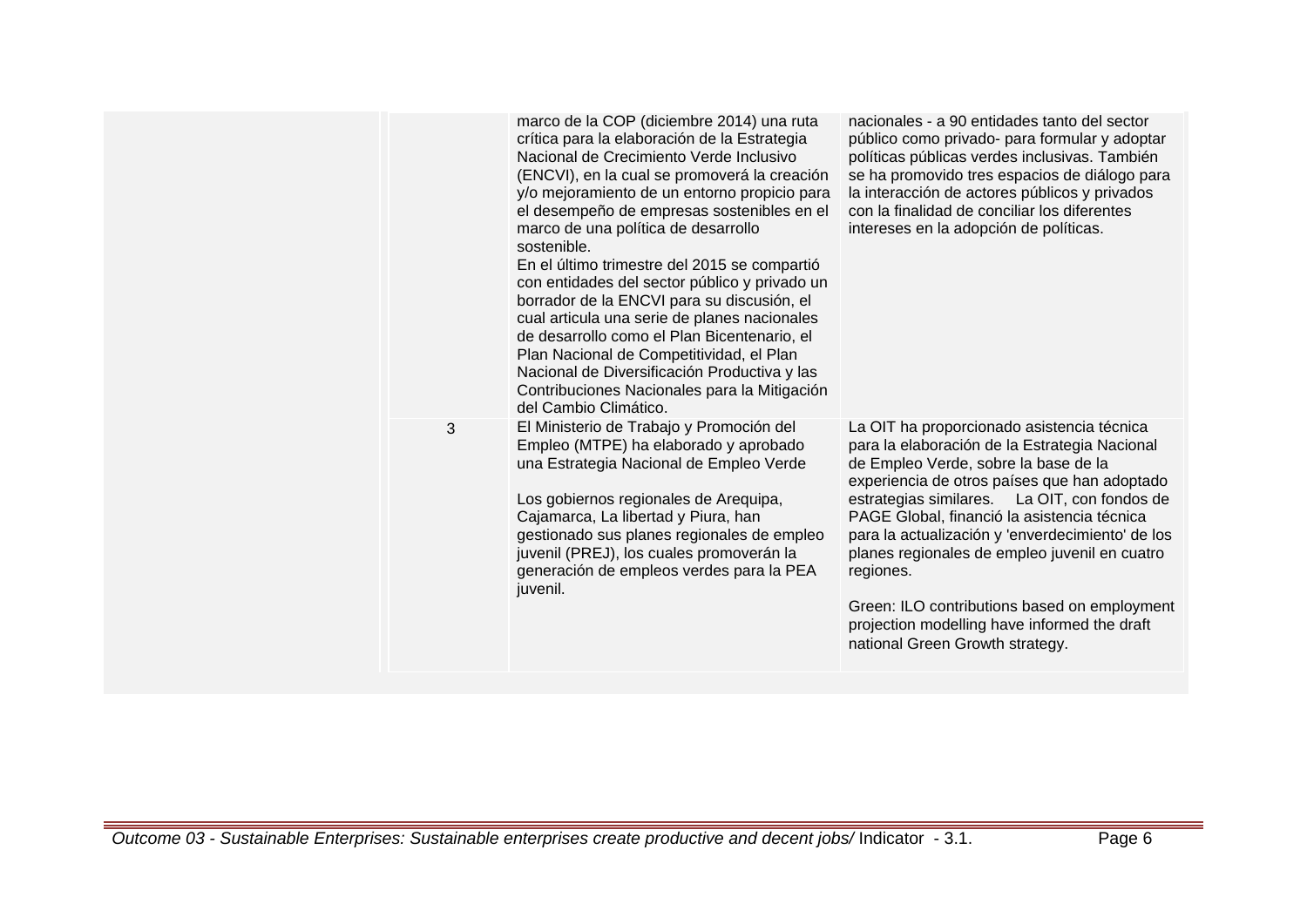| | | | |
|---|---|---|---|
| | | marco de la COP (diciembre 2014) una ruta crítica para la elaboración de la Estrategia Nacional de Crecimiento Verde Inclusivo (ENCVI), en la cual se promoverá la creación y/o mejoramiento de un entorno propicio para el desempeño de empresas sostenibles en el marco de una política de desarrollo sostenible.<br>En el último trimestre del 2015 se compartió con entidades del sector público y privado un borrador de la ENCVI para su discusión, el cual articula una serie de planes nacionales de desarrollo como el Plan Bicentenario, el Plan Nacional de Competitividad, el Plan Nacional de Diversificación Productiva y las Contribuciones Nacionales para la Mitigación del Cambio Climático. | nacionales - a 90 entidades tanto del sector público como privado- para formular y adoptar políticas públicas verdes inclusivas. También se ha promovido tres espacios de diálogo para la interacción de actores públicos y privados con la finalidad de conciliar los diferentes intereses en la adopción de políticas. |
| | 3 | El Ministerio de Trabajo y Promoción del Empleo (MTPE) ha elaborado y aprobado una Estrategia Nacional de Empleo Verde<br><br>Los gobiernos regionales de Arequipa, Cajamarca, La libertad y Piura, han gestionado sus planes regionales de empleo juvenil (PREJ), los cuales promoverán la generación de empleos verdes para la PEA juvenil. | La OIT ha proporcionado asistencia técnica para la elaboración de la Estrategia Nacional de Empleo Verde, sobre la base de la experiencia de otros países que han adoptado estrategias similares. La OIT, con fondos de PAGE Global, financió la asistencia técnica para la actualización y 'enverdecimiento' de los planes regionales de empleo juvenil en cuatro regiones.<br><br>Green: ILO contributions based on employment projection modelling have informed the draft national Green Growth strategy. |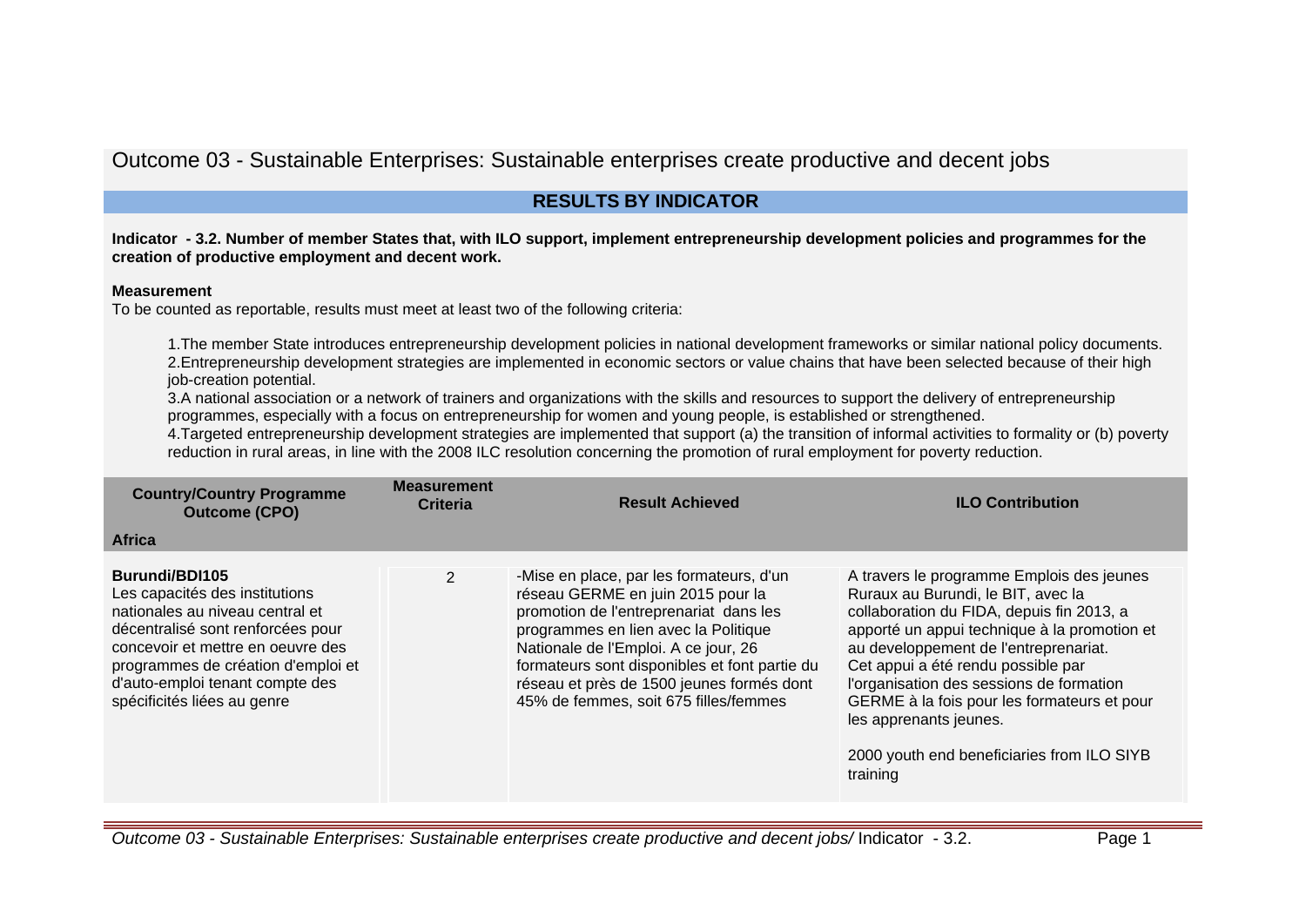# Outcome 03 - Sustainable Enterprises: Sustainable enterprises create productive and decent jobs

## RESULTS BY INDICATOR

**Indicator - 3.2. Number of member States that, with ILO support, implement entrepreneurship development policies and programmes for the creation of productive employment and decent work.**

**Measurement**

To be counted as reportable, results must meet at least two of the following criteria:

1. The member State introduces entrepreneurship development policies in national development frameworks or similar national policy documents.
2. Entrepreneurship development strategies are implemented in economic sectors or value chains that have been selected because of their high job-creation potential.
3. A national association or a network of trainers and organizations with the skills and resources to support the delivery of entrepreneurship programmes, especially with a focus on entrepreneurship for women and young people, is established or strengthened.
4. Targeted entrepreneurship development strategies are implemented that support (a) the transition of informal activities to formality or (b) poverty reduction in rural areas, in line with the 2008 ILC resolution concerning the promotion of rural employment for poverty reduction.

| Country/Country Programme Outcome (CPO) | Measurement Criteria | Result Achieved | ILO Contribution |
|---|---|---|---|
| **Africa** | | | |
| **Burundi/BDI105**<br>Les capacités des institutions nationales au niveau central et décentralisé sont renforcées pour concevoir et mettre en oeuvre des programmes de création d'emploi et d'auto-emploi tenant compte des spécificités liées au genre | 2 | -Mise en place, par les formateurs, d'un réseau GERME en juin 2015 pour la promotion de l'entreprenariat dans les programmes en lien avec la Politique Nationale de l'Emploi. A ce jour, 26 formateurs sont disponibles et font partie du réseau et près de 1500 jeunes formés dont 45% de femmes, soit 675 filles/femmes | A travers le programme Emplois des jeunes Ruraux au Burundi, le BIT, avec la collaboration du FIDA, depuis fin 2013, a apporté un appui technique à la promotion et au developpement de l'entreprenariat. Cet appui a été rendu possible par l'organisation des sessions de formation GERME à la fois pour les formateurs et pour les apprenants jeunes.<br><br>2000 youth end beneficiaries from ILO SIYB training |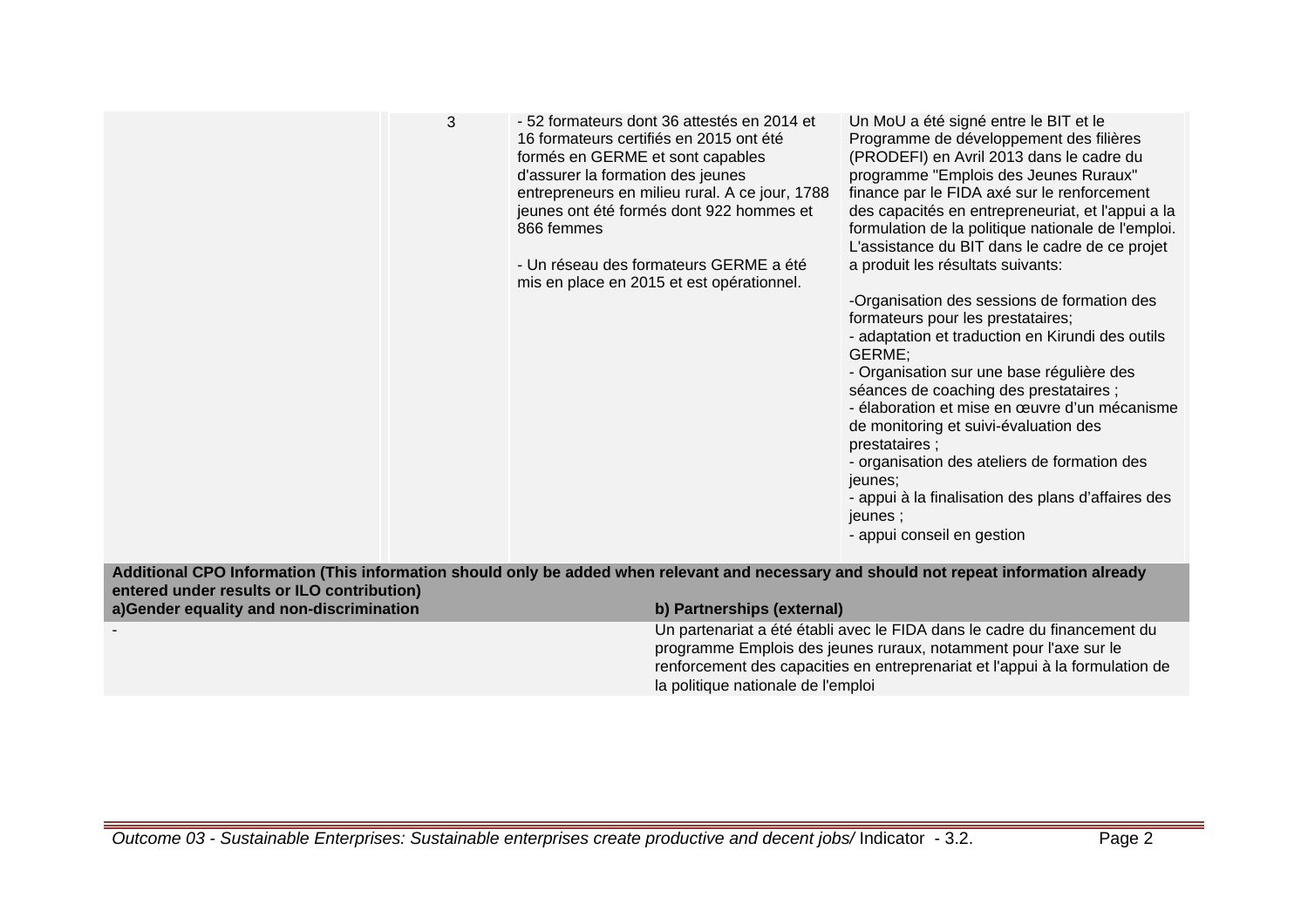| | 3 | - 52 formateurs dont 36 attestés en 2014 et 16 formateurs certifiés en 2015 ont été formés en GERME et sont capables d'assurer la formation des jeunes entrepreneurs en milieu rural. A ce jour, 1788 jeunes ont été formés dont 922 hommes et 866 femmes<br><br>- Un réseau des formateurs GERME a été mis en place en 2015 et est opérationnel. | Un MoU a été signé entre le BIT et le Programme de développement des filières (PRODEFI) en Avril 2013 dans le cadre du programme "Emplois des Jeunes Ruraux" finance par le FIDA axé sur le renforcement des capacités en entrepreneuriat, et l'appui a la formulation de la politique nationale de l'emploi. L'assistance du BIT dans le cadre de ce projet a produit les résultats suivants:<br><br>-Organisation des sessions de formation des formateurs pour les prestataires;<br>- adaptation et traduction en Kirundi des outils GERME;<br>- Organisation sur une base régulière des séances de coaching des prestataires ;<br>- élaboration et mise en œuvre d'un mécanisme de monitoring et suivi-évaluation des prestataires ;<br>- organisation des ateliers de formation des jeunes;<br>- appui à la finalisation des plans d'affaires des jeunes ;<br>- appui conseil en gestion |
|---|---|---|---|

**Additional CPO Information (This information should only be added when relevant and necessary and should not repeat information already entered under results or ILO contribution)**

| a)Gender equality and non-discrimination | b) Partnerships (external) |
|---|---|
| - | Un partenariat a été établi avec le FIDA dans le cadre du financement du programme Emplois des jeunes ruraux, notamment pour l'axe sur le renforcement des capacities en entreprenariat et l'appui à la formulation de la politique nationale de l'emploi |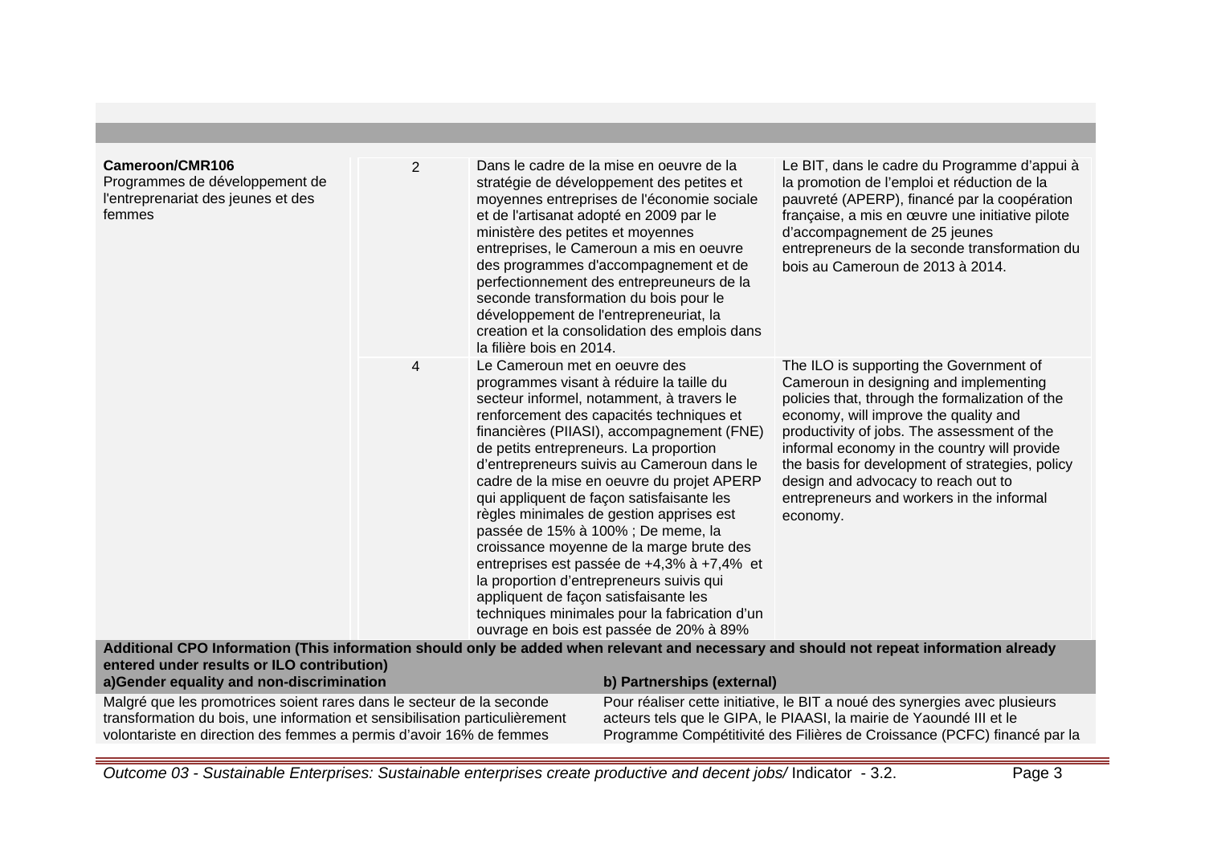| | | | |
|---|---|---|---|
| **Cameroon/CMR106**<br>Programmes de développement de l'entreprenariat des jeunes et des femmes | 2 | Dans le cadre de la mise en oeuvre de la stratégie de développement des petites et moyennes entreprises de l'économie sociale et de l'artisanat adopté en 2009 par le ministère des petites et moyennes entreprises, le Cameroun a mis en oeuvre des programmes d'accompagnement et de perfectionnement des entrepreneurs de la seconde transformation du bois pour le développement de l'entrepreneuriat, la creation et la consolidation des emplois dans la filière bois en 2014. | Le BIT, dans le cadre du Programme d'appui à la promotion de l'emploi et réduction de la pauvreté (APERP), financé par la coopération française, a mis en œuvre une initiative pilote d'accompagnement de 25 jeunes entrepreneurs de la seconde transformation du bois au Cameroun de 2013 à 2014. |
| | 4 | Le Cameroun met en oeuvre des programmes visant à réduire la taille du secteur informel, notamment, à travers le renforcement des capacités techniques et financières (PIIASI), accompagnement (FNE) de petits entrepreneurs. La proportion d'entrepreneurs suivis au Cameroun dans le cadre de la mise en oeuvre du projet APERP qui appliquent de façon satisfaisante les règles minimales de gestion apprises est passée de 15% à 100% ; De meme, la croissance moyenne de la marge brute des entreprises est passée de +4,3% à +7,4% et la proportion d'entrepreneurs suivis qui appliquent de façon satisfaisante les techniques minimales pour la fabrication d'un ouvrage en bois est passée de 20% à 89% | The ILO is supporting the Government of Cameroun in designing and implementing policies that, through the formalization of the economy, will improve the quality and productivity of jobs. The assessment of the informal economy in the country will provide the basis for development of strategies, policy design and advocacy to reach out to entrepreneurs and workers in the informal economy. |

**Additional CPO Information (This information should only be added when relevant and necessary and should not repeat information already entered under results or ILO contribution)**

**a)Gender equality and non-discrimination**

Malgré que les promotrices soient rares dans le secteur de la seconde transformation du bois, une information et sensibilisation particulièrement volontariste en direction des femmes a permis d'avoir 16% de femmes

**b) Partnerships (external)**

Pour réaliser cette initiative, le BIT a noué des synergies avec plusieurs acteurs tels que le GIPA, le PIAASI, la mairie de Yaoundé III et le Programme Compétitivité des Filières de Croissance (PCFC) financé par la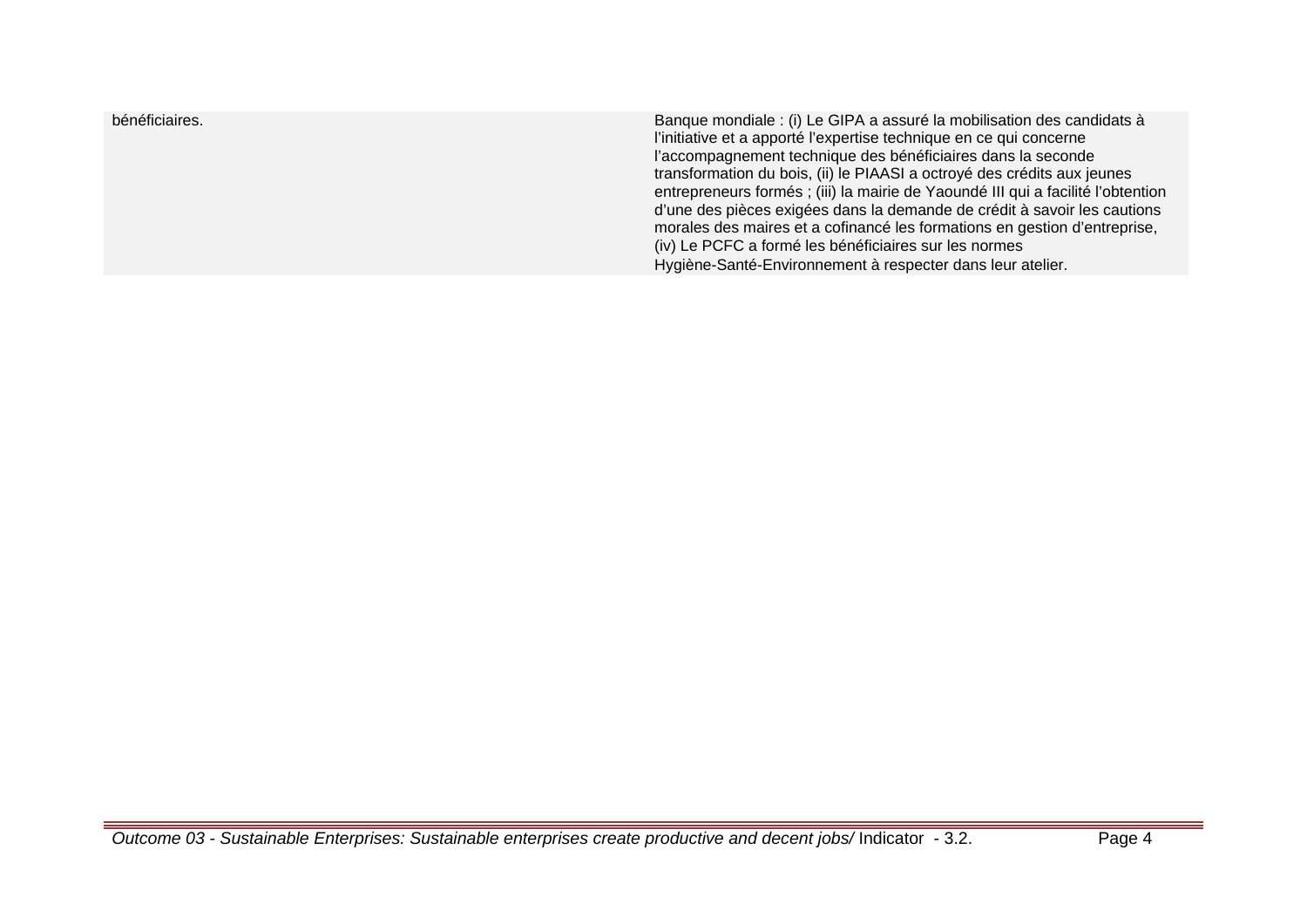| | |
|---|---|
| bénéficiaires. | Banque mondiale : (i) Le GIPA a assuré la mobilisation des candidats à l'initiative et a apporté l'expertise technique en ce qui concerne l'accompagnement technique des bénéficiaires dans la seconde transformation du bois, (ii) le PIAASI a octroyé des crédits aux jeunes entrepreneurs formés ; (iii) la mairie de Yaoundé III qui a facilité l'obtention d'une des pièces exigées dans la demande de crédit à savoir les cautions morales des maires et a cofinancé les formations en gestion d'entreprise, (iv) Le PCFC a formé les bénéficiaires sur les normes Hygiène-Santé-Environnement à respecter dans leur atelier. |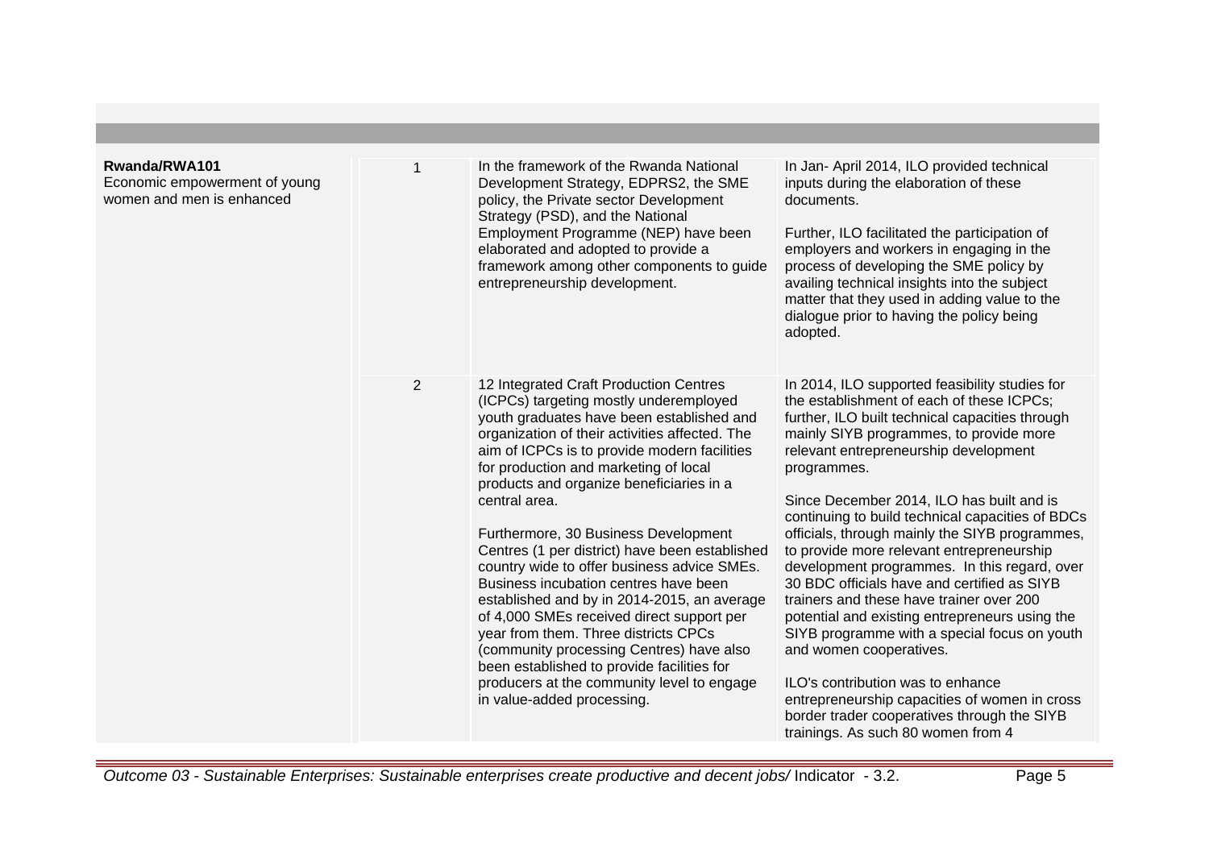| | | | |
|---|---|---|---|
| **Rwanda/RWA101**<br>Economic empowerment of young women and men is enhanced | 1 | In the framework of the Rwanda National Development Strategy, EDPRS2, the SME policy, the Private sector Development Strategy (PSD), and the National Employment Programme (NEP) have been elaborated and adopted to provide a framework among other components to guide entrepreneurship development. | In Jan- April 2014, ILO provided technical inputs during the elaboration of these documents.<br><br>Further, ILO facilitated the participation of employers and workers in engaging in the process of developing the SME policy by availing technical insights into the subject matter that they used in adding value to the dialogue prior to having the policy being adopted. |
| | 2 | 12 Integrated Craft Production Centres (ICPCs) targeting mostly underemployed youth graduates have been established and organization of their activities affected. The aim of ICPCs is to provide modern facilities for production and marketing of local products and organize beneficiaries in a central area.<br><br>Furthermore, 30 Business Development Centres (1 per district) have been established country wide to offer business advice SMEs. Business incubation centres have been established and by in 2014-2015, an average of 4,000 SMEs received direct support per year from them. Three districts CPCs (community processing Centres) have also been established to provide facilities for producers at the community level to engage in value-added processing. | In 2014, ILO supported feasibility studies for the establishment of each of these ICPCs; further, ILO built technical capacities through mainly SIYB programmes, to provide more relevant entrepreneurship development programmes.<br><br>Since December 2014, ILO has built and is continuing to build technical capacities of BDCs officials, through mainly the SIYB programmes, to provide more relevant entrepreneurship development programmes. In this regard, over 30 BDC officials have and certified as SIYB trainers and these have trainer over 200 potential and existing entrepreneurs using the SIYB programme with a special focus on youth and women cooperatives.<br><br>ILO's contribution was to enhance entrepreneurship capacities of women in cross border trader cooperatives through the SIYB trainings. As such 80 women from 4 |

*Outcome 03 - Sustainable Enterprises: Sustainable enterprises create productive and decent jobs/* Indicator - 3.2.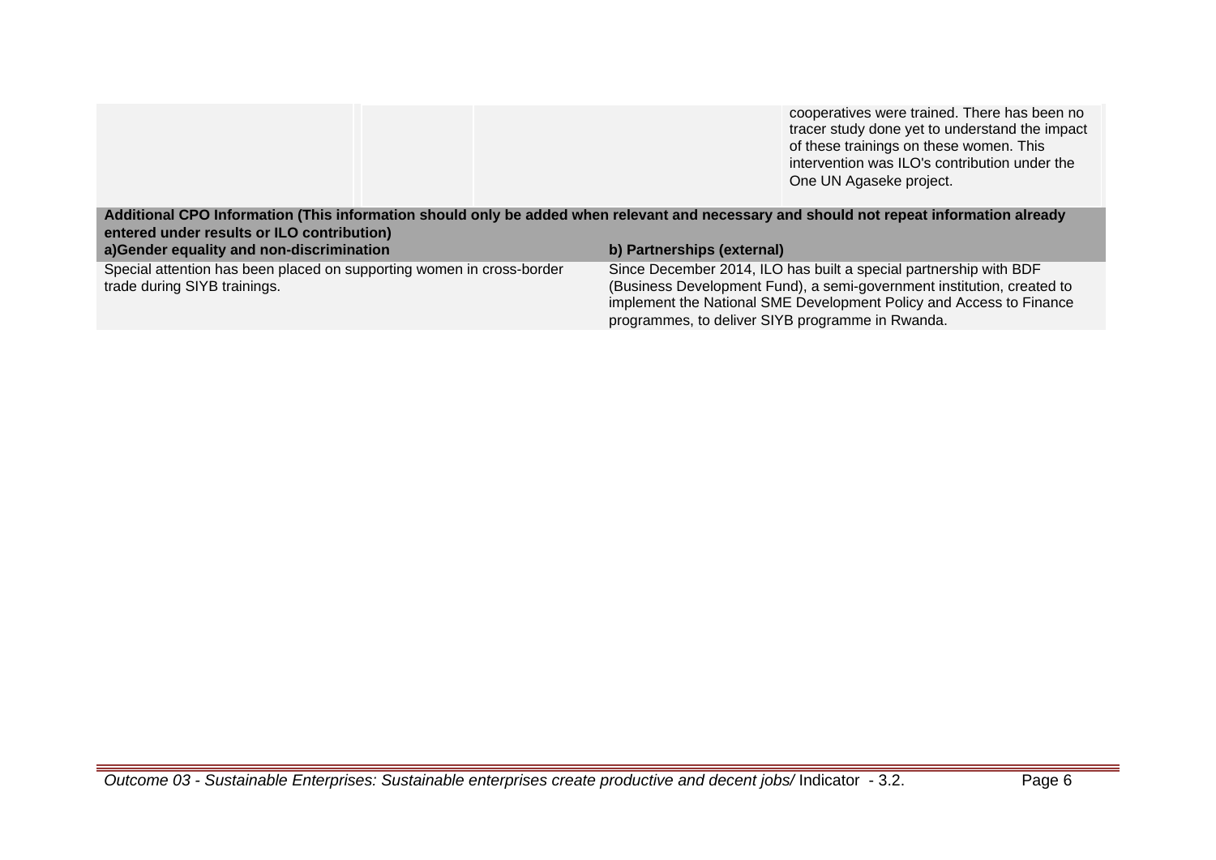| | | | |
|---|---|---|---|
| | | | cooperatives were trained. There has been no tracer study done yet to understand the impact of these trainings on these women. This intervention was ILO's contribution under the One UN Agaseke project. |

**Additional CPO Information (This information should only be added when relevant and necessary and should not repeat information already entered under results or ILO contribution)**

| a)Gender equality and non-discrimination | b) Partnerships (external) |
|---|---|
| Special attention has been placed on supporting women in cross-border trade during SIYB trainings. | Since December 2014, ILO has built a special partnership with BDF (Business Development Fund), a semi-government institution, created to implement the National SME Development Policy and Access to Finance programmes, to deliver SIYB programme in Rwanda. |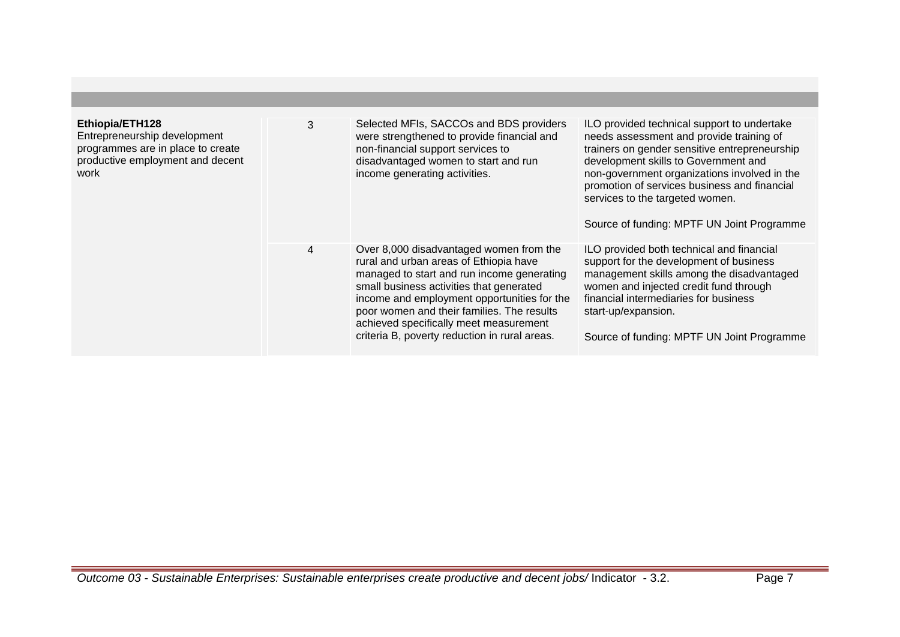| | | | |
|---|---|---|---|
| **Ethiopia/ETH128**<br>Entrepreneurship development programmes are in place to create productive employment and decent work | 3 | Selected MFIs, SACCOs and BDS providers were strengthened to provide financial and non-financial support services to disadvantaged women to start and run income generating activities. | ILO provided technical support to undertake needs assessment and provide training of trainers on gender sensitive entrepreneurship development skills to Government and non-government organizations involved in the promotion of services business and financial services to the targeted women.<br><br>Source of funding: MPTF UN Joint Programme |
| | 4 | Over 8,000 disadvantaged women from the rural and urban areas of Ethiopia have managed to start and run income generating small business activities that generated income and employment opportunities for the poor women and their families. The results achieved specifically meet measurement criteria B, poverty reduction in rural areas. | ILO provided both technical and financial support for the development of business management skills among the disadvantaged women and injected credit fund through financial intermediaries for business start-up/expansion.<br><br>Source of funding: MPTF UN Joint Programme |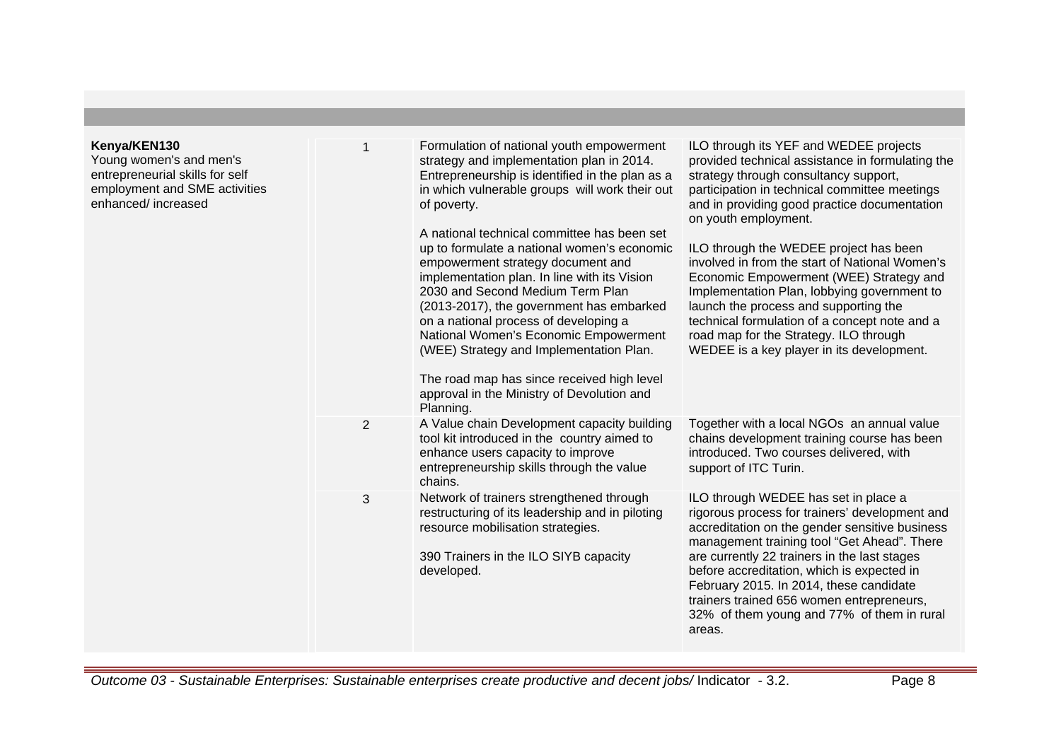| | | | |
|---|---|---|---|
| **Kenya/KEN130**<br>Young women's and men's entrepreneurial skills for self employment and SME activities enhanced/ increased | 1 | Formulation of national youth empowerment strategy and implementation plan in 2014. Entrepreneurship is identified in the plan as a in which vulnerable groups will work their out of poverty.<br><br>A national technical committee has been set up to formulate a national women's economic empowerment strategy document and implementation plan. In line with its Vision 2030 and Second Medium Term Plan (2013-2017), the government has embarked on a national process of developing a National Women's Economic Empowerment (WEE) Strategy and Implementation Plan.<br><br>The road map has since received high level approval in the Ministry of Devolution and Planning. | ILO through its YEF and WEDEE projects provided technical assistance in formulating the strategy through consultancy support, participation in technical committee meetings and in providing good practice documentation on youth employment.<br><br>ILO through the WEDEE project has been involved in from the start of National Women's Economic Empowerment (WEE) Strategy and Implementation Plan, lobbying government to launch the process and supporting the technical formulation of a concept note and a road map for the Strategy. ILO through WEDEE is a key player in its development. |
| | 2 | A Value chain Development capacity building tool kit introduced in the country aimed to enhance users capacity to improve entrepreneurship skills through the value chains. | Together with a local NGOs an annual value chains development training course has been introduced. Two courses delivered, with support of ITC Turin. |
| | 3 | Network of trainers strengthened through restructuring of its leadership and in piloting resource mobilisation strategies.<br><br>390 Trainers in the ILO SIYB capacity developed. | ILO through WEDEE has set in place a rigorous process for trainers' development and accreditation on the gender sensitive business management training tool "Get Ahead". There are currently 22 trainers in the last stages before accreditation, which is expected in February 2015. In 2014, these candidate trainers trained 656 women entrepreneurs, 32% of them young and 77% of them in rural areas. |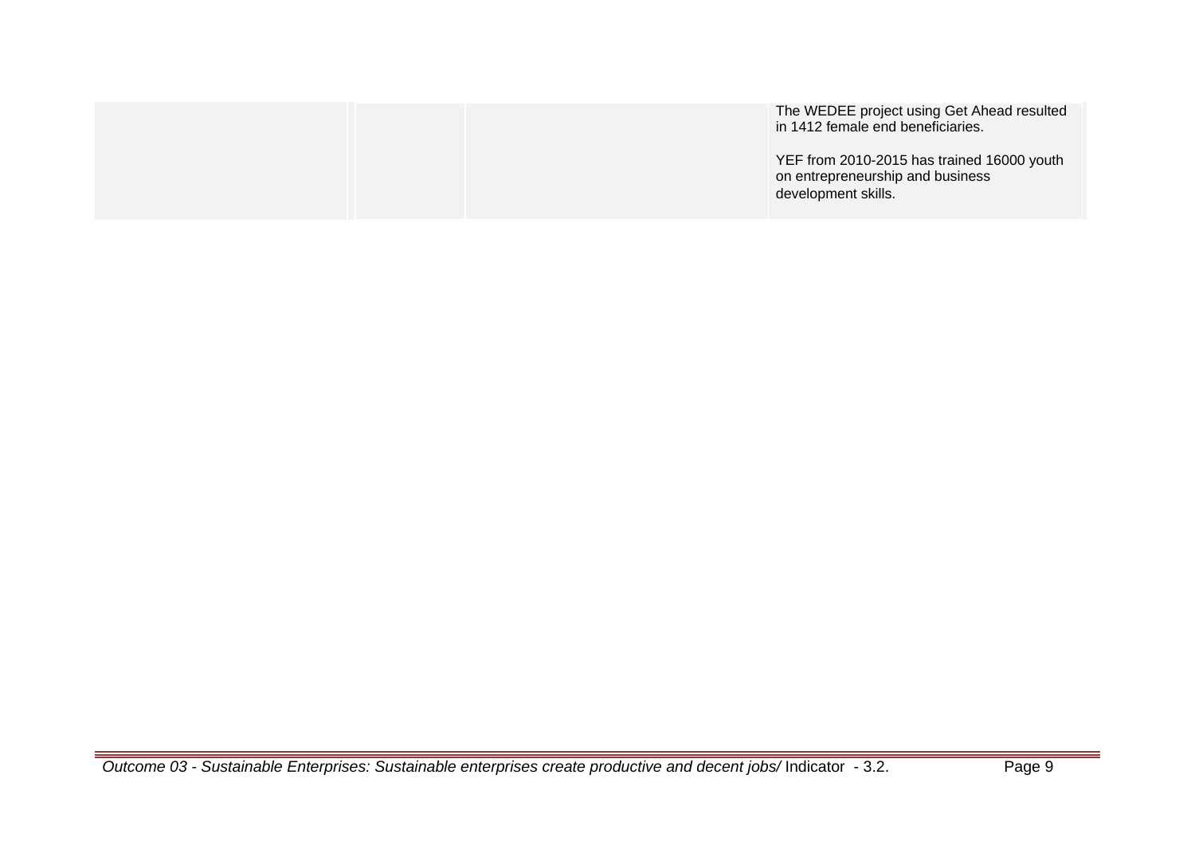|  |  |  |  |
|---|---|---|---|
|  |  |  | The WEDEE project using Get Ahead resulted in 1412 female end beneficiaries.<br><br>YEF from 2010-2015 has trained 16000 youth on entrepreneurship and business development skills. |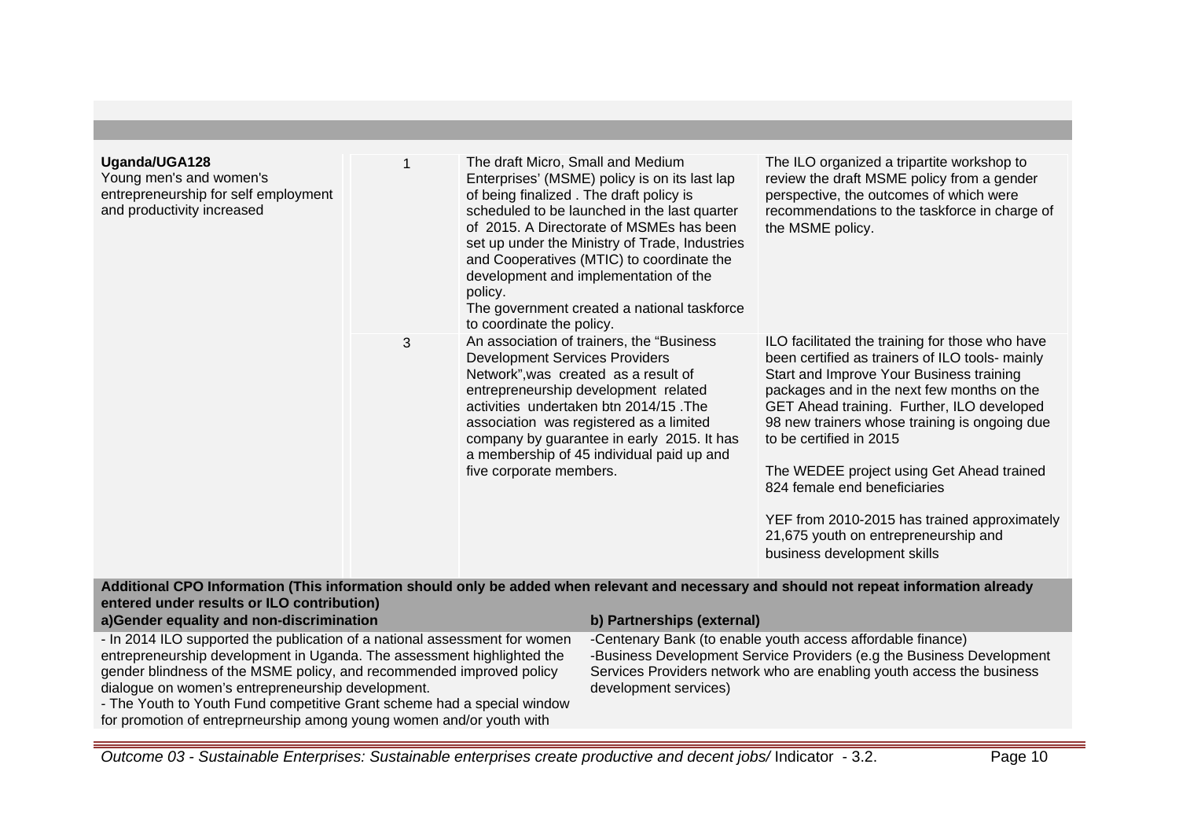| | | | |
|---|---|---|---|
| **Uganda/UGA128**<br>Young men's and women's entrepreneurship for self employment and productivity increased | 1 | The draft Micro, Small and Medium Enterprises' (MSME) policy is on its last lap of being finalized . The draft policy is scheduled to be launched in the last quarter of 2015. A Directorate of MSMEs has been set up under the Ministry of Trade, Industries and Cooperatives (MTIC) to coordinate the development and implementation of the policy.<br>The government created a national taskforce to coordinate the policy. | The ILO organized a tripartite workshop to review the draft MSME policy from a gender perspective, the outcomes of which were recommendations to the taskforce in charge of the MSME policy. |
| | 3 | An association of trainers, the "Business Development Services Providers Network",was created as a result of entrepreneurship development related activities undertaken btn 2014/15 .The association was registered as a limited company by guarantee in early 2015. It has a membership of 45 individual paid up and five corporate members. | ILO facilitated the training for those who have been certified as trainers of ILO tools- mainly Start and Improve Your Business training packages and in the next few months on the GET Ahead training. Further, ILO developed 98 new trainers whose training is ongoing due to be certified in 2015<br><br>The WEDEE project using Get Ahead trained 824 female end beneficiaries<br><br>YEF from 2010-2015 has trained approximately 21,675 youth on entrepreneurship and business development skills |

**Additional CPO Information (This information should only be added when relevant and necessary and should not repeat information already entered under results or ILO contribution)**

**a)Gender equality and non-discrimination**

- In 2014 ILO supported the publication of a national assessment for women entrepreneurship development in Uganda. The assessment highlighted the gender blindness of the MSME policy, and recommended improved policy dialogue on women's entrepreneurship development.
- The Youth to Youth Fund competitive Grant scheme had a special window for promotion of entreprneurship among young women and/or youth with

**b) Partnerships (external)**

-Centenary Bank (to enable youth access affordable finance)
-Business Development Service Providers (e.g the Business Development Services Providers network who are enabling youth access the business development services)

*Outcome 03 - Sustainable Enterprises: Sustainable enterprises create productive and decent jobs/* Indicator - 3.2.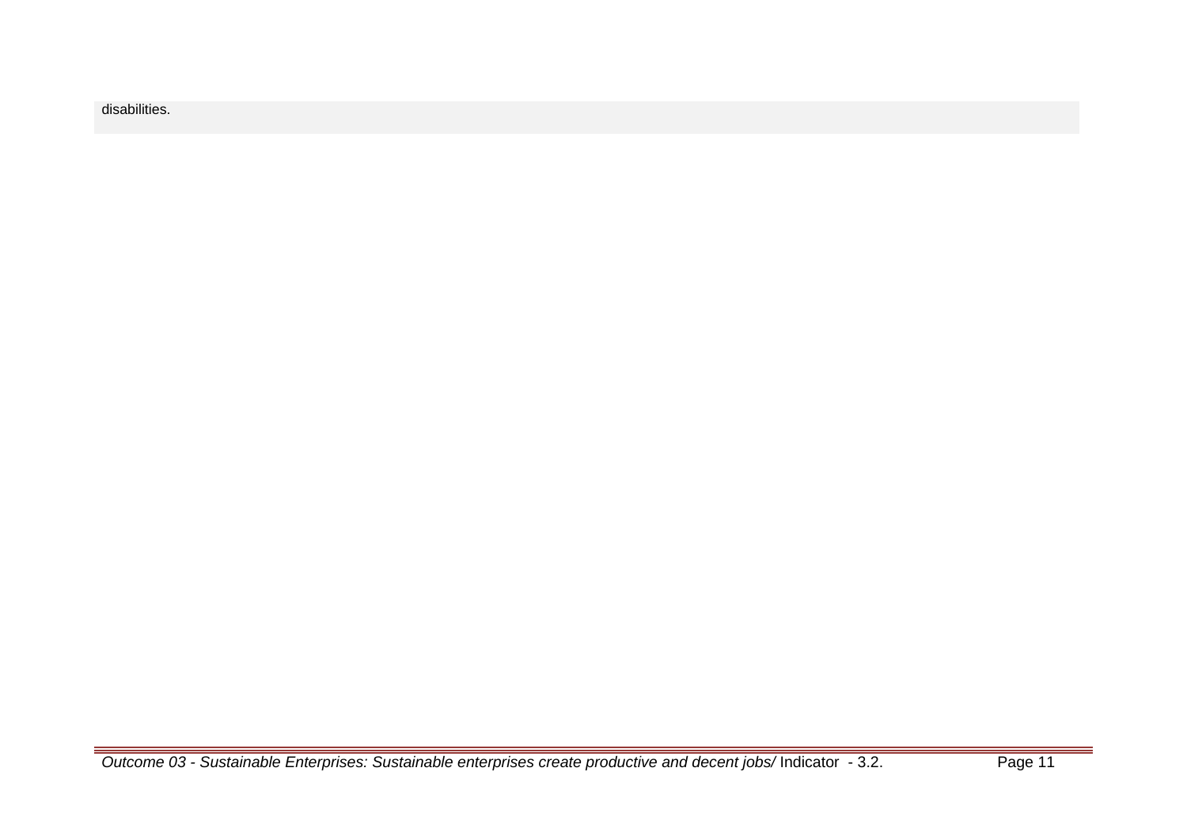disabilities.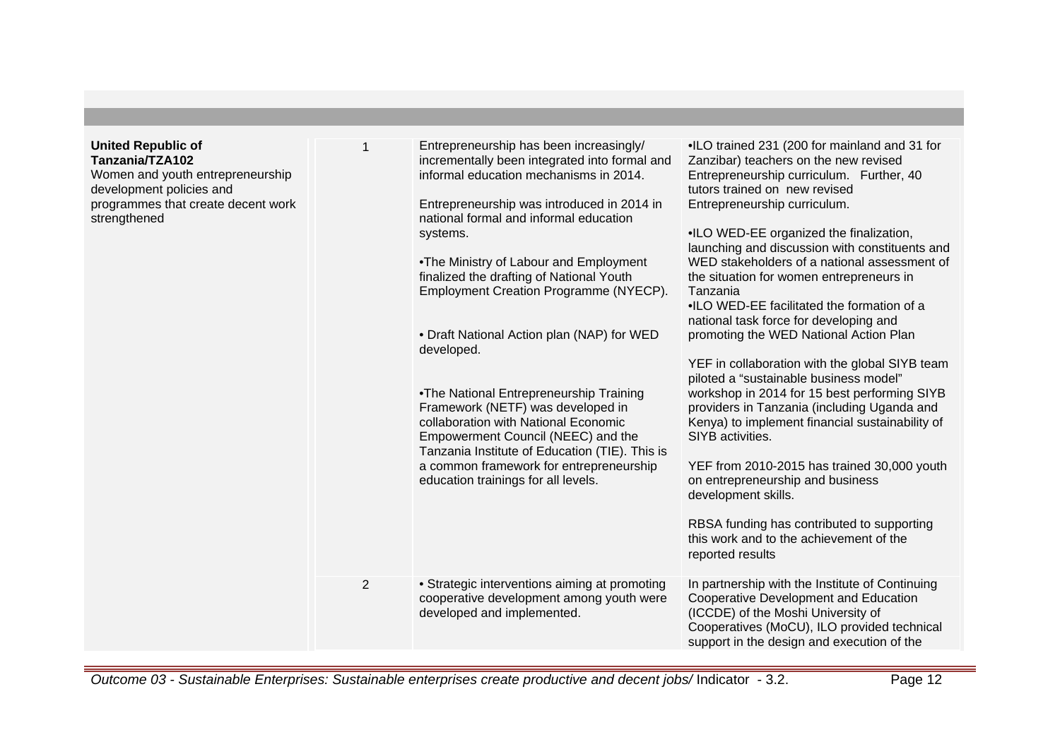| | | | |
|---|---|---|---|
| **United Republic of Tanzania/TZA102**<br>Women and youth entrepreneurship development policies and programmes that create decent work strengthened | 1 | Entrepreneurship has been increasingly/ incrementally been integrated into formal and informal education mechanisms in 2014.<br><br>Entrepreneurship was introduced in 2014 in national formal and informal education systems.<br><br>•The Ministry of Labour and Employment finalized the drafting of National Youth Employment Creation Programme (NYECP).<br><br>• Draft National Action plan (NAP) for WED developed.<br><br>•The National Entrepreneurship Training Framework (NETF) was developed in collaboration with National Economic Empowerment Council (NEEC) and the Tanzania Institute of Education (TIE). This is a common framework for entrepreneurship education trainings for all levels. | •ILO trained 231 (200 for mainland and 31 for Zanzibar) teachers on the new revised Entrepreneurship curriculum. Further, 40 tutors trained on new revised Entrepreneurship curriculum.<br><br>•ILO WED-EE organized the finalization, launching and discussion with constituents and WED stakeholders of a national assessment of the situation for women entrepreneurs in Tanzania<br>•ILO WED-EE facilitated the formation of a national task force for developing and promoting the WED National Action Plan<br><br>YEF in collaboration with the global SIYB team piloted a "sustainable business model" workshop in 2014 for 15 best performing SIYB providers in Tanzania (including Uganda and Kenya) to implement financial sustainability of SIYB activities.<br><br>YEF from 2010-2015 has trained 30,000 youth on entrepreneurship and business development skills.<br><br>RBSA funding has contributed to supporting this work and to the achievement of the reported results |
| | 2 | • Strategic interventions aiming at promoting cooperative development among youth were developed and implemented. | In partnership with the Institute of Continuing Cooperative Development and Education (ICCDE) of the Moshi University of Cooperatives (MoCU), ILO provided technical support in the design and execution of the |

*Outcome 03 - Sustainable Enterprises: Sustainable enterprises create productive and decent jobs/* Indicator - 3.2.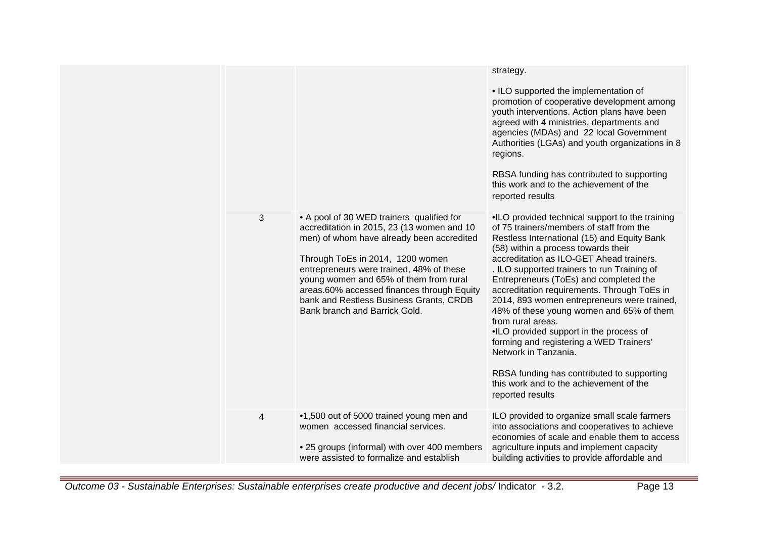|  |  |  |  |
|---|---|---|---|
|  |  |  | strategy.<br><br>• ILO supported the implementation of promotion of cooperative development among youth interventions. Action plans have been agreed with 4 ministries, departments and agencies (MDAs) and 22 local Government Authorities (LGAs) and youth organizations in 8 regions.<br><br>RBSA funding has contributed to supporting this work and to the achievement of the reported results |
|  | 3 | • A pool of 30 WED trainers qualified for accreditation in 2015, 23 (13 women and 10 men) of whom have already been accredited<br><br>Through ToEs in 2014, 1200 women entrepreneurs were trained, 48% of these young women and 65% of them from rural areas.60% accessed finances through Equity bank and Restless Business Grants, CRDB Bank branch and Barrick Gold. | •ILO provided technical support to the training of 75 trainers/members of staff from the Restless International (15) and Equity Bank (58) within a process towards their accreditation as ILO-GET Ahead trainers.<br>. ILO supported trainers to run Training of Entrepreneurs (ToEs) and completed the accreditation requirements. Through ToEs in 2014, 893 women entrepreneurs were trained, 48% of these young women and 65% of them from rural areas.<br>•ILO provided support in the process of forming and registering a WED Trainers' Network in Tanzania.<br><br>RBSA funding has contributed to supporting this work and to the achievement of the reported results |
|  | 4 | •1,500 out of 5000 trained young men and women accessed financial services.<br><br>• 25 groups (informal) with over 400 members were assisted to formalize and establish | ILO provided to organize small scale farmers into associations and cooperatives to achieve economies of scale and enable them to access agriculture inputs and implement capacity building activities to provide affordable and |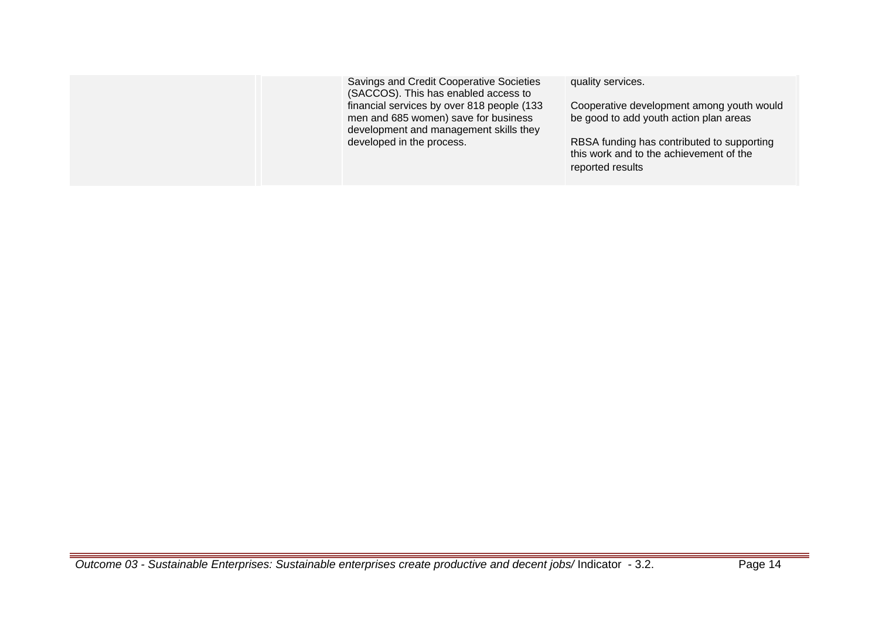|  |  |  |  |
|---|---|---|---|
|  |  | Savings and Credit Cooperative Societies (SACCOS). This has enabled access to financial services by over 818 people (133 men and 685 women) save for business development and management skills they developed in the process. | quality services.<br><br>Cooperative development among youth would be good to add youth action plan areas<br><br>RBSA funding has contributed to supporting this work and to the achievement of the reported results |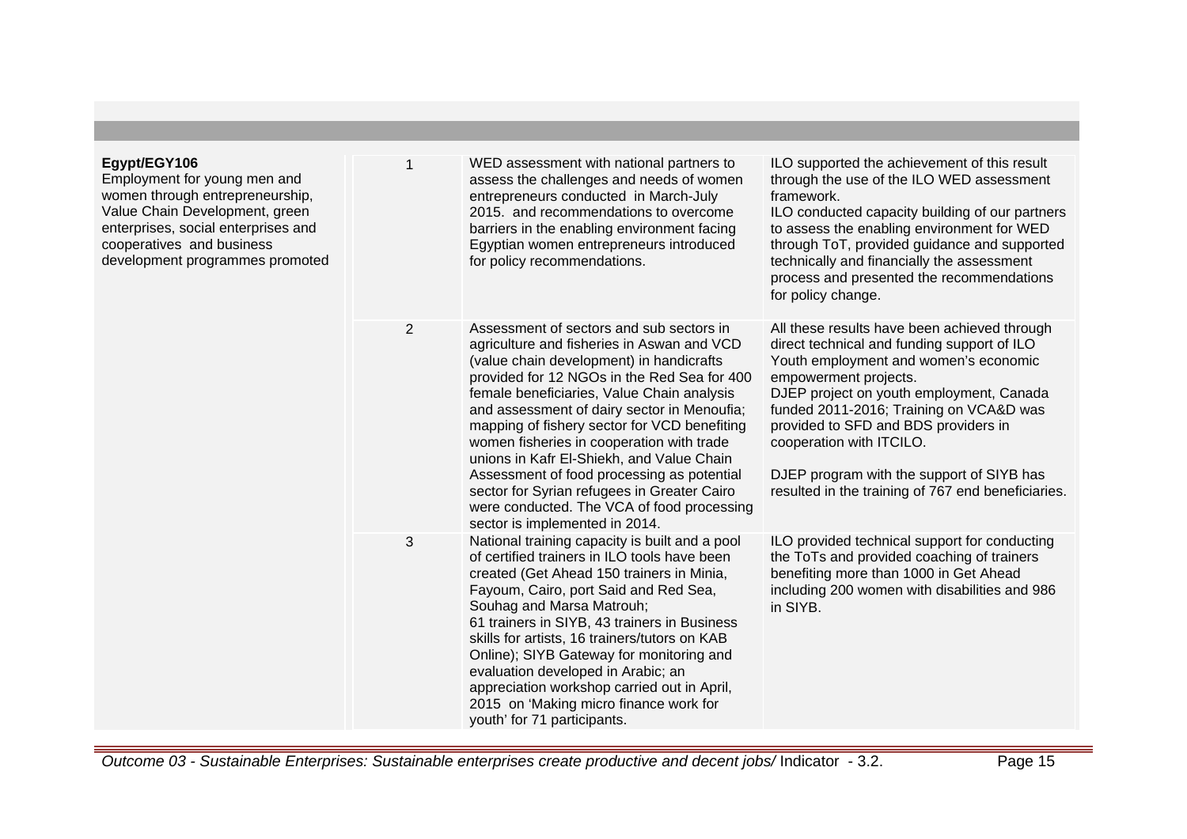| | | | |
|---|---|---|---|
| **Egypt/EGY106**<br>Employment for young men and women through entrepreneurship, Value Chain Development, green enterprises, social enterprises and cooperatives and business development programmes promoted | 1 | WED assessment with national partners to assess the challenges and needs of women entrepreneurs conducted in March-July 2015. and recommendations to overcome barriers in the enabling environment facing Egyptian women entrepreneurs introduced for policy recommendations. | ILO supported the achievement of this result through the use of the ILO WED assessment framework.<br>ILO conducted capacity building of our partners to assess the enabling environment for WED through ToT, provided guidance and supported technically and financially the assessment process and presented the recommendations for policy change. |
| | 2 | Assessment of sectors and sub sectors in agriculture and fisheries in Aswan and VCD (value chain development) in handicrafts provided for 12 NGOs in the Red Sea for 400 female beneficiaries, Value Chain analysis and assessment of dairy sector in Menoufia; mapping of fishery sector for VCD benefiting women fisheries in cooperation with trade unions in Kafr El-Shiekh, and Value Chain Assessment of food processing as potential sector for Syrian refugees in Greater Cairo were conducted. The VCA of food processing sector is implemented in 2014. | All these results have been achieved through direct technical and funding support of ILO Youth employment and women's economic empowerment projects.<br>DJEP project on youth employment, Canada funded 2011-2016; Training on VCA&D was provided to SFD and BDS providers in cooperation with ITCILO.<br><br>DJEP program with the support of SIYB has resulted in the training of 767 end beneficiaries. |
| | 3 | National training capacity is built and a pool of certified trainers in ILO tools have been created (Get Ahead 150 trainers in Minia, Fayoum, Cairo, port Said and Red Sea, Souhag and Marsa Matrouh;<br>61 trainers in SIYB, 43 trainers in Business skills for artists, 16 trainers/tutors on KAB Online); SIYB Gateway for monitoring and evaluation developed in Arabic; an appreciation workshop carried out in April, 2015 on 'Making micro finance work for youth' for 71 participants. | ILO provided technical support for conducting the ToTs and provided coaching of trainers benefiting more than 1000 in Get Ahead including 200 women with disabilities and 986 in SIYB. |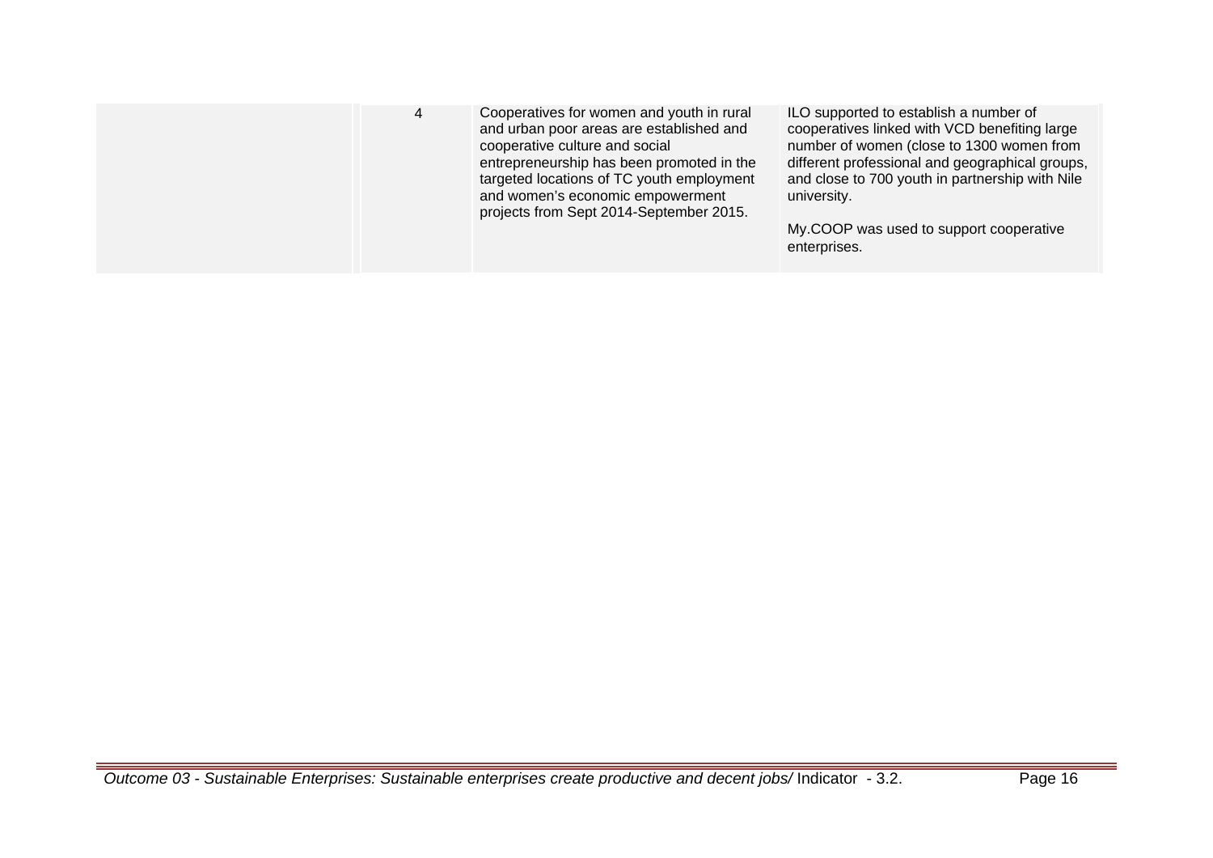|  | 4 | Cooperatives for women and youth in rural and urban poor areas are established and cooperative culture and social entrepreneurship has been promoted in the targeted locations of TC youth employment and women's economic empowerment projects from Sept 2014-September 2015. | ILO supported to establish a number of cooperatives linked with VCD benefiting large number of women (close to 1300 women from different professional and geographical groups, and close to 700 youth in partnership with Nile university.<br><br>My.COOP was used to support cooperative enterprises. |
|---|---|---|---|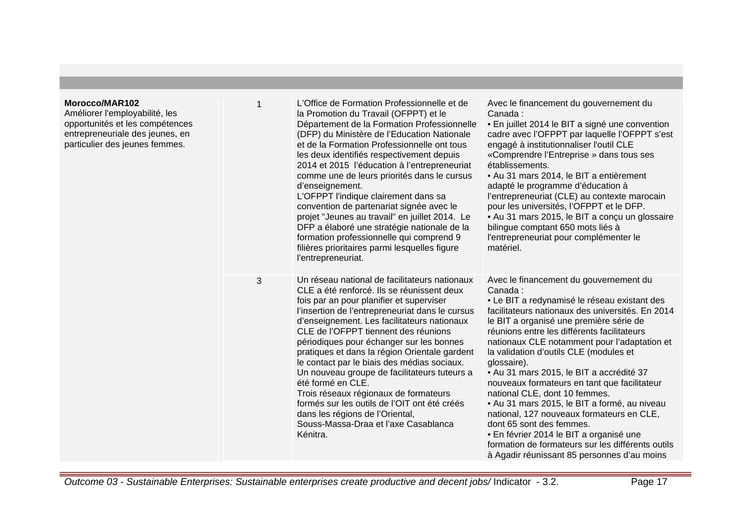| | | | |
|---|---|---|---|
| **Morocco/MAR102**<br>Améliorer l'employabilité, les opportunités et les compétences entrepreneuriale des jeunes, en particulier des jeunes femmes. | 1 | L'Office de Formation Professionnelle et de la Promotion du Travail (OFPPT) et le Département de la Formation Professionnelle (DFP) du Ministère de l'Education Nationale et de la Formation Professionnelle ont tous les deux identifiés respectivement depuis 2014 et 2015 l'éducation à l'entrepreneuriat comme une de leurs priorités dans le cursus d'enseignement.<br>L'OFPPT l'indique clairement dans sa convention de partenariat signée avec le projet "Jeunes au travail" en juillet 2014. Le DFP a élaboré une stratégie nationale de la formation professionnelle qui comprend 9 filières prioritaires parmi lesquelles figure l'entrepreneuriat. | Avec le financement du gouvernement du Canada :<br>• En juillet 2014 le BIT a signé une convention cadre avec l'OFPPT par laquelle l'OFPPT s'est engagé à institutionnaliser l'outil CLE «Comprendre l'Entreprise » dans tous ses établissements.<br>• Au 31 mars 2014, le BIT a entièrement adapté le programme d'éducation à l'entrepreneuriat (CLE) au contexte marocain pour les universités, l'OFPPT et le DFP.<br>• Au 31 mars 2015, le BIT a conçu un glossaire bilingue comptant 650 mots liés à l'entrepreneuriat pour complémenter le matériel. |
| | 3 | Un réseau national de facilitateurs nationaux CLE a été renforcé. Ils se réunissent deux fois par an pour planifier et superviser l'insertion de l'entrepreneuriat dans le cursus d'enseignement. Les facilitateurs nationaux CLE de l'OFPPT tiennent des réunions périodiques pour échanger sur les bonnes pratiques et dans la région Orientale gardent le contact par le biais des médias sociaux. Un nouveau groupe de facilitateurs tuteurs a été formé en CLE.<br>Trois réseaux régionaux de formateurs formés sur les outils de l'OIT ont été créés dans les régions de l'Oriental, Souss-Massa-Draa et l'axe Casablanca Kénitra. | Avec le financement du gouvernement du Canada :<br>• Le BIT a redynamisé le réseau existant des facilitateurs nationaux des universités. En 2014 le BIT a organisé une première série de réunions entre les différents facilitateurs nationaux CLE notamment pour l'adaptation et la validation d'outils CLE (modules et glossaire).<br>• Au 31 mars 2015, le BIT a accrédité 37 nouveaux formateurs en tant que facilitateur national CLE, dont 10 femmes.<br>• Au 31 mars 2015, le BIT a formé, au niveau national, 127 nouveaux formateurs en CLE, dont 65 sont des femmes.<br>• En février 2014 le BIT a organisé une formation de formateurs sur les différents outils à Agadir réunissant 85 personnes d'au moins |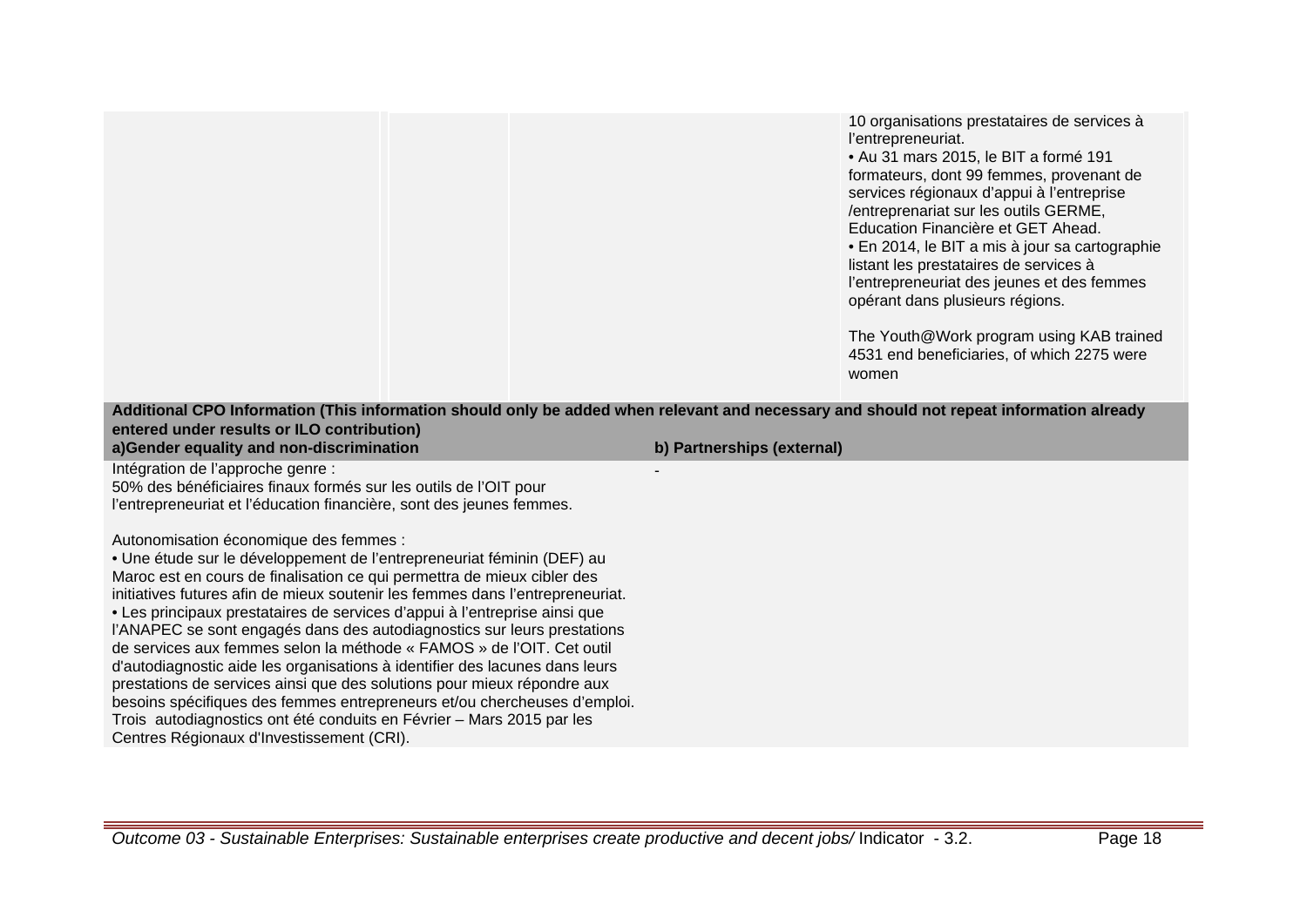|  |  |  | 10 organisations prestataires de services à l'entrepreneuriat.<br>• Au 31 mars 2015, le BIT a formé 191 formateurs, dont 99 femmes, provenant de services régionaux d'appui à l'entreprise /entreprenariat sur les outils GERME, Education Financière et GET Ahead.<br>• En 2014, le BIT a mis à jour sa cartographie listant les prestataires de services à l'entrepreneuriat des jeunes et des femmes opérant dans plusieurs régions.<br><br>The Youth@Work program using KAB trained 4531 end beneficiaries, of which 2275 were women |
|---|---|---|---|

**Additional CPO Information (This information should only be added when relevant and necessary and should not repeat information already entered under results or ILO contribution)**

| a)Gender equality and non-discrimination | b) Partnerships (external) |
|---|---|
| Intégration de l'approche genre :<br>50% des bénéficiaires finaux formés sur les outils de l'OIT pour l'entrepreneuriat et l'éducation financière, sont des jeunes femmes.<br><br>Autonomisation économique des femmes :<br>• Une étude sur le développement de l'entrepreneuriat féminin (DEF) au Maroc est en cours de finalisation ce qui permettra de mieux cibler des initiatives futures afin de mieux soutenir les femmes dans l'entrepreneuriat.<br>• Les principaux prestataires de services d'appui à l'entreprise ainsi que l'ANAPEC se sont engagés dans des autodiagnostics sur leurs prestations de services aux femmes selon la méthode « FAMOS » de l'OIT. Cet outil d'autodiagnostic aide les organisations à identifier des lacunes dans leurs prestations de services ainsi que des solutions pour mieux répondre aux besoins spécifiques des femmes entrepreneurs et/ou chercheuses d'emploi. Trois autodiagnostics ont été conduits en Février – Mars 2015 par les Centres Régionaux d'Investissement (CRI). | - |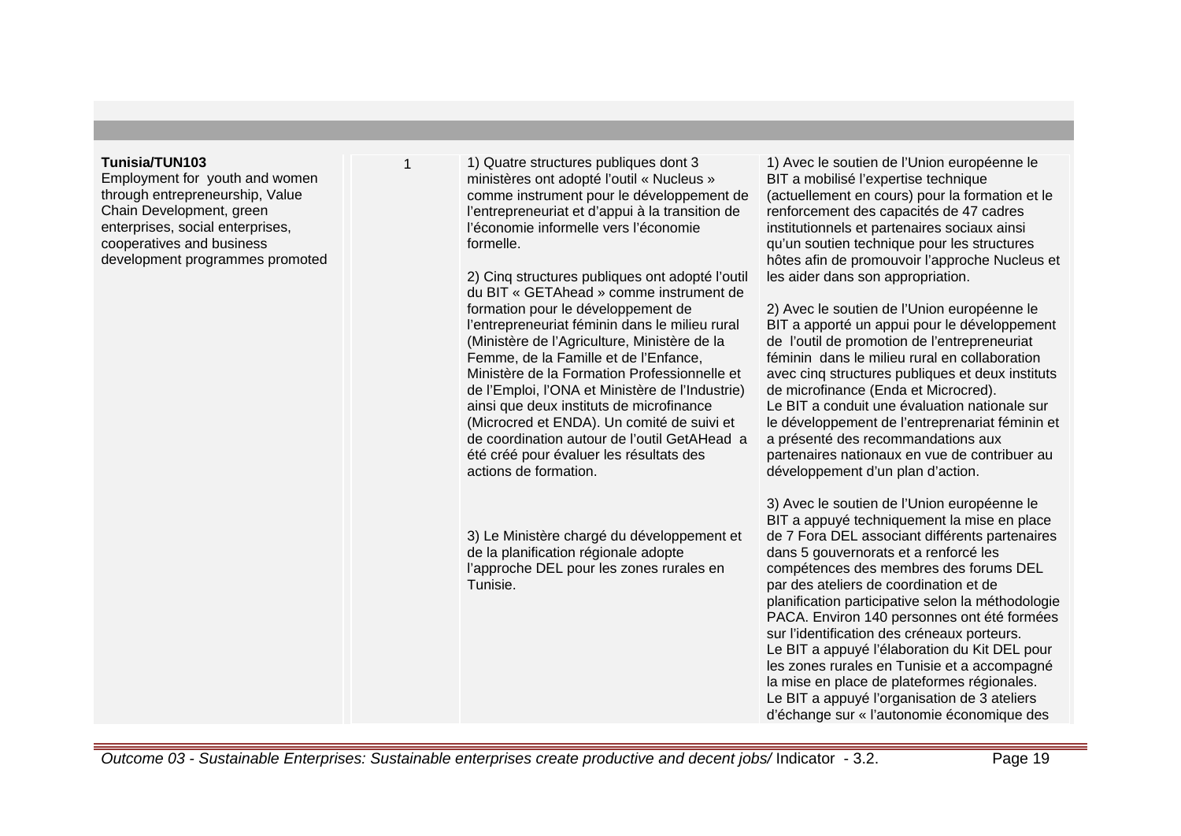| | | | |
|---|---|---|---|
| **Tunisia/TUN103**<br>Employment for youth and women through entrepreneurship, Value Chain Development, green enterprises, social enterprises, cooperatives and business development programmes promoted | 1 | 1) Quatre structures publiques dont 3 ministères ont adopté l'outil « Nucleus » comme instrument pour le développement de l'entrepreneuriat et d'appui à la transition de l'économie informelle vers l'économie formelle.<br><br>2) Cinq structures publiques ont adopté l'outil du BIT « GETAhead » comme instrument de formation pour le développement de l'entrepreneuriat féminin dans le milieu rural (Ministère de l'Agriculture, Ministère de la Femme, de la Famille et de l'Enfance, Ministère de la Formation Professionnelle et de l'Emploi, l'ONA et Ministère de l'Industrie) ainsi que deux instituts de microfinance (Microcred et ENDA). Un comité de suivi et de coordination autour de l'outil GetAHead a été créé pour évaluer les résultats des actions de formation.<br><br>3) Le Ministère chargé du développement et de la planification régionale adopte l'approche DEL pour les zones rurales en Tunisie. | 1) Avec le soutien de l'Union européenne le BIT a mobilisé l'expertise technique (actuellement en cours) pour la formation et le renforcement des capacités de 47 cadres institutionnels et partenaires sociaux ainsi qu'un soutien technique pour les structures hôtes afin de promouvoir l'approche Nucleus et les aider dans son appropriation.<br><br>2) Avec le soutien de l'Union européenne le BIT a apporté un appui pour le développement de l'outil de promotion de l'entrepreneuriat féminin dans le milieu rural en collaboration avec cinq structures publiques et deux instituts de microfinance (Enda et Microcred).<br>Le BIT a conduit une évaluation nationale sur le développement de l'entreprenariat féminin et a présenté des recommandations aux partenaires nationaux en vue de contribuer au développement d'un plan d'action.<br><br>3) Avec le soutien de l'Union européenne le BIT a appuyé techniquement la mise en place de 7 Fora DEL associant différents partenaires dans 5 gouvernorats et a renforcé les compétences des membres des forums DEL par des ateliers de coordination et de planification participative selon la méthodologie PACA. Environ 140 personnes ont été formées sur l'identification des créneaux porteurs.<br>Le BIT a appuyé l'élaboration du Kit DEL pour les zones rurales en Tunisie et a accompagné la mise en place de plateformes régionales.<br>Le BIT a appuyé l'organisation de 3 ateliers d'échange sur « l'autonomie économique des |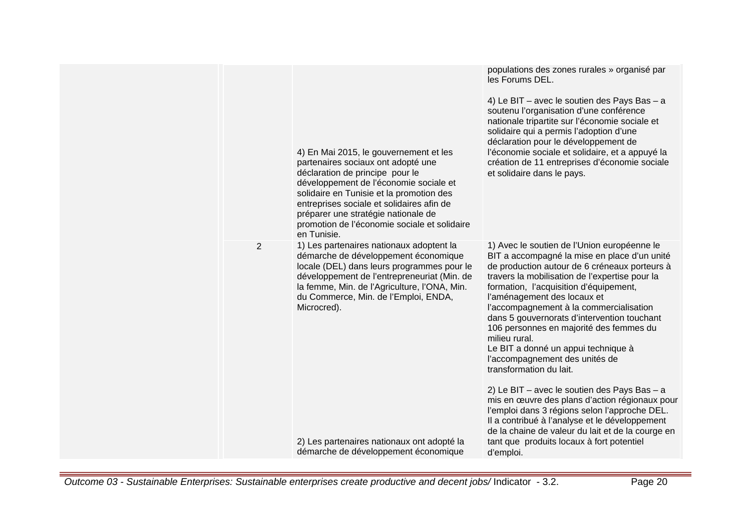| | | | |
|---|---|---|---|
| | | 4) En Mai 2015, le gouvernement et les partenaires sociaux ont adopté une déclaration de principe pour le développement de l'économie sociale et solidaire en Tunisie et la promotion des entreprises sociale et solidaires afin de préparer une stratégie nationale de promotion de l'économie sociale et solidaire en Tunisie. | populations des zones rurales » organisé par les Forums DEL.<br><br>4) Le BIT – avec le soutien des Pays Bas – a soutenu l'organisation d'une conférence nationale tripartite sur l'économie sociale et solidaire qui a permis l'adoption d'une déclaration pour le développement de l'économie sociale et solidaire, et a appuyé la création de 11 entreprises d'économie sociale et solidaire dans le pays. |
| | 2 | 1) Les partenaires nationaux adoptent la démarche de développement économique locale (DEL) dans leurs programmes pour le développement de l'entrepreneuriat (Min. de la femme, Min. de l'Agriculture, l'ONA, Min. du Commerce, Min. de l'Emploi, ENDA, Microcred).<br><br>2) Les partenaires nationaux ont adopté la démarche de développement économique | 1) Avec le soutien de l'Union européenne le BIT a accompagné la mise en place d'un unité de production autour de 6 créneaux porteurs à travers la mobilisation de l'expertise pour la formation, l'acquisition d'équipement, l'aménagement des locaux et l'accompagnement à la commercialisation dans 5 gouvernorats d'intervention touchant 106 personnes en majorité des femmes du milieu rural.<br>Le BIT a donné un appui technique à l'accompagnement des unités de transformation du lait.<br><br>2) Le BIT – avec le soutien des Pays Bas – a mis en œuvre des plans d'action régionaux pour l'emploi dans 3 régions selon l'approche DEL. Il a contribué à l'analyse et le développement de la chaine de valeur du lait et de la courge en tant que produits locaux à fort potentiel d'emploi. |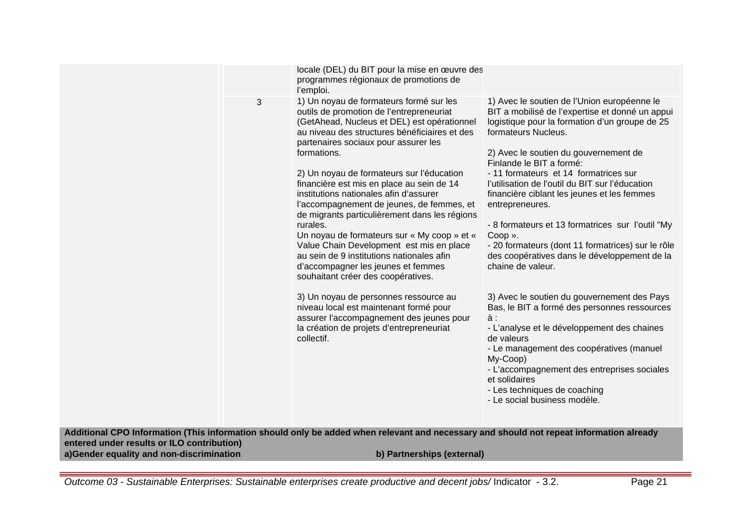| | | | |
|---|---|---|---|
| | | locale (DEL) du BIT pour la mise en œuvre des programmes régionaux de promotions de l'emploi. | |
| | 3 | 1) Un noyau de formateurs formé sur les outils de promotion de l'entrepreneuriat (GetAhead, Nucleus et DEL) est opérationnel au niveau des structures bénéficiaires et des partenaires sociaux pour assurer les formations.<br><br>2) Un noyau de formateurs sur l'éducation financière est mis en place au sein de 14 institutions nationales afin d'assurer l'accompagnement de jeunes, de femmes, et de migrants particulièrement dans les régions rurales.<br>Un noyau de formateurs sur « My coop » et « Value Chain Development est mis en place au sein de 9 institutions nationales afin d'accompagner les jeunes et femmes souhaitant créer des coopératives.<br><br>3) Un noyau de personnes ressource au niveau local est maintenant formé pour assurer l'accompagnement des jeunes pour la création de projets d'entrepreneuriat collectif. | 1) Avec le soutien de l'Union européenne le BIT a mobilisé de l'expertise et donné un appui logistique pour la formation d'un groupe de 25 formateurs Nucleus.<br><br>2) Avec le soutien du gouvernement de Finlande le BIT a formé:<br>- 11 formateurs et 14 formatrices sur l'utilisation de l'outil du BIT sur l'éducation financière ciblant les jeunes et les femmes entrepreneures.<br><br>- 8 formateurs et 13 formatrices sur l'outil "My Coop ».<br>- 20 formateurs (dont 11 formatrices) sur le rôle des coopératives dans le développement de la chaine de valeur.<br><br>3) Avec le soutien du gouvernement des Pays Bas, le BIT a formé des personnes ressources à :<br>- L'analyse et le développement des chaines de valeurs<br>- Le management des coopératives (manuel My-Coop)<br>- L'accompagnement des entreprises sociales et solidaires<br>- Les techniques de coaching<br>- Le social business modèle. |

**Additional CPO Information (This information should only be added when relevant and necessary and should not repeat information already entered under results or ILO contribution)**

| a)Gender equality and non-discrimination | b) Partnerships (external) |
|---|---|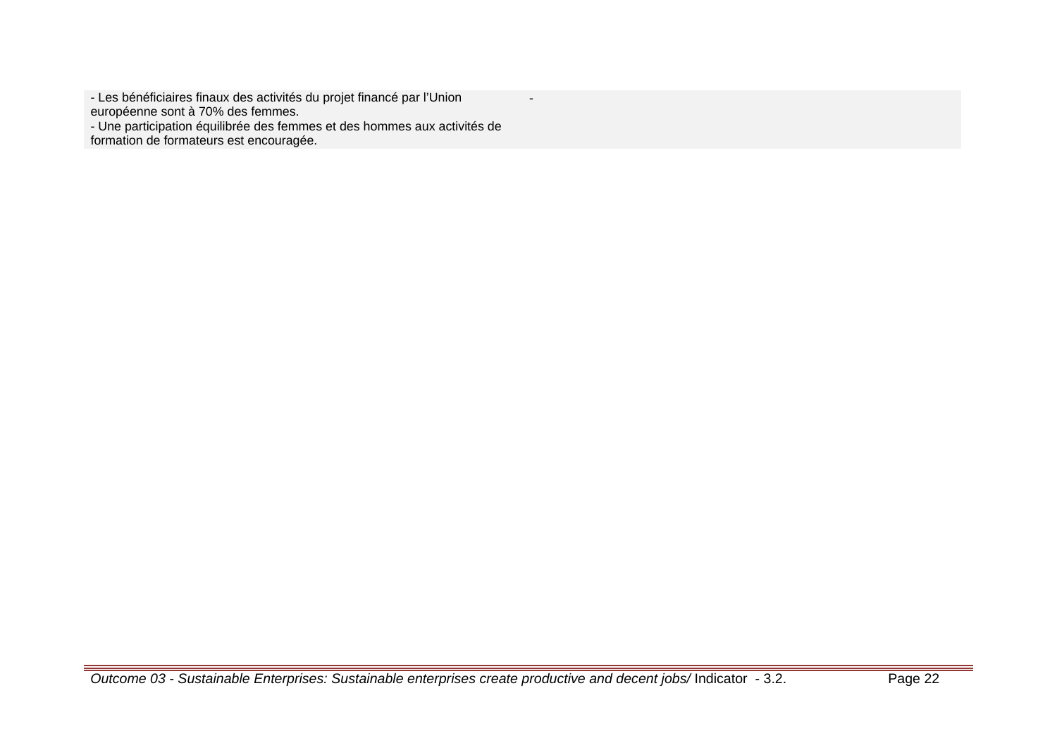| | |
|---|---|
| - Les bénéficiaires finaux des activités du projet financé par l’Union européenne sont à 70% des femmes.<br>- Une participation équilibrée des femmes et des hommes aux activités de formation de formateurs est encouragée. | - |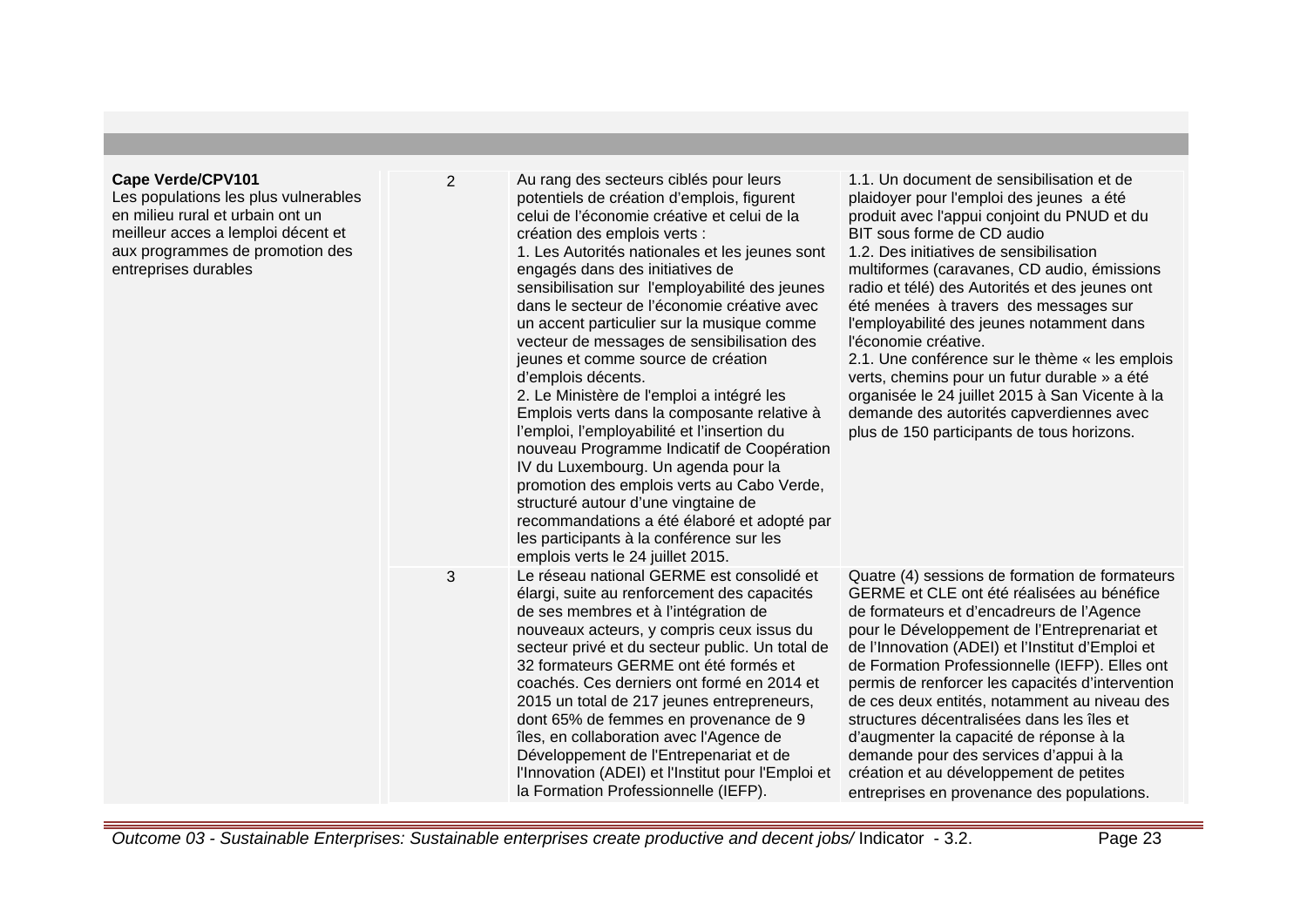| | | | |
|---|---|---|---|
| **Cape Verde/CPV101**<br>Les populations les plus vulnerables en milieu rural et urbain ont un meilleur acces a lemploi décent et aux programmes de promotion des entreprises durables | 2 | Au rang des secteurs ciblés pour leurs potentiels de création d'emplois, figurent celui de l'économie créative et celui de la création des emplois verts :<br>1. Les Autorités nationales et les jeunes sont engagés dans des initiatives de sensibilisation sur l'employabilité des jeunes dans le secteur de l'économie créative avec un accent particulier sur la musique comme vecteur de messages de sensibilisation des jeunes et comme source de création d'emplois décents.<br>2. Le Ministère de l'emploi a intégré les Emplois verts dans la composante relative à l'emploi, l'employabilité et l'insertion du nouveau Programme Indicatif de Coopération IV du Luxembourg. Un agenda pour la promotion des emplois verts au Cabo Verde, structuré autour d'une vingtaine de recommandations a été élaboré et adopté par les participants à la conférence sur les emplois verts le 24 juillet 2015. | 1.1. Un document de sensibilisation et de plaidoyer pour l'emploi des jeunes a été produit avec l'appui conjoint du PNUD et du BIT sous forme de CD audio<br>1.2. Des initiatives de sensibilisation multiformes (caravanes, CD audio, émissions radio et télé) des Autorités et des jeunes ont été menées à travers des messages sur l'employabilité des jeunes notamment dans l'économie créative.<br>2.1. Une conférence sur le thème « les emplois verts, chemins pour un futur durable » a été organisée le 24 juillet 2015 à San Vicente à la demande des autorités capverdiennes avec plus de 150 participants de tous horizons. |
| | 3 | Le réseau national GERME est consolidé et élargi, suite au renforcement des capacités de ses membres et à l'intégration de nouveaux acteurs, y compris ceux issus du secteur privé et du secteur public. Un total de 32 formateurs GERME ont été formés et coachés. Ces derniers ont formé en 2014 et 2015 un total de 217 jeunes entrepreneurs, dont 65% de femmes en provenance de 9 îles, en collaboration avec l'Agence de Développement de l'Entrepenariat et de l'Innovation (ADEI) et l'Institut pour l'Emploi et la Formation Professionnelle (IEFP). | Quatre (4) sessions de formation de formateurs GERME et CLE ont été réalisées au bénéfice de formateurs et d'encadreurs de l'Agence pour le Développement de l'Entreprenariat et de l'Innovation (ADEI) et l'Institut d'Emploi et de Formation Professionnelle (IEFP). Elles ont permis de renforcer les capacités d'intervention de ces deux entités, notamment au niveau des structures décentralisées dans les îles et d'augmenter la capacité de réponse à la demande pour des services d'appui à la création et au développement de petites entreprises en provenance des populations. |

*Outcome 03 - Sustainable Enterprises: Sustainable enterprises create productive and decent jobs/* Indicator - 3.2.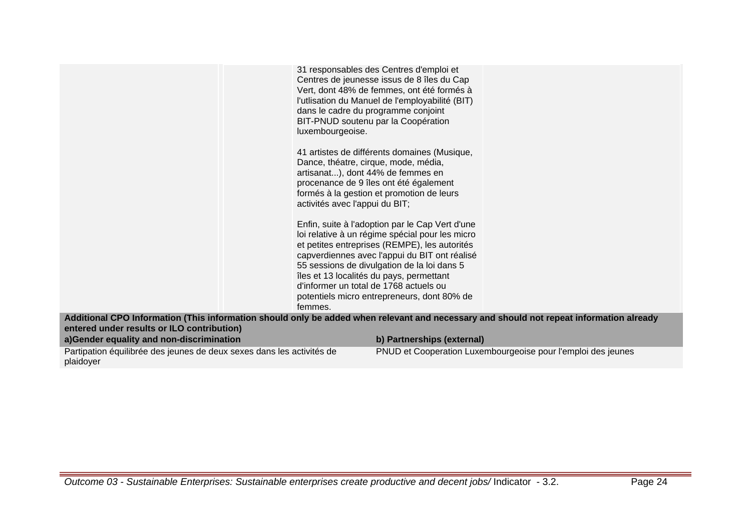| | | | |
|---|---|---|---|
| | | 31 responsables des Centres d'emploi et Centres de jeunesse issus de 8 îles du Cap Vert, dont 48% de femmes, ont été formés à l'utlisation du Manuel de l'employabilité (BIT) dans le cadre du programme conjoint BIT-PNUD soutenu par la Coopération luxembourgeoise.<br><br>41 artistes de différents domaines (Musique, Dance, théatre, cirque, mode, média, artisanat...), dont 44% de femmes en procenance de 9 îles ont été également formés à la gestion et promotion de leurs activités avec l'appui du BIT;<br><br>Enfin, suite à l'adoption par le Cap Vert d'une loi relative à un régime spécial pour les micro et petites entreprises (REMPE), les autorités capverdiennes avec l'appui du BIT ont réalisé 55 sessions de divulgation de la loi dans 5 îles et 13 localités du pays, permettant d'informer un total de 1768 actuels ou potentiels micro entrepreneurs, dont 80% de femmes. | |

**Additional CPO Information (This information should only be added when relevant and necessary and should not repeat information already entered under results or ILO contribution)**

| a)Gender equality and non-discrimination | b) Partnerships (external) |
|---|---|
| Partipation équilibrée des jeunes de deux sexes dans les activités de plaidoyer | PNUD et Cooperation Luxembourgeoise pour l'emploi des jeunes |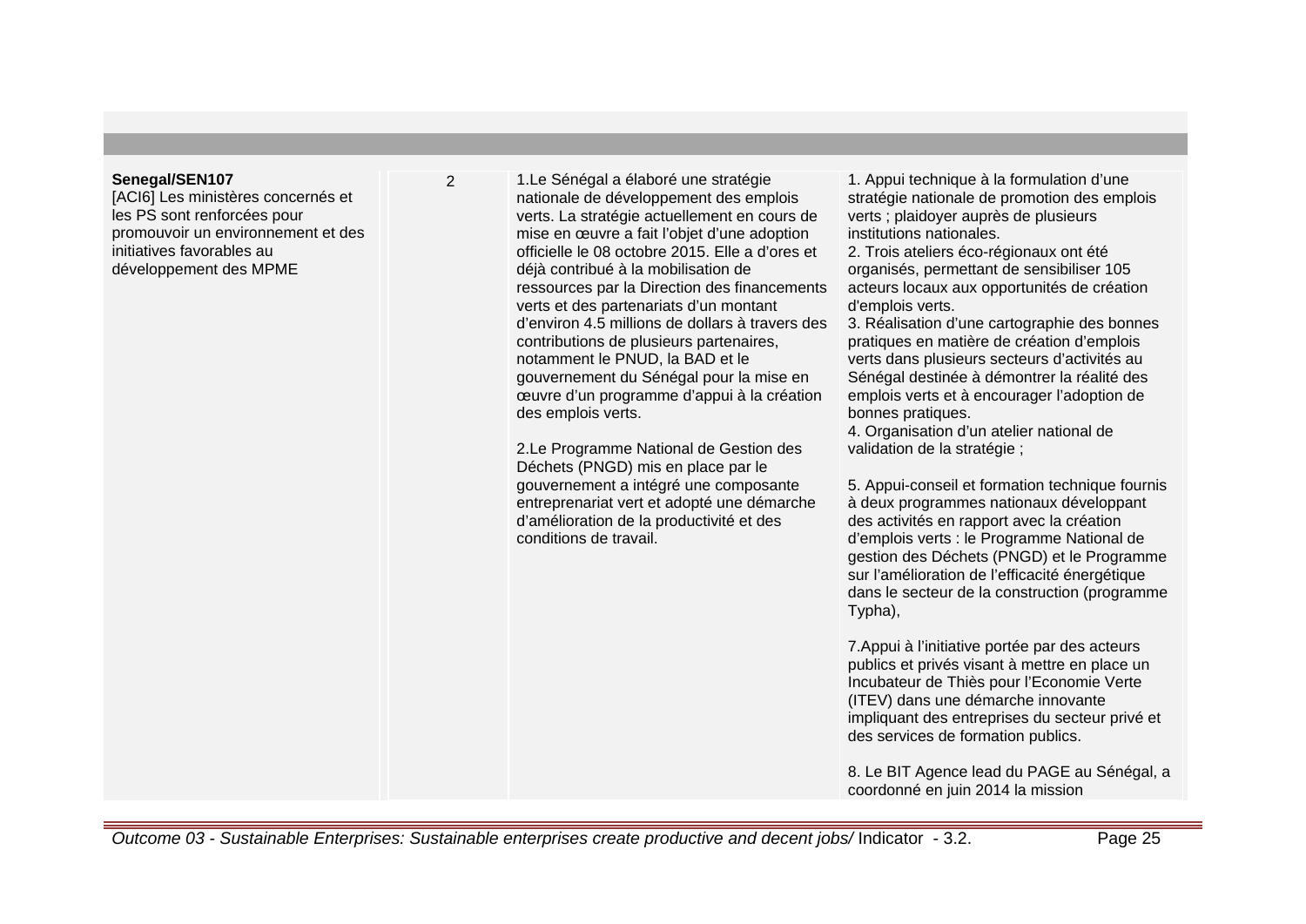| | | | |
|---|---|---|---|
| **Senegal/SEN107**<br>[ACI6] Les ministères concernés et les PS sont renforcées pour promouvoir un environnement et des initiatives favorables au développement des MPME | 2 | 1.Le Sénégal a élaboré une stratégie nationale de développement des emplois verts. La stratégie actuellement en cours de mise en œuvre a fait l'objet d'une adoption officielle le 08 octobre 2015. Elle a d'ores et déjà contribué à la mobilisation de ressources par la Direction des financements verts et des partenariats d'un montant d'environ 4.5 millions de dollars à travers des contributions de plusieurs partenaires, notamment le PNUD, la BAD et le gouvernement du Sénégal pour la mise en œuvre d'un programme d'appui à la création des emplois verts.<br><br>2.Le Programme National de Gestion des Déchets (PNGD) mis en place par le gouvernement a intégré une composante entreprenariat vert et adopté une démarche d'amélioration de la productivité et des conditions de travail. | 1. Appui technique à la formulation d'une stratégie nationale de promotion des emplois verts ; plaidoyer auprès de plusieurs institutions nationales.<br>2. Trois ateliers éco-régionaux ont été organisés, permettant de sensibiliser 105 acteurs locaux aux opportunités de création d'emplois verts.<br>3. Réalisation d'une cartographie des bonnes pratiques en matière de création d'emplois verts dans plusieurs secteurs d'activités au Sénégal destinée à démontrer la réalité des emplois verts et à encourager l'adoption de bonnes pratiques.<br>4. Organisation d'un atelier national de validation de la stratégie ;<br><br>5. Appui-conseil et formation technique fournis à deux programmes nationaux développant des activités en rapport avec la création d'emplois verts : le Programme National de gestion des Déchets (PNGD) et le Programme sur l'amélioration de l'efficacité énergétique dans le secteur de la construction (programme Typha),<br><br>7.Appui à l'initiative portée par des acteurs publics et privés visant à mettre en place un Incubateur de Thiès pour l'Economie Verte (ITEV) dans une démarche innovante impliquant des entreprises du secteur privé et des services de formation publics.<br><br>8. Le BIT Agence lead du PAGE au Sénégal, a coordonné en juin 2014 la mission |

*Outcome 03 - Sustainable Enterprises: Sustainable enterprises create productive and decent jobs/* Indicator - 3.2.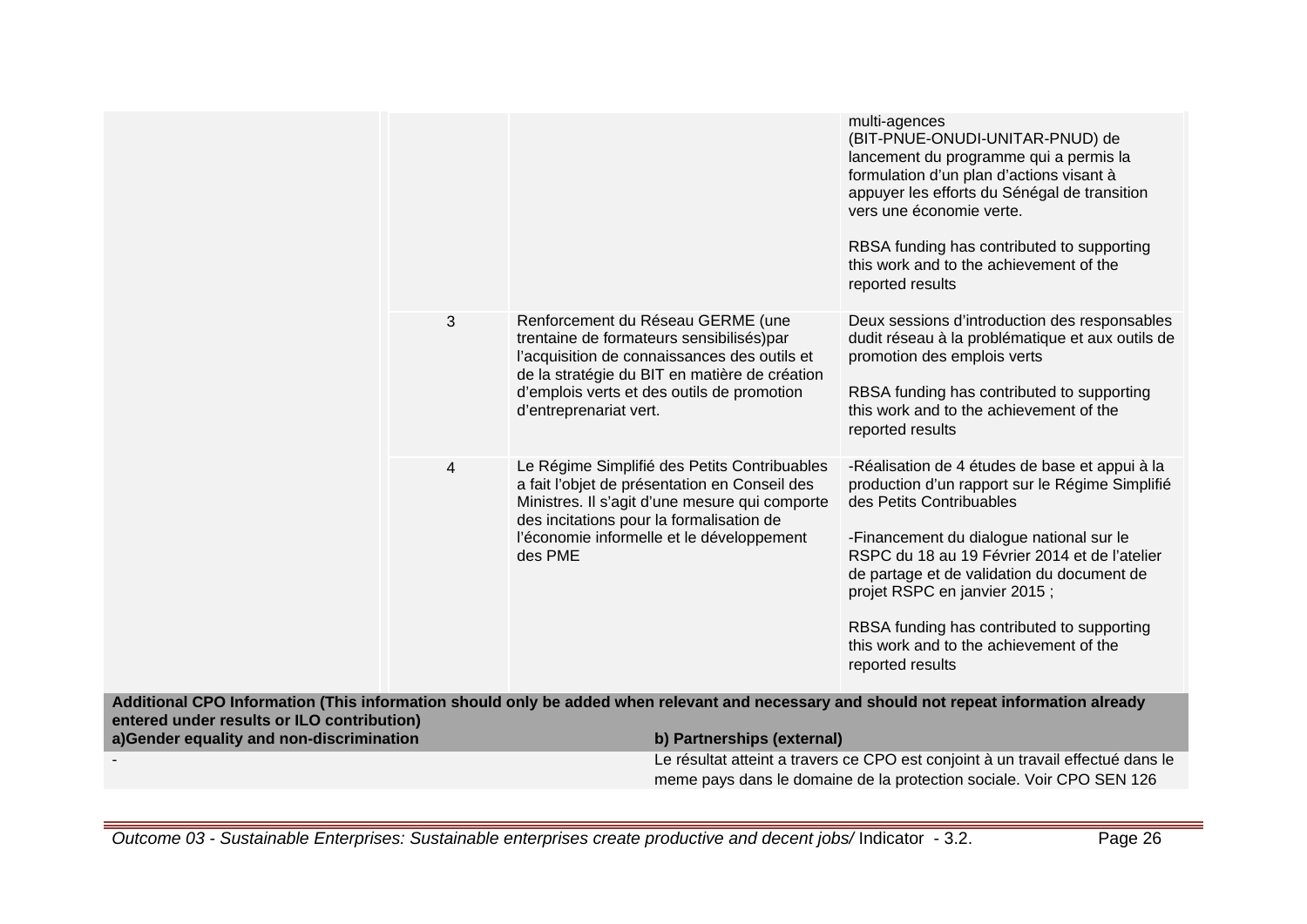| | | | |
|---|---|---|---|
| | | | multi-agences (BIT-PNUE-ONUDI-UNITAR-PNUD) de lancement du programme qui a permis la formulation d'un plan d'actions visant à appuyer les efforts du Sénégal de transition vers une économie verte.<br><br>RBSA funding has contributed to supporting this work and to the achievement of the reported results |
| | 3 | Renforcement du Réseau GERME (une trentaine de formateurs sensibilisés)par l'acquisition de connaissances des outils et de la stratégie du BIT en matière de création d'emplois verts et des outils de promotion d'entreprenariat vert. | Deux sessions d'introduction des responsables dudit réseau à la problématique et aux outils de promotion des emplois verts<br><br>RBSA funding has contributed to supporting this work and to the achievement of the reported results |
| | 4 | Le Régime Simplifié des Petits Contribuables a fait l'objet de présentation en Conseil des Ministres. Il s'agit d'une mesure qui comporte des incitations pour la formalisation de l'économie informelle et le développement des PME | -Réalisation de 4 études de base et appui à la production d'un rapport sur le Régime Simplifié des Petits Contribuables<br><br>-Financement du dialogue national sur le RSPC du 18 au 19 Février 2014 et de l'atelier de partage et de validation du document de projet RSPC en janvier 2015 ;<br><br>RBSA funding has contributed to supporting this work and to the achievement of the reported results |

**Additional CPO Information (This information should only be added when relevant and necessary and should not repeat information already entered under results or ILO contribution)**

| a)Gender equality and non-discrimination | b) Partnerships (external) |
|---|---|
| - | Le résultat atteint a travers ce CPO est conjoint à un travail effectué dans le meme pays dans le domaine de la protection sociale. Voir CPO SEN 126 |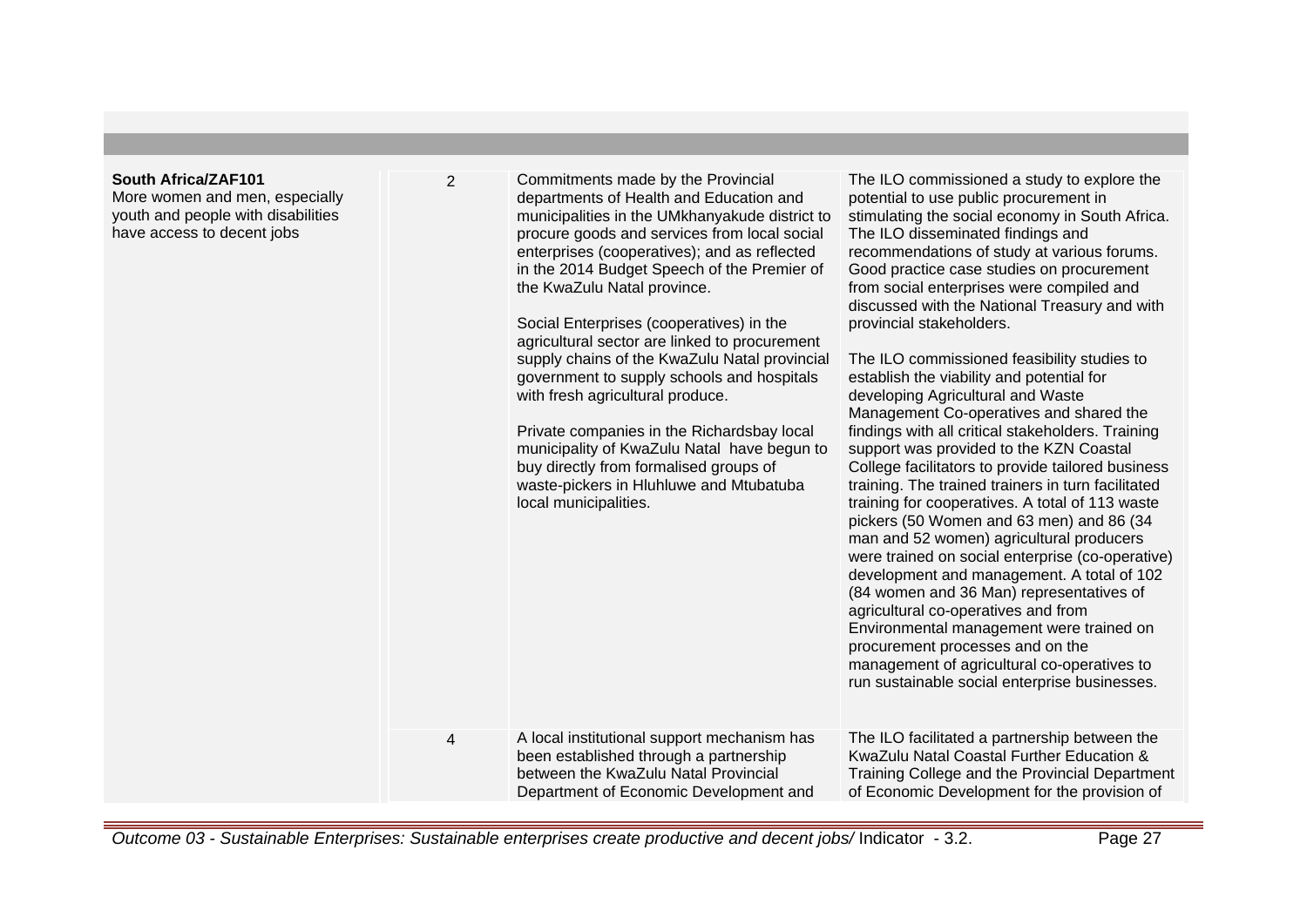| | | | |
|---|---|---|---|
| **South Africa/ZAF101**<br>More women and men, especially youth and people with disabilities have access to decent jobs | 2 | Commitments made by the Provincial departments of Health and Education and municipalities in the UMkhanyakude district to procure goods and services from local social enterprises (cooperatives); and as reflected in the 2014 Budget Speech of the Premier of the KwaZulu Natal province.<br><br>Social Enterprises (cooperatives) in the agricultural sector are linked to procurement supply chains of the KwaZulu Natal provincial government to supply schools and hospitals with fresh agricultural produce.<br><br>Private companies in the Richardsbay local municipality of KwaZulu Natal have begun to buy directly from formalised groups of waste-pickers in Hluhluwe and Mtubatuba local municipalities. | The ILO commissioned a study to explore the potential to use public procurement in stimulating the social economy in South Africa. The ILO disseminated findings and recommendations of study at various forums. Good practice case studies on procurement from social enterprises were compiled and discussed with the National Treasury and with provincial stakeholders.<br><br>The ILO commissioned feasibility studies to establish the viability and potential for developing Agricultural and Waste Management Co-operatives and shared the findings with all critical stakeholders. Training support was provided to the KZN Coastal College facilitators to provide tailored business training. The trained trainers in turn facilitated training for cooperatives. A total of 113 waste pickers (50 Women and 63 men) and 86 (34 man and 52 women) agricultural producers were trained on social enterprise (co-operative) development and management. A total of 102 (84 women and 36 Man) representatives of agricultural co-operatives and from Environmental management were trained on procurement processes and on the management of agricultural co-operatives to run sustainable social enterprise businesses. |
| | 4 | A local institutional support mechanism has been established through a partnership between the KwaZulu Natal Provincial Department of Economic Development and | The ILO facilitated a partnership between the KwaZulu Natal Coastal Further Education & Training College and the Provincial Department of Economic Development for the provision of |

*Outcome 03 - Sustainable Enterprises: Sustainable enterprises create productive and decent jobs/* Indicator - 3.2.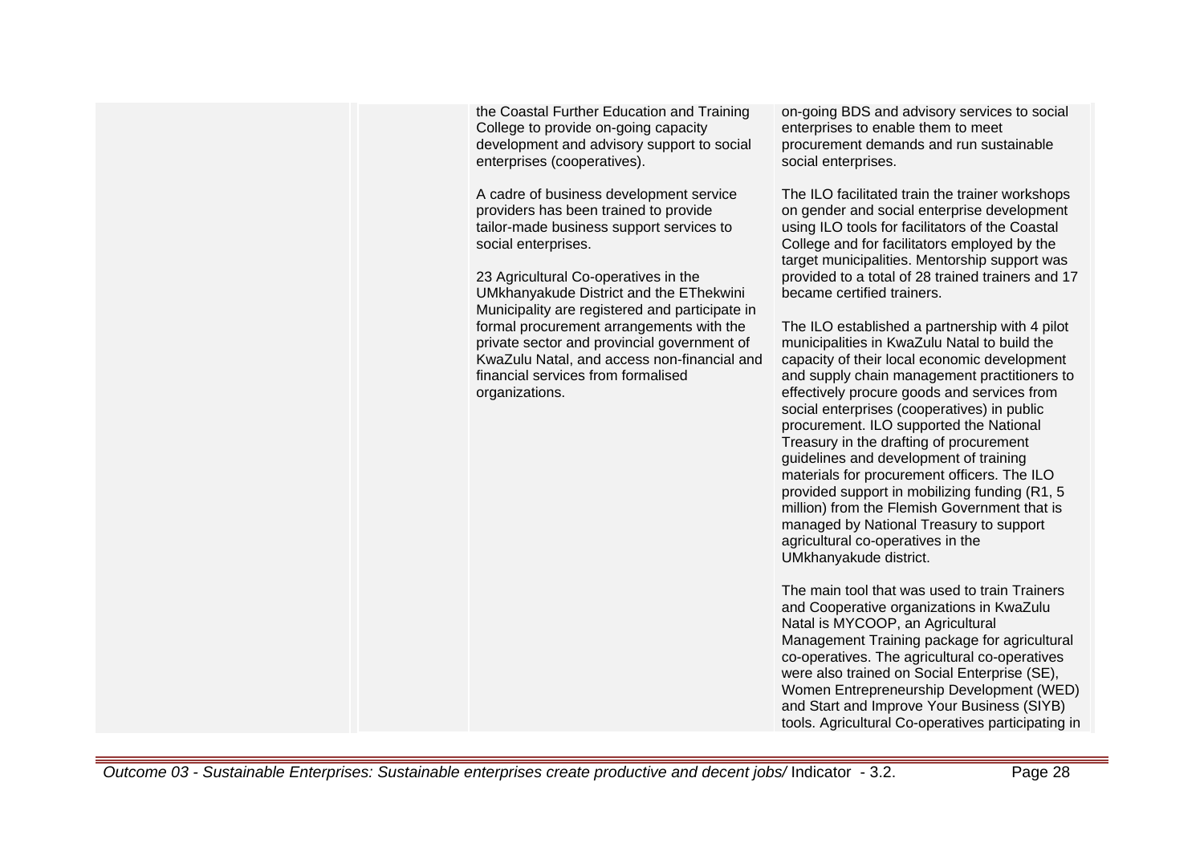| | | | |
|---|---|---|---|
| | | the Coastal Further Education and Training College to provide on-going capacity development and advisory support to social enterprises (cooperatives).<br><br>A cadre of business development service providers has been trained to provide tailor-made business support services to social enterprises.<br><br>23 Agricultural Co-operatives in the UMkhanyakude District and the EThekwini Municipality are registered and participate in formal procurement arrangements with the private sector and provincial government of KwaZulu Natal, and access non-financial and financial services from formalised organizations. | on-going BDS and advisory services to social enterprises to enable them to meet procurement demands and run sustainable social enterprises.<br><br>The ILO facilitated train the trainer workshops on gender and social enterprise development using ILO tools for facilitators of the Coastal College and for facilitators employed by the target municipalities. Mentorship support was provided to a total of 28 trained trainers and 17 became certified trainers.<br><br>The ILO established a partnership with 4 pilot municipalities in KwaZulu Natal to build the capacity of their local economic development and supply chain management practitioners to effectively procure goods and services from social enterprises (cooperatives) in public procurement. ILO supported the National Treasury in the drafting of procurement guidelines and development of training materials for procurement officers. The ILO provided support in mobilizing funding (R1, 5 million) from the Flemish Government that is managed by National Treasury to support agricultural co-operatives in the UMkhanyakude district.<br><br>The main tool that was used to train Trainers and Cooperative organizations in KwaZulu Natal is MYCOOP, an Agricultural Management Training package for agricultural co-operatives. The agricultural co-operatives were also trained on Social Enterprise (SE), Women Entrepreneurship Development (WED) and Start and Improve Your Business (SIYB) tools. Agricultural Co-operatives participating in |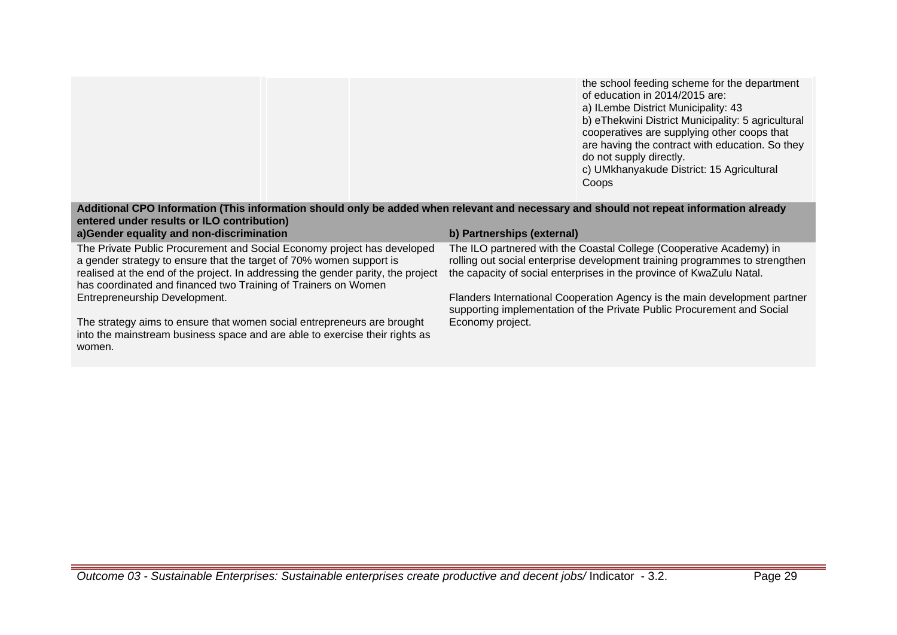| | | | |
|---|---|---|---|
| | | | the school feeding scheme for the department of education in 2014/2015 are:<br>a) ILembe District Municipality: 43<br>b) eThekwini District Municipality: 5 agricultural cooperatives are supplying other coops that are having the contract with education. So they do not supply directly.<br>c) UMkhanyakude District: 15 Agricultural Coops |

**Additional CPO Information (This information should only be added when relevant and necessary and should not repeat information already entered under results or ILO contribution)**

**a)Gender equality and non-discrimination**

The Private Public Procurement and Social Economy project has developed a gender strategy to ensure that the target of 70% women support is realised at the end of the project. In addressing the gender parity, the project has coordinated and financed two Training of Trainers on Women Entrepreneurship Development.

The strategy aims to ensure that women social entrepreneurs are brought into the mainstream business space and are able to exercise their rights as women.

**b) Partnerships (external)**

The ILO partnered with the Coastal College (Cooperative Academy) in rolling out social enterprise development training programmes to strengthen the capacity of social enterprises in the province of KwaZulu Natal.

Flanders International Cooperation Agency is the main development partner supporting implementation of the Private Public Procurement and Social Economy project.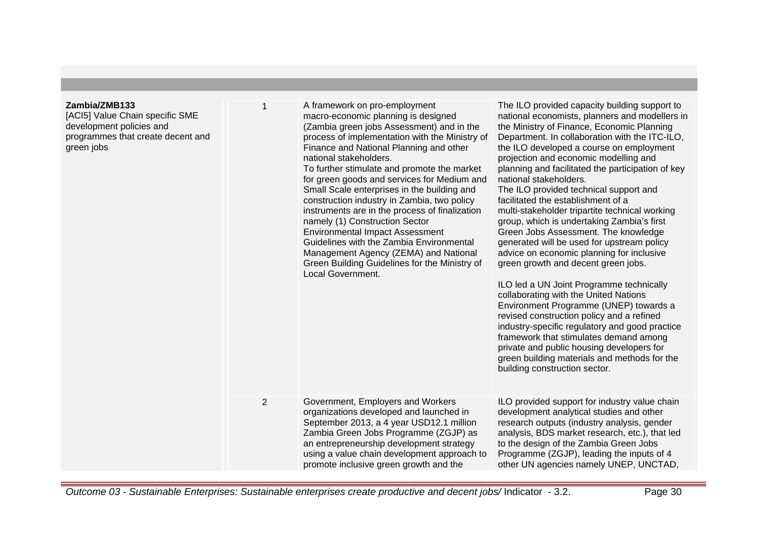| | | | |
|---|---|---|---|
| **Zambia/ZMB133**<br>[ACI5] Value Chain specific SME development policies and programmes that create decent and green jobs | 1 | A framework on pro-employment macro-economic planning is designed (Zambia green jobs Assessment) and in the process of implementation with the Ministry of Finance and National Planning and other national stakeholders.<br>To further stimulate and promote the market for green goods and services for Medium and Small Scale enterprises in the building and construction industry in Zambia, two policy instruments are in the process of finalization namely (1) Construction Sector Environmental Impact Assessment Guidelines with the Zambia Environmental Management Agency (ZEMA) and National Green Building Guidelines for the Ministry of Local Government. | The ILO provided capacity building support to national economists, planners and modellers in the Ministry of Finance, Economic Planning Department. In collaboration with the ITC-ILO, the ILO developed a course on employment projection and economic modelling and planning and facilitated the participation of key national stakeholders.<br>The ILO provided technical support and facilitated the establishment of a multi-stakeholder tripartite technical working group, which is undertaking Zambia's first Green Jobs Assessment. The knowledge generated will be used for upstream policy advice on economic planning for inclusive green growth and decent green jobs.<br><br>ILO led a UN Joint Programme technically collaborating with the United Nations Environment Programme (UNEP) towards a revised construction policy and a refined industry-specific regulatory and good practice framework that stimulates demand among private and public housing developers for green building materials and methods for the building construction sector. |
| | 2 | Government, Employers and Workers organizations developed and launched in September 2013, a 4 year USD12.1 million Zambia Green Jobs Programme (ZGJP) as an entrepreneurship development strategy using a value chain development approach to promote inclusive green growth and the | ILO provided support for industry value chain development analytical studies and other research outputs (industry analysis, gender analysis, BDS market research, etc.), that led to the design of the Zambia Green Jobs Programme (ZGJP), leading the inputs of 4 other UN agencies namely UNEP, UNCTAD, |

*Outcome 03 - Sustainable Enterprises: Sustainable enterprises create productive and decent jobs/* Indicator - 3.2.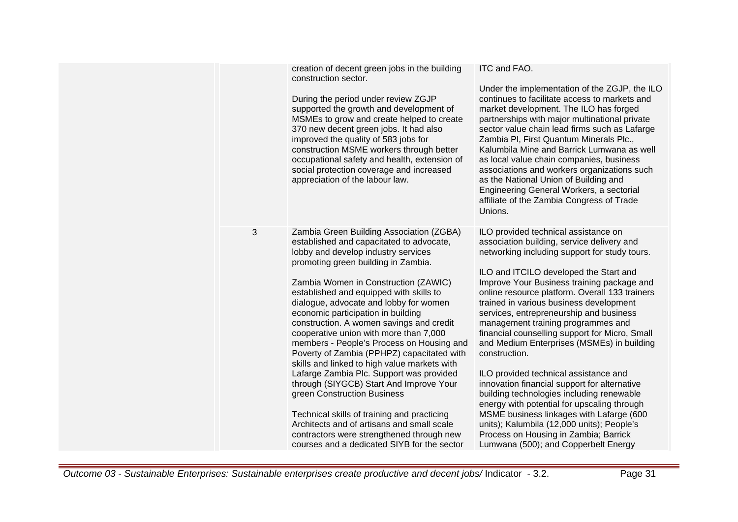| | | | |
|---|---|---|---|
| | | creation of decent green jobs in the building construction sector.<br><br>During the period under review ZGJP supported the growth and development of MSMEs to grow and create helped to create 370 new decent green jobs. It had also improved the quality of 583 jobs for construction MSME workers through better occupational safety and health, extension of social protection coverage and increased appreciation of the labour law. | ITC and FAO.<br><br>Under the implementation of the ZGJP, the ILO continues to facilitate access to markets and market development. The ILO has forged partnerships with major multinational private sector value chain lead firms such as Lafarge Zambia Pl, First Quantum Minerals Plc., Kalumbila Mine and Barrick Lumwana as well as local value chain companies, business associations and workers organizations such as the National Union of Building and Engineering General Workers, a sectorial affiliate of the Zambia Congress of Trade Unions. |
| | 3 | Zambia Green Building Association (ZGBA) established and capacitated to advocate, lobby and develop industry services promoting green building in Zambia.<br><br>Zambia Women in Construction (ZAWIC) established and equipped with skills to dialogue, advocate and lobby for women economic participation in building construction. A women savings and credit cooperative union with more than 7,000 members - People's Process on Housing and Poverty of Zambia (PPHPZ) capacitated with skills and linked to high value markets with Lafarge Zambia Plc. Support was provided through (SIYGCB) Start And Improve Your green Construction Business<br><br>Technical skills of training and practicing Architects and of artisans and small scale contractors were strengthened through new courses and a dedicated SIYB for the sector | ILO provided technical assistance on association building, service delivery and networking including support for study tours.<br><br>ILO and ITCILO developed the Start and Improve Your Business training package and online resource platform. Overall 133 trainers trained in various business development services, entrepreneurship and business management training programmes and financial counselling support for Micro, Small and Medium Enterprises (MSMEs) in building construction.<br><br>ILO provided technical assistance and innovation financial support for alternative building technologies including renewable energy with potential for upscaling through MSME business linkages with Lafarge (600 units); Kalumbila (12,000 units); People's Process on Housing in Zambia; Barrick Lumwana (500); and Copperbelt Energy |

*Outcome 03 - Sustainable Enterprises: Sustainable enterprises create productive and decent jobs/* Indicator - 3.2.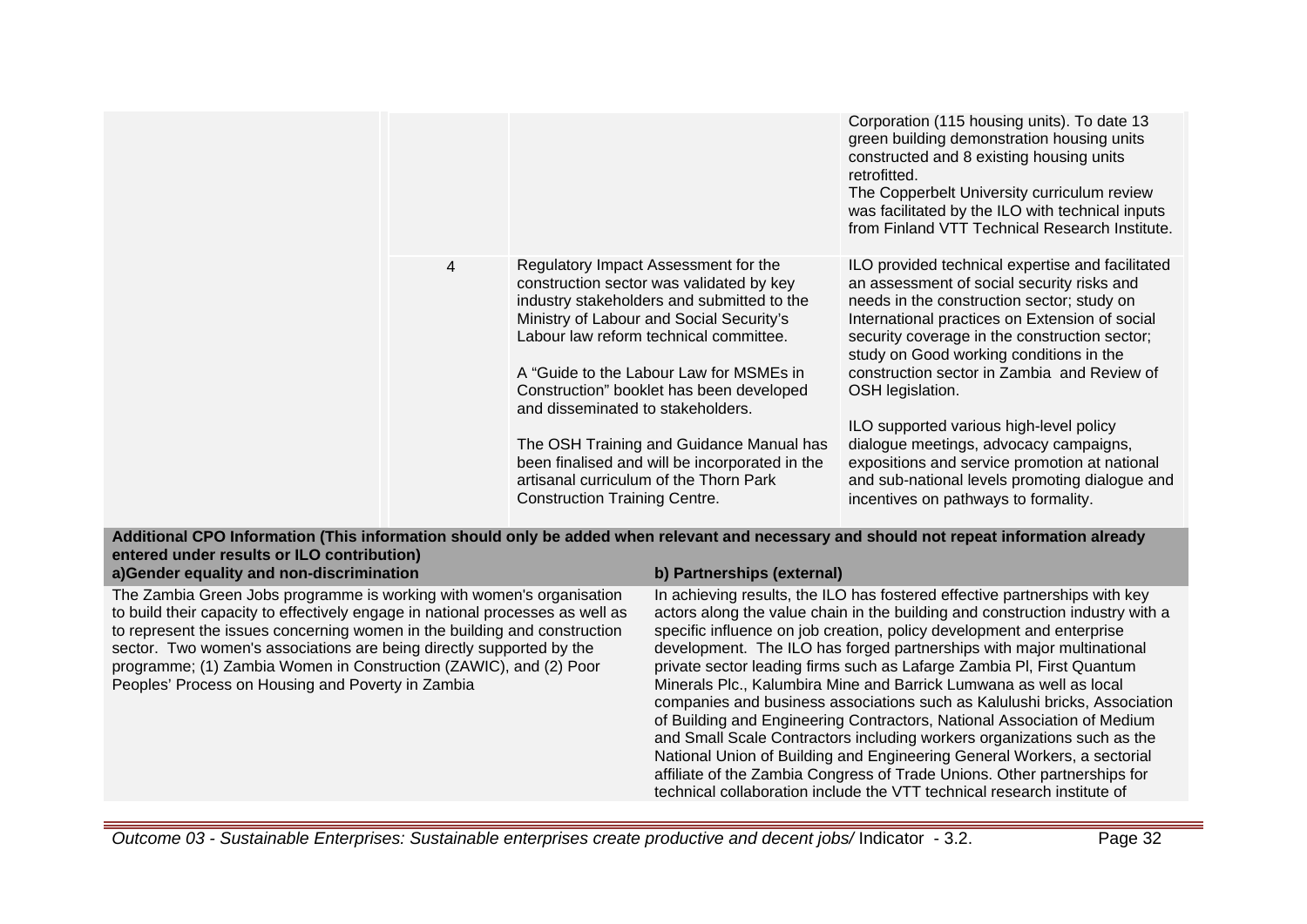| | | | |
|---|---|---|---|
| | | | Corporation (115 housing units). To date 13 green building demonstration housing units constructed and 8 existing housing units retrofitted.<br>The Copperbelt University curriculum review was facilitated by the ILO with technical inputs from Finland VTT Technical Research Institute. |
| | 4 | Regulatory Impact Assessment for the construction sector was validated by key industry stakeholders and submitted to the Ministry of Labour and Social Security's Labour law reform technical committee.<br><br>A "Guide to the Labour Law for MSMEs in Construction" booklet has been developed and disseminated to stakeholders.<br><br>The OSH Training and Guidance Manual has been finalised and will be incorporated in the artisanal curriculum of the Thorn Park Construction Training Centre. | ILO provided technical expertise and facilitated an assessment of social security risks and needs in the construction sector; study on International practices on Extension of social security coverage in the construction sector; study on Good working conditions in the construction sector in Zambia and Review of OSH legislation.<br><br>ILO supported various high-level policy dialogue meetings, advocacy campaigns, expositions and service promotion at national and sub-national levels promoting dialogue and incentives on pathways to formality. |

**Additional CPO Information (This information should only be added when relevant and necessary and should not repeat information already entered under results or ILO contribution)**

**a)Gender equality and non-discrimination**

The Zambia Green Jobs programme is working with women's organisation to build their capacity to effectively engage in national processes as well as to represent the issues concerning women in the building and construction sector. Two women's associations are being directly supported by the programme; (1) Zambia Women in Construction (ZAWIC), and (2) Poor Peoples' Process on Housing and Poverty in Zambia

**b) Partnerships (external)**

In achieving results, the ILO has fostered effective partnerships with key actors along the value chain in the building and construction industry with a specific influence on job creation, policy development and enterprise development. The ILO has forged partnerships with major multinational private sector leading firms such as Lafarge Zambia Pl, First Quantum Minerals Plc., Kalumbira Mine and Barrick Lumwana as well as local companies and business associations such as Kalulushi bricks, Association of Building and Engineering Contractors, National Association of Medium and Small Scale Contractors including workers organizations such as the National Union of Building and Engineering General Workers, a sectorial affiliate of the Zambia Congress of Trade Unions. Other partnerships for technical collaboration include the VTT technical research institute of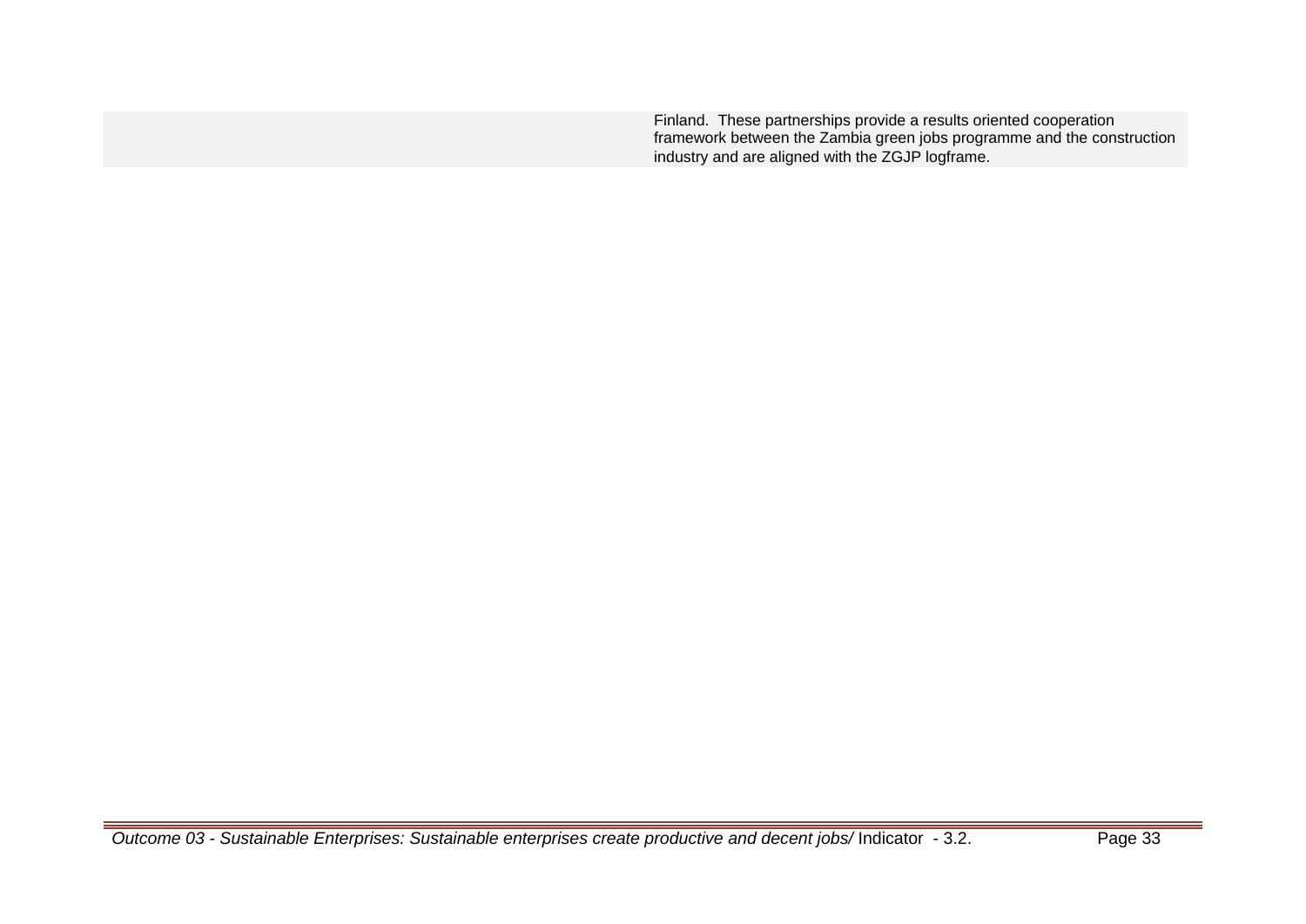| | |
|---|---|
| | Finland. These partnerships provide a results oriented cooperation framework between the Zambia green jobs programme and the construction industry and are aligned with the ZGJP logframe. |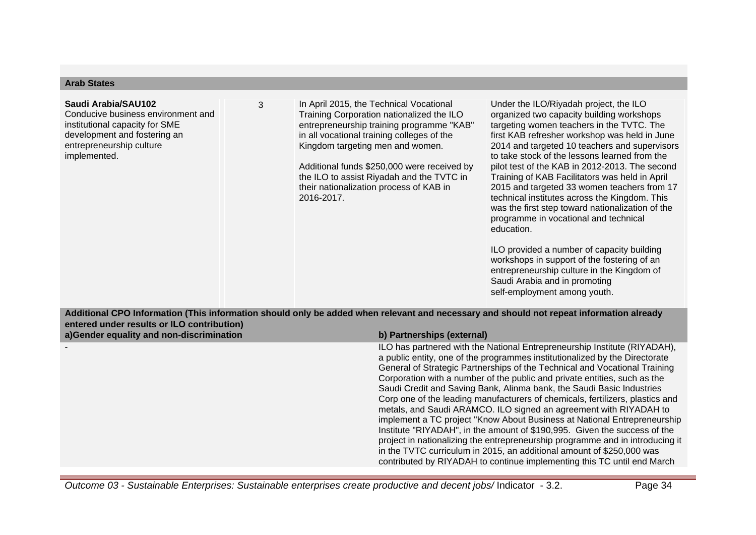**Arab States**

| | | | |
|---|---|---|---|
| **Saudi Arabia/SAU102**<br>Conducive business environment and institutional capacity for SME development and fostering an entrepreneurship culture implemented. | 3 | In April 2015, the Technical Vocational Training Corporation nationalized the ILO entrepreneurship training programme "KAB" in all vocational training colleges of the Kingdom targeting men and women.<br><br>Additional funds $250,000 were received by the ILO to assist Riyadah and the TVTC in their nationalization process of KAB in 2016-2017. | Under the ILO/Riyadah project, the ILO organized two capacity building workshops targeting women teachers in the TVTC. The first KAB refresher workshop was held in June 2014 and targeted 10 teachers and supervisors to take stock of the lessons learned from the pilot test of the KAB in 2012-2013. The second Training of KAB Facilitators was held in April 2015 and targeted 33 women teachers from 17 technical institutes across the Kingdom. This was the first step toward nationalization of the programme in vocational and technical education.<br><br>ILO provided a number of capacity building workshops in support of the fostering of an entrepreneurship culture in the Kingdom of Saudi Arabia and in promoting self-employment among youth. |

**Additional CPO Information (This information should only be added when relevant and necessary and should not repeat information already entered under results or ILO contribution)**

| a)Gender equality and non-discrimination | b) Partnerships (external) |
|---|---|
| - | ILO has partnered with the National Entrepreneurship Institute (RIYADAH), a public entity, one of the programmes institutionalized by the Directorate General of Strategic Partnerships of the Technical and Vocational Training Corporation with a number of the public and private entities, such as the Saudi Credit and Saving Bank, Alinma bank, the Saudi Basic Industries Corp one of the leading manufacturers of chemicals, fertilizers, plastics and metals, and Saudi ARAMCO. ILO signed an agreement with RIYADAH to implement a TC project "Know About Business at National Entrepreneurship Institute "RIYADAH", in the amount of $190,995. Given the success of the project in nationalizing the entrepreneurship programme and in introducing it in the TVTC curriculum in 2015, an additional amount of $250,000 was contributed by RIYADAH to continue implementing this TC until end March |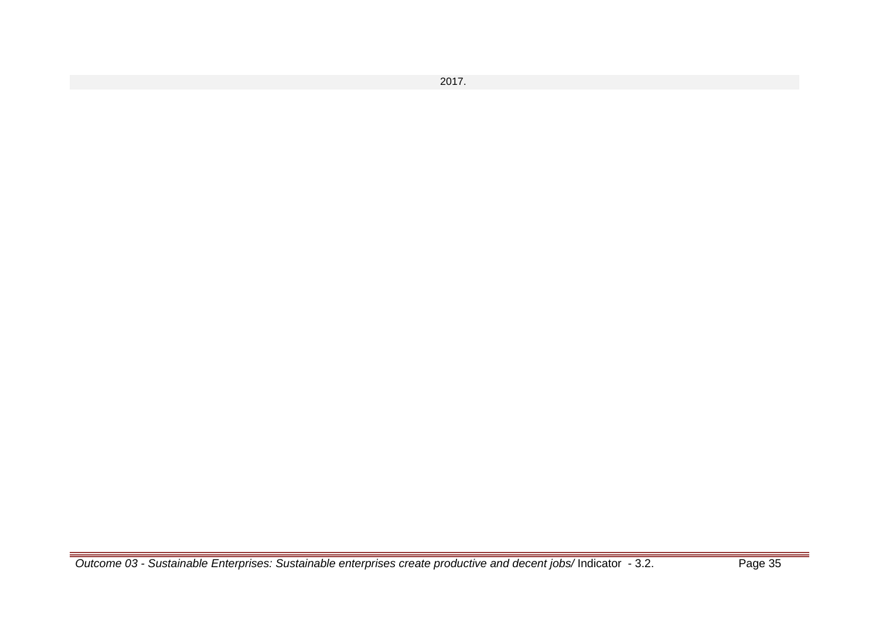| 2017. |
| --- |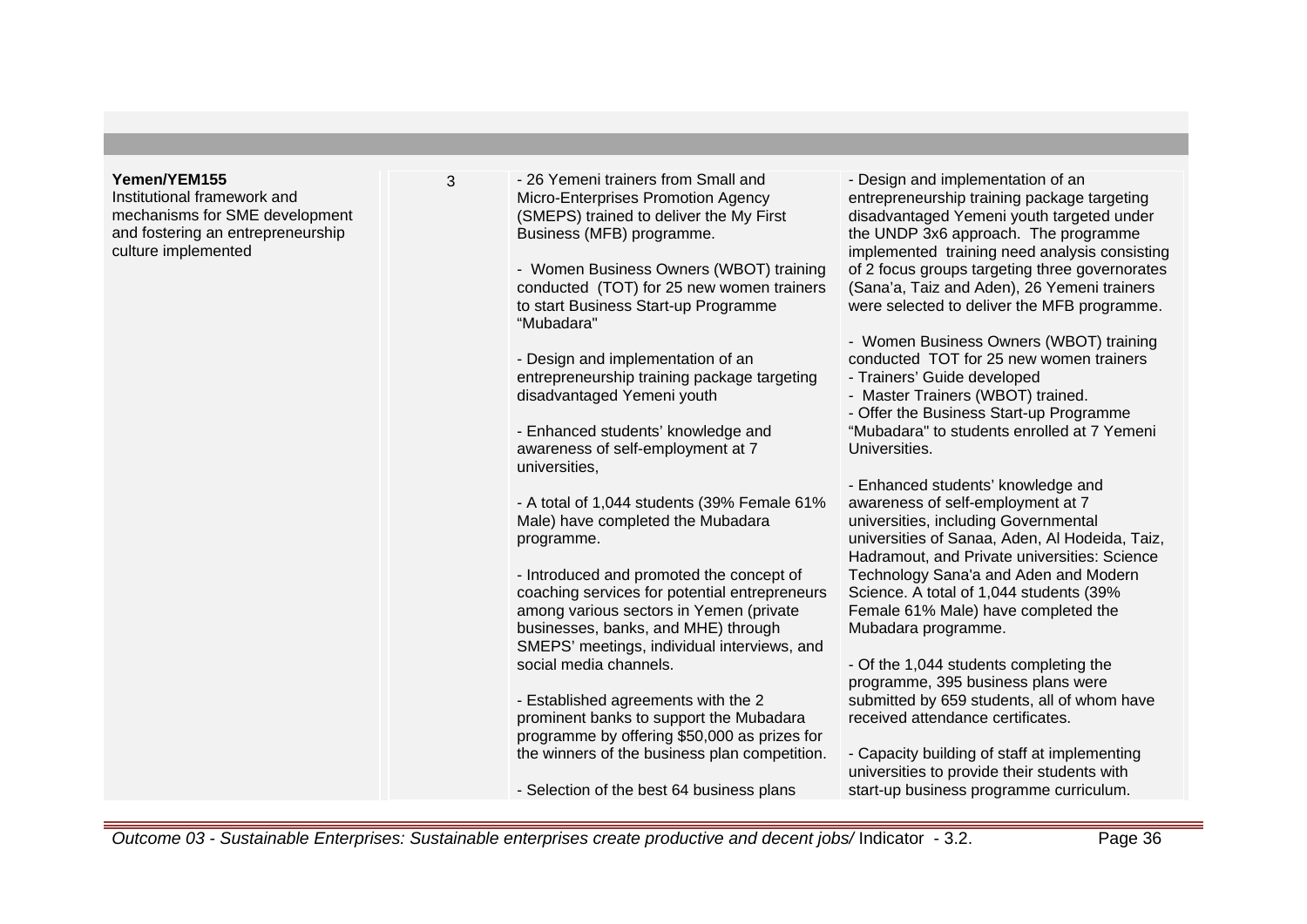| | | | |
|---|---|---|---|
| **Yemen/YEM155**<br>Institutional framework and mechanisms for SME development and fostering an entrepreneurship culture implemented | 3 | - 26 Yemeni trainers from Small and Micro-Enterprises Promotion Agency (SMEPS) trained to deliver the My First Business (MFB) programme.<br><br>- Women Business Owners (WBOT) training conducted (TOT) for 25 new women trainers to start Business Start-up Programme "Mubadara"<br><br>- Design and implementation of an entrepreneurship training package targeting disadvantaged Yemeni youth<br><br>- Enhanced students' knowledge and awareness of self-employment at 7 universities,<br><br>- A total of 1,044 students (39% Female 61% Male) have completed the Mubadara programme.<br><br>- Introduced and promoted the concept of coaching services for potential entrepreneurs among various sectors in Yemen (private businesses, banks, and MHE) through SMEPS' meetings, individual interviews, and social media channels.<br><br>- Established agreements with the 2 prominent banks to support the Mubadara programme by offering $50,000 as prizes for the winners of the business plan competition.<br><br>- Selection of the best 64 business plans | - Design and implementation of an entrepreneurship training package targeting disadvantaged Yemeni youth targeted under the UNDP 3x6 approach. The programme implemented training need analysis consisting of 2 focus groups targeting three governorates (Sana'a, Taiz and Aden), 26 Yemeni trainers were selected to deliver the MFB programme.<br><br>- Women Business Owners (WBOT) training conducted TOT for 25 new women trainers<br>- Trainers' Guide developed<br>- Master Trainers (WBOT) trained.<br>- Offer the Business Start-up Programme "Mubadara" to students enrolled at 7 Yemeni Universities.<br><br>- Enhanced students' knowledge and awareness of self-employment at 7 universities, including Governmental universities of Sanaa, Aden, Al Hodeida, Taiz, Hadramout, and Private universities: Science Technology Sana'a and Aden and Modern Science. A total of 1,044 students (39% Female 61% Male) have completed the Mubadara programme.<br><br>- Of the 1,044 students completing the programme, 395 business plans were submitted by 659 students, all of whom have received attendance certificates.<br><br>- Capacity building of staff at implementing universities to provide their students with start-up business programme curriculum. |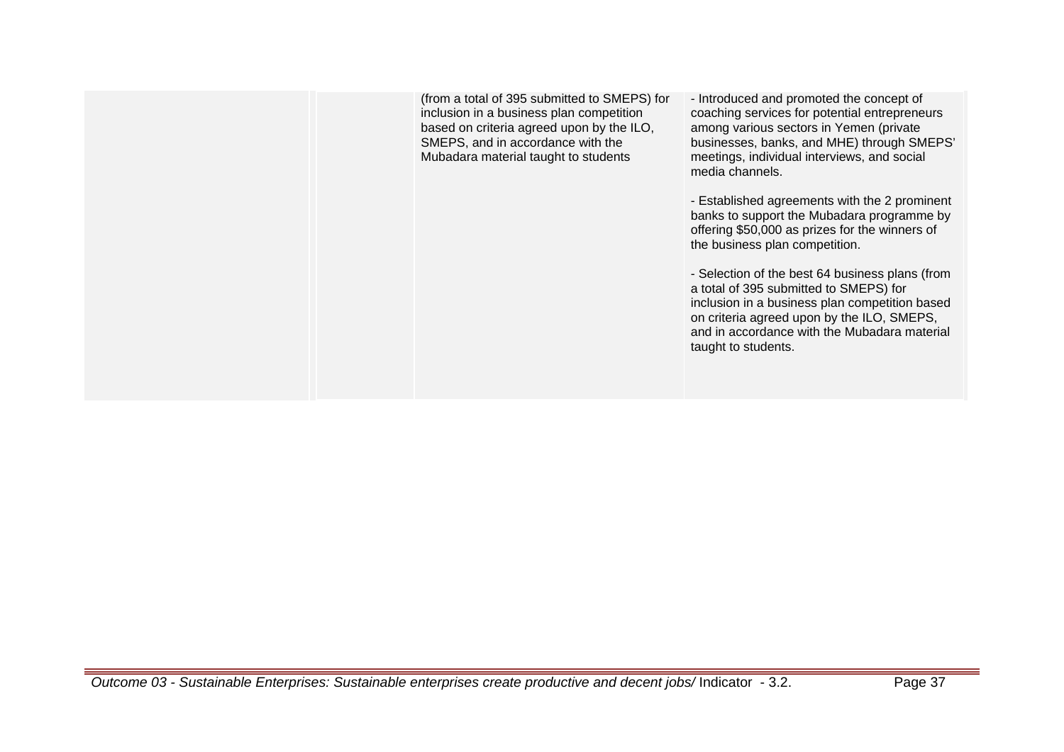|  |  | (from a total of 395 submitted to SMEPS) for inclusion in a business plan competition based on criteria agreed upon by the ILO, SMEPS, and in accordance with the Mubadara material taught to students | - Introduced and promoted the concept of coaching services for potential entrepreneurs among various sectors in Yemen (private businesses, banks, and MHE) through SMEPS' meetings, individual interviews, and social media channels.<br><br>- Established agreements with the 2 prominent banks to support the Mubadara programme by offering $50,000 as prizes for the winners of the business plan competition.<br><br>- Selection of the best 64 business plans (from a total of 395 submitted to SMEPS) for inclusion in a business plan competition based on criteria agreed upon by the ILO, SMEPS, and in accordance with the Mubadara material taught to students. |
|---|---|---|---|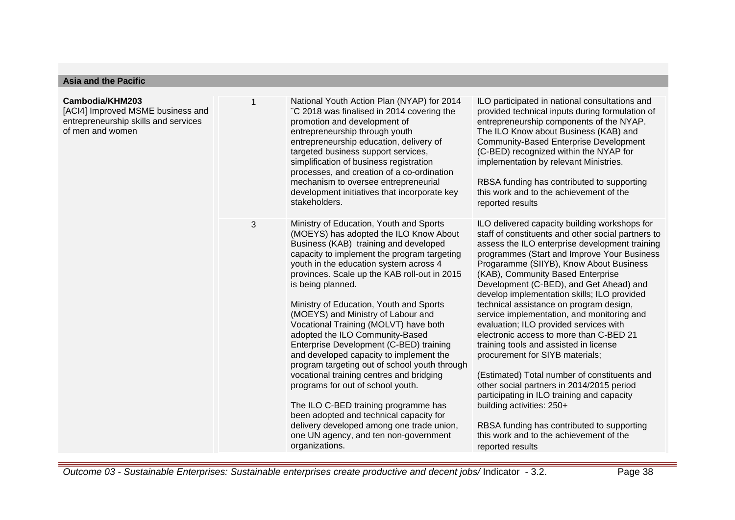## Asia and the Pacific

| | | | |
|---|---|---|---|
| **Cambodia/KHM203**<br>[ACI4] Improved MSME business and entrepreneurship skills and services of men and women | 1 | National Youth Action Plan (NYAP) for 2014 ¨C 2018 was finalised in 2014 covering the promotion and development of entrepreneurship through youth entrepreneurship education, delivery of targeted business support services, simplification of business registration processes, and creation of a co-ordination mechanism to oversee entrepreneurial development initiatives that incorporate key stakeholders. | ILO participated in national consultations and provided technical inputs during formulation of entrepreneurship components of the NYAP. The ILO Know about Business (KAB) and Community-Based Enterprise Development (C-BED) recognized within the NYAP for implementation by relevant Ministries.<br><br>RBSA funding has contributed to supporting this work and to the achievement of the reported results |
| | 3 | Ministry of Education, Youth and Sports (MOEYS) has adopted the ILO Know About Business (KAB) training and developed capacity to implement the program targeting youth in the education system across 4 provinces. Scale up the KAB roll-out in 2015 is being planned.<br><br>Ministry of Education, Youth and Sports (MOEYS) and Ministry of Labour and Vocational Training (MOLVT) have both adopted the ILO Community-Based Enterprise Development (C-BED) training and developed capacity to implement the program targeting out of school youth through vocational training centres and bridging programs for out of school youth.<br><br>The ILO C-BED training programme has been adopted and technical capacity for delivery developed among one trade union, one UN agency, and ten non-government organizations. | ILO delivered capacity building workshops for staff of constituents and other social partners to assess the ILO enterprise development training programmes (Start and Improve Your Business Progaramme (SIIYB), Know About Business (KAB), Community Based Enterprise Development (C-BED), and Get Ahead) and develop implementation skills; ILO provided technical assistance on program design, service implementation, and monitoring and evaluation; ILO provided services with electronic access to more than C-BED 21 training tools and assisted in license procurement for SIYB materials;<br><br>(Estimated) Total number of constituents and other social partners in 2014/2015 period participating in ILO training and capacity building activities: 250+<br><br>RBSA funding has contributed to supporting this work and to the achievement of the reported results |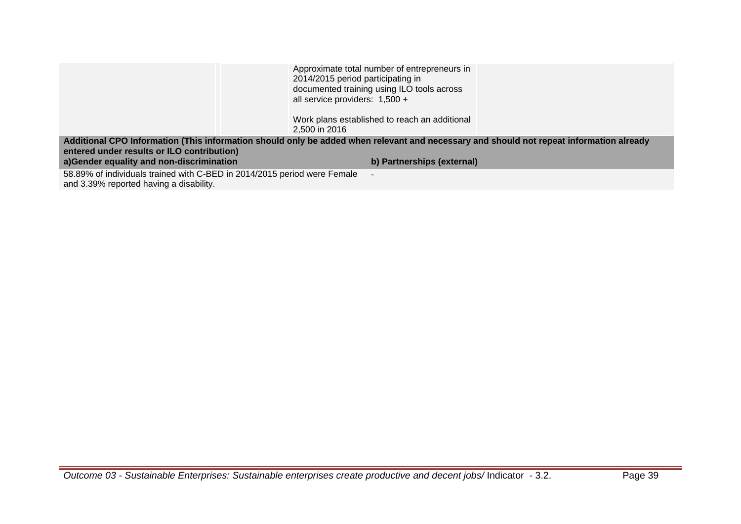| | | | |
|---|---|---|---|
| | | Approximate total number of entrepreneurs in 2014/2015 period participating in documented training using ILO tools across all service providers: 1,500 +<br><br>Work plans established to reach an additional 2,500 in 2016 | |

**Additional CPO Information (This information should only be added when relevant and necessary and should not repeat information already entered under results or ILO contribution)**

| a)Gender equality and non-discrimination | b) Partnerships (external) |
|---|---|
| 58.89% of individuals trained with C-BED in 2014/2015 period were Female and 3.39% reported having a disability. | - |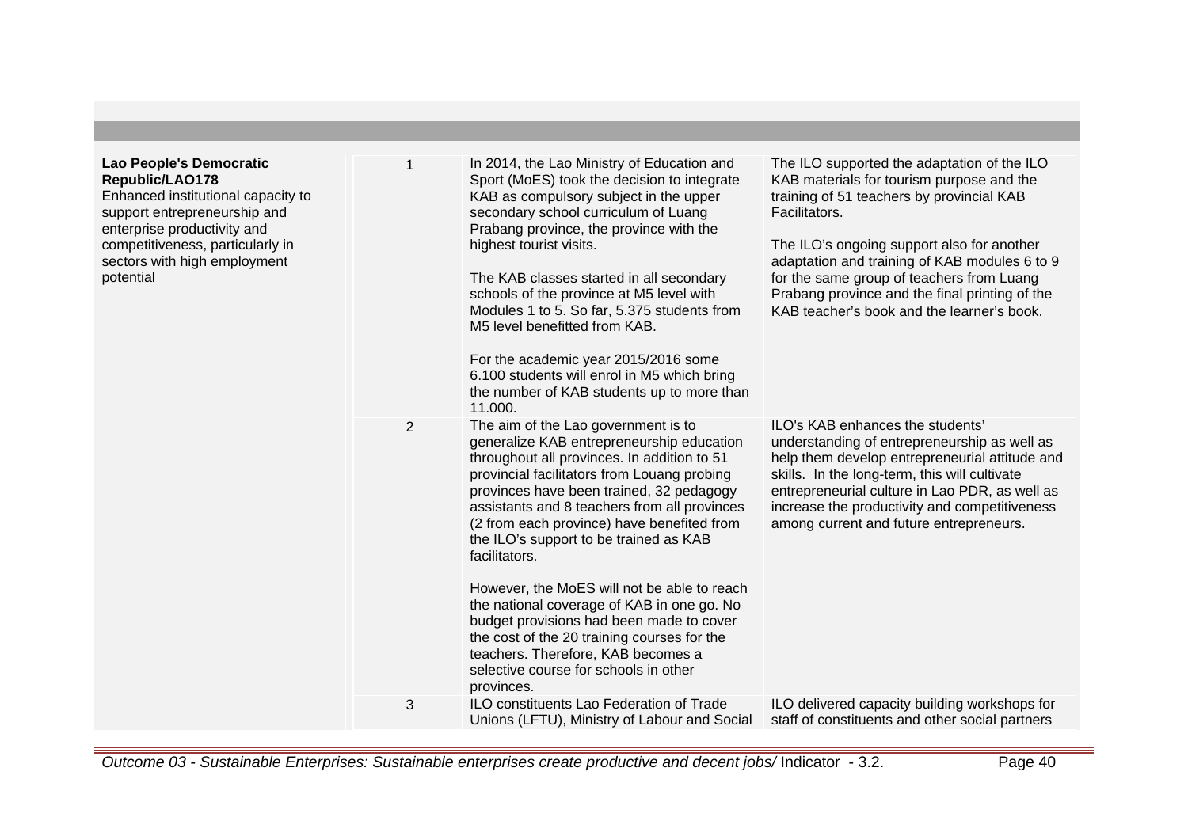| | | | |
|---|---|---|---|
| **Lao People's Democratic Republic/LAO178**<br>Enhanced institutional capacity to support entrepreneurship and enterprise productivity and competitiveness, particularly in sectors with high employment potential | 1 | In 2014, the Lao Ministry of Education and Sport (MoES) took the decision to integrate KAB as compulsory subject in the upper secondary school curriculum of Luang Prabang province, the province with the highest tourist visits.<br><br>The KAB classes started in all secondary schools of the province at M5 level with Modules 1 to 5. So far, 5.375 students from M5 level benefitted from KAB.<br><br>For the academic year 2015/2016 some 6.100 students will enrol in M5 which bring the number of KAB students up to more than 11.000. | The ILO supported the adaptation of the ILO KAB materials for tourism purpose and the training of 51 teachers by provincial KAB Facilitators.<br><br>The ILO's ongoing support also for another adaptation and training of KAB modules 6 to 9 for the same group of teachers from Luang Prabang province and the final printing of the KAB teacher's book and the learner's book. |
| | 2 | The aim of the Lao government is to generalize KAB entrepreneurship education throughout all provinces. In addition to 51 provincial facilitators from Louang probing provinces have been trained, 32 pedagogy assistants and 8 teachers from all provinces (2 from each province) have benefited from the ILO's support to be trained as KAB facilitators.<br><br>However, the MoES will not be able to reach the national coverage of KAB in one go. No budget provisions had been made to cover the cost of the 20 training courses for the teachers. Therefore, KAB becomes a selective course for schools in other provinces. | ILO's KAB enhances the students' understanding of entrepreneurship as well as help them develop entrepreneurial attitude and skills. In the long-term, this will cultivate entrepreneurial culture in Lao PDR, as well as increase the productivity and competitiveness among current and future entrepreneurs. |
| | 3 | ILO constituents Lao Federation of Trade Unions (LFTU), Ministry of Labour and Social | ILO delivered capacity building workshops for staff of constituents and other social partners |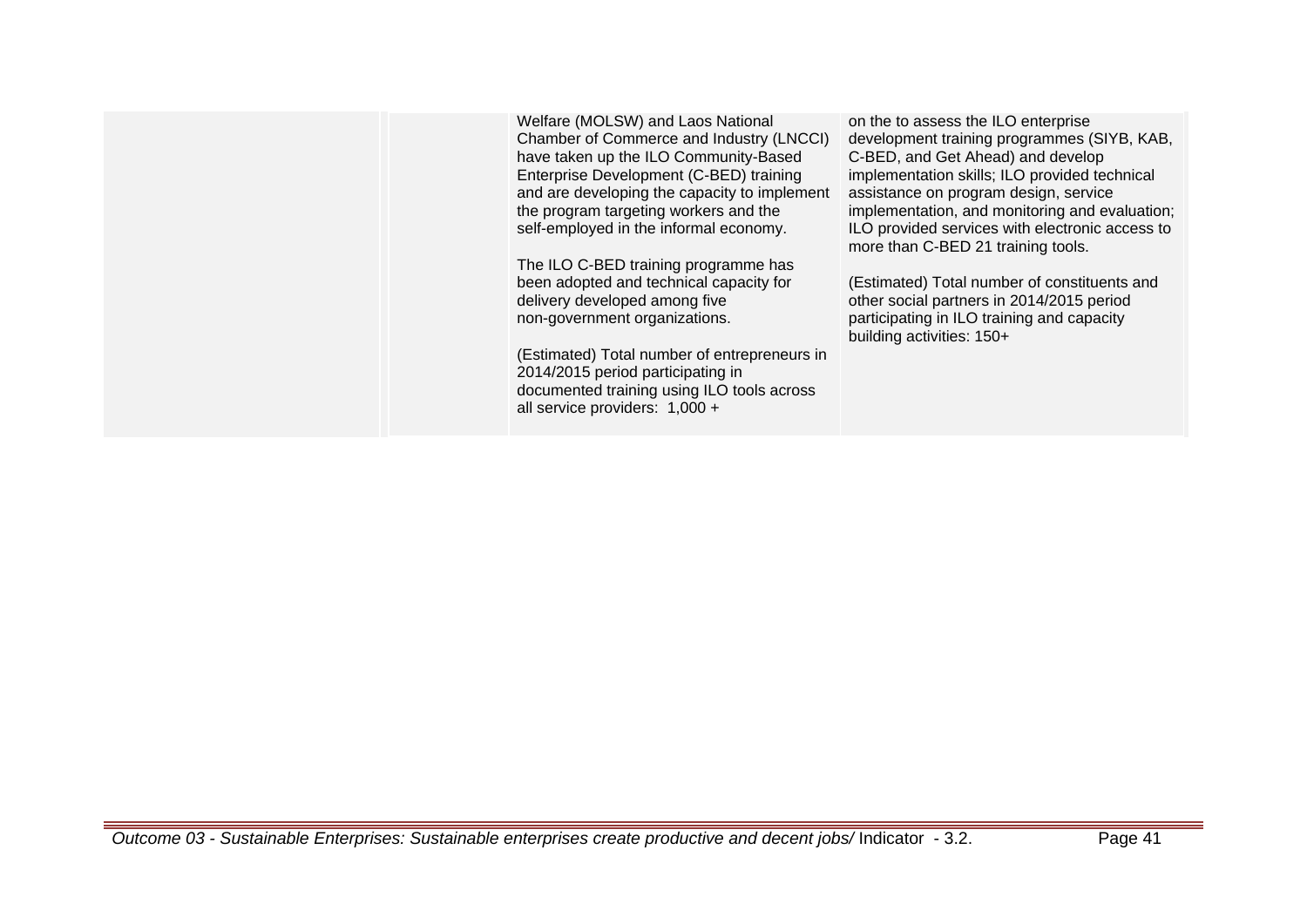| | | | |
|---|---|---|---|
| | | Welfare (MOLSW) and Laos National Chamber of Commerce and Industry (LNCCI) have taken up the ILO Community-Based Enterprise Development (C-BED) training and are developing the capacity to implement the program targeting workers and the self-employed in the informal economy.<br><br>The ILO C-BED training programme has been adopted and technical capacity for delivery developed among five non-government organizations.<br><br>(Estimated) Total number of entrepreneurs in 2014/2015 period participating in documented training using ILO tools across all service providers: 1,000 + | on the to assess the ILO enterprise development training programmes (SIYB, KAB, C-BED, and Get Ahead) and develop implementation skills; ILO provided technical assistance on program design, service implementation, and monitoring and evaluation; ILO provided services with electronic access to more than C-BED 21 training tools.<br><br>(Estimated) Total number of constituents and other social partners in 2014/2015 period participating in ILO training and capacity building activities: 150+ |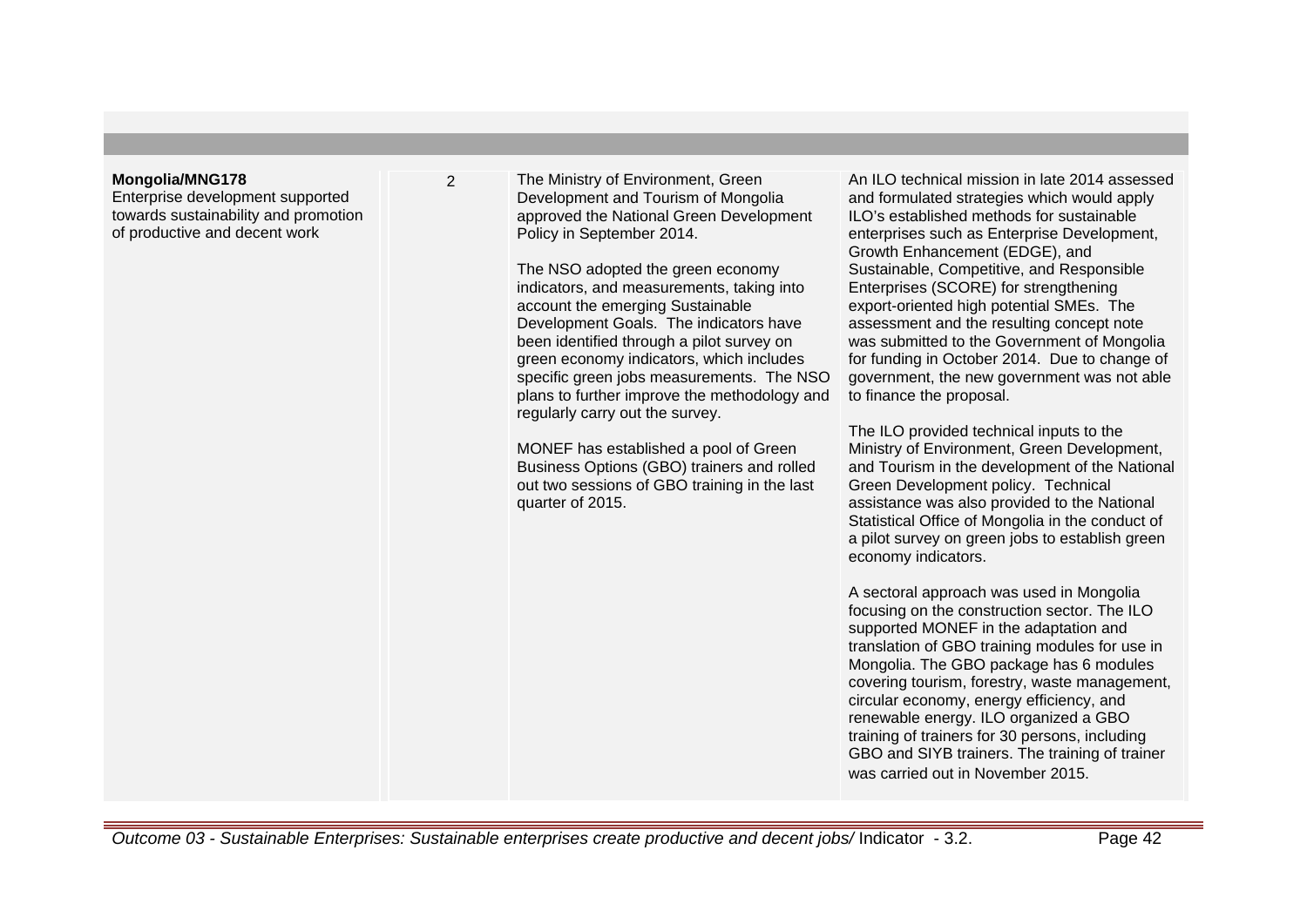| | | | |
|---|---|---|---|
| **Mongolia/MNG178**<br>Enterprise development supported towards sustainability and promotion of productive and decent work | 2 | The Ministry of Environment, Green Development and Tourism of Mongolia approved the National Green Development Policy in September 2014.<br><br>The NSO adopted the green economy indicators, and measurements, taking into account the emerging Sustainable Development Goals. The indicators have been identified through a pilot survey on green economy indicators, which includes specific green jobs measurements. The NSO plans to further improve the methodology and regularly carry out the survey.<br><br>MONEF has established a pool of Green Business Options (GBO) trainers and rolled out two sessions of GBO training in the last quarter of 2015. | An ILO technical mission in late 2014 assessed and formulated strategies which would apply ILO's established methods for sustainable enterprises such as Enterprise Development, Growth Enhancement (EDGE), and Sustainable, Competitive, and Responsible Enterprises (SCORE) for strengthening export-oriented high potential SMEs. The assessment and the resulting concept note was submitted to the Government of Mongolia for funding in October 2014. Due to change of government, the new government was not able to finance the proposal.<br><br>The ILO provided technical inputs to the Ministry of Environment, Green Development, and Tourism in the development of the National Green Development policy. Technical assistance was also provided to the National Statistical Office of Mongolia in the conduct of a pilot survey on green jobs to establish green economy indicators.<br><br>A sectoral approach was used in Mongolia focusing on the construction sector. The ILO supported MONEF in the adaptation and translation of GBO training modules for use in Mongolia. The GBO package has 6 modules covering tourism, forestry, waste management, circular economy, energy efficiency, and renewable energy. ILO organized a GBO training of trainers for 30 persons, including GBO and SIYB trainers. The training of trainer was carried out in November 2015. |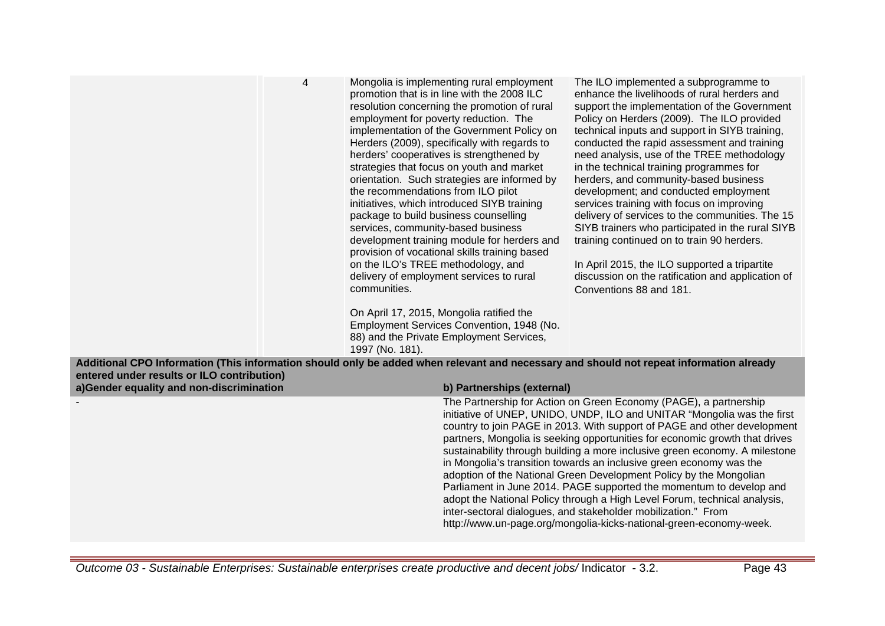| | | | |
|---|---|---|---|
| | 4 | Mongolia is implementing rural employment promotion that is in line with the 2008 ILC resolution concerning the promotion of rural employment for poverty reduction. The implementation of the Government Policy on Herders (2009), specifically with regards to herders' cooperatives is strengthened by strategies that focus on youth and market orientation. Such strategies are informed by the recommendations from ILO pilot initiatives, which introduced SIYB training package to build business counselling services, community-based business development training module for herders and provision of vocational skills training based on the ILO's TREE methodology, and delivery of employment services to rural communities.<br><br>On April 17, 2015, Mongolia ratified the Employment Services Convention, 1948 (No. 88) and the Private Employment Services, 1997 (No. 181). | The ILO implemented a subprogramme to enhance the livelihoods of rural herders and support the implementation of the Government Policy on Herders (2009). The ILO provided technical inputs and support in SIYB training, conducted the rapid assessment and training need analysis, use of the TREE methodology in the technical training programmes for herders, and community-based business development; and conducted employment services training with focus on improving delivery of services to the communities. The 15 SIYB trainers who participated in the rural SIYB training continued on to train 90 herders.<br><br>In April 2015, the ILO supported a tripartite discussion on the ratification and application of Conventions 88 and 181. |

**Additional CPO Information (This information should only be added when relevant and necessary and should not repeat information already entered under results or ILO contribution)**

| a)Gender equality and non-discrimination | b) Partnerships (external) |
|---|---|
| - | The Partnership for Action on Green Economy (PAGE), a partnership initiative of UNEP, UNIDO, UNDP, ILO and UNITAR "Mongolia was the first country to join PAGE in 2013. With support of PAGE and other development partners, Mongolia is seeking opportunities for economic growth that drives sustainability through building a more inclusive green economy. A milestone in Mongolia's transition towards an inclusive green economy was the adoption of the National Green Development Policy by the Mongolian Parliament in June 2014. PAGE supported the momentum to develop and adopt the National Policy through a High Level Forum, technical analysis, inter-sectoral dialogues, and stakeholder mobilization." From http://www.un-page.org/mongolia-kicks-national-green-economy-week. |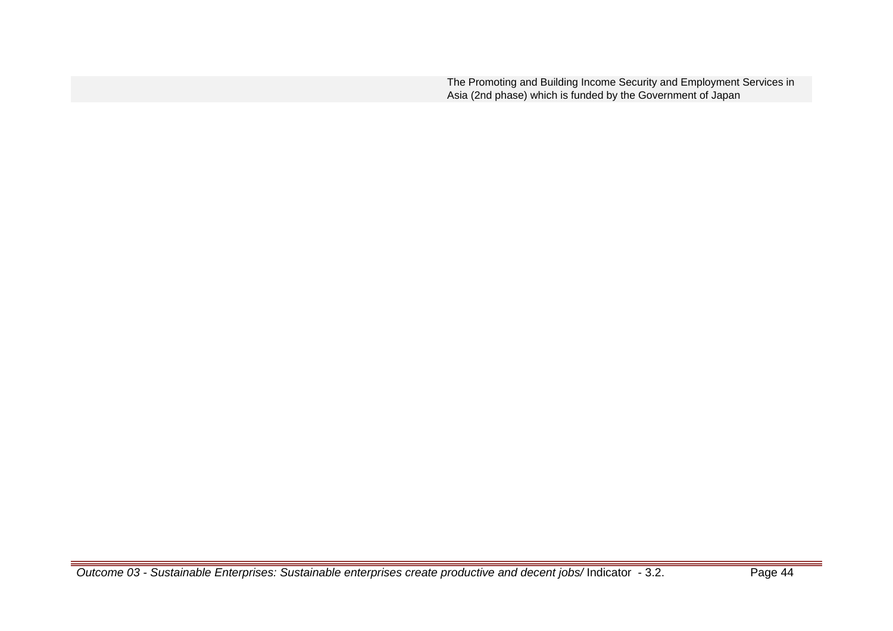| | |
|---|---|
| | The Promoting and Building Income Security and Employment Services in Asia (2nd phase) which is funded by the Government of Japan |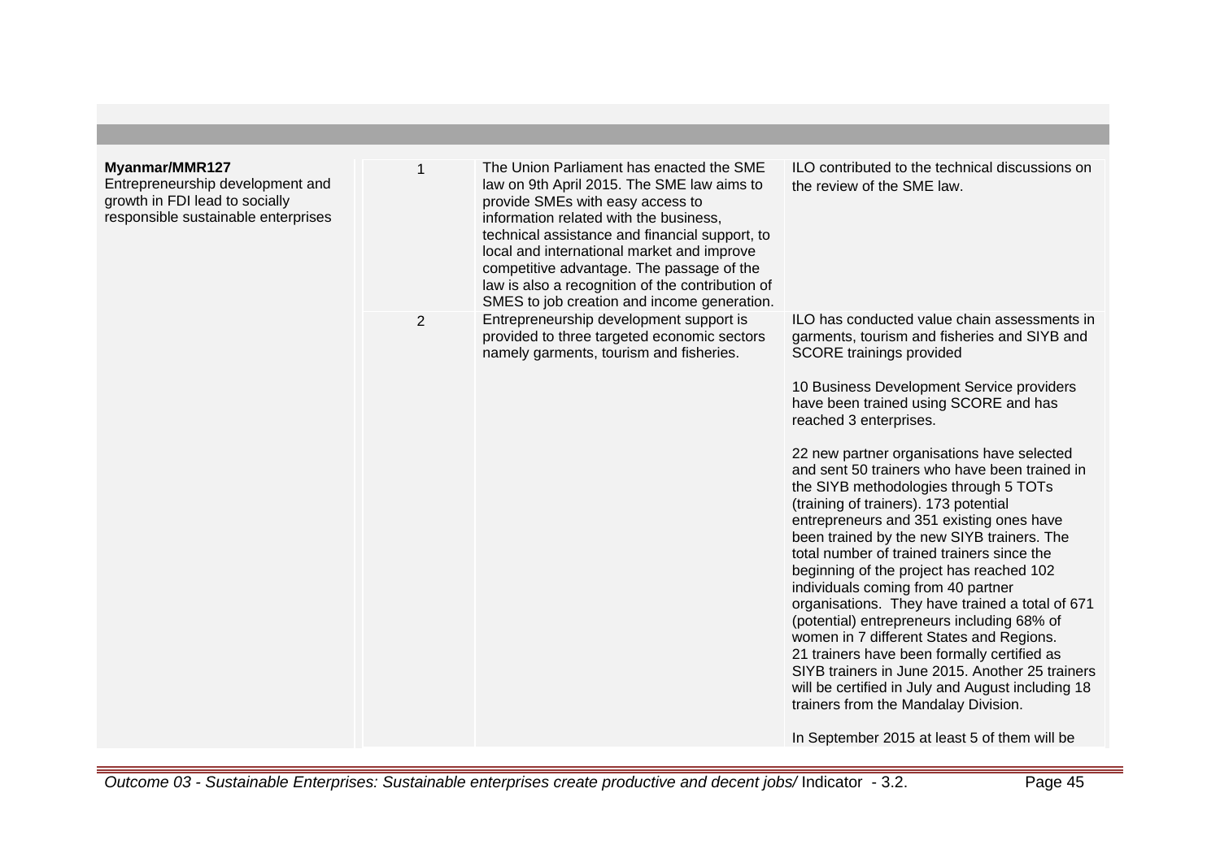| | | | |
|---|---|---|---|
| **Myanmar/MMR127**<br>Entrepreneurship development and growth in FDI lead to socially responsible sustainable enterprises | 1 | The Union Parliament has enacted the SME law on 9th April 2015. The SME law aims to provide SMEs with easy access to information related with the business, technical assistance and financial support, to local and international market and improve competitive advantage. The passage of the law is also a recognition of the contribution of SMES to job creation and income generation. | ILO contributed to the technical discussions on the review of the SME law. |
| | 2 | Entrepreneurship development support is provided to three targeted economic sectors namely garments, tourism and fisheries. | ILO has conducted value chain assessments in garments, tourism and fisheries and SIYB and SCORE trainings provided<br><br>10 Business Development Service providers have been trained using SCORE and has reached 3 enterprises.<br><br>22 new partner organisations have selected and sent 50 trainers who have been trained in the SIYB methodologies through 5 TOTs (training of trainers). 173 potential entrepreneurs and 351 existing ones have been trained by the new SIYB trainers. The total number of trained trainers since the beginning of the project has reached 102 individuals coming from 40 partner organisations. They have trained a total of 671 (potential) entrepreneurs including 68% of women in 7 different States and Regions. 21 trainers have been formally certified as SIYB trainers in June 2015. Another 25 trainers will be certified in July and August including 18 trainers from the Mandalay Division.<br><br>In September 2015 at least 5 of them will be |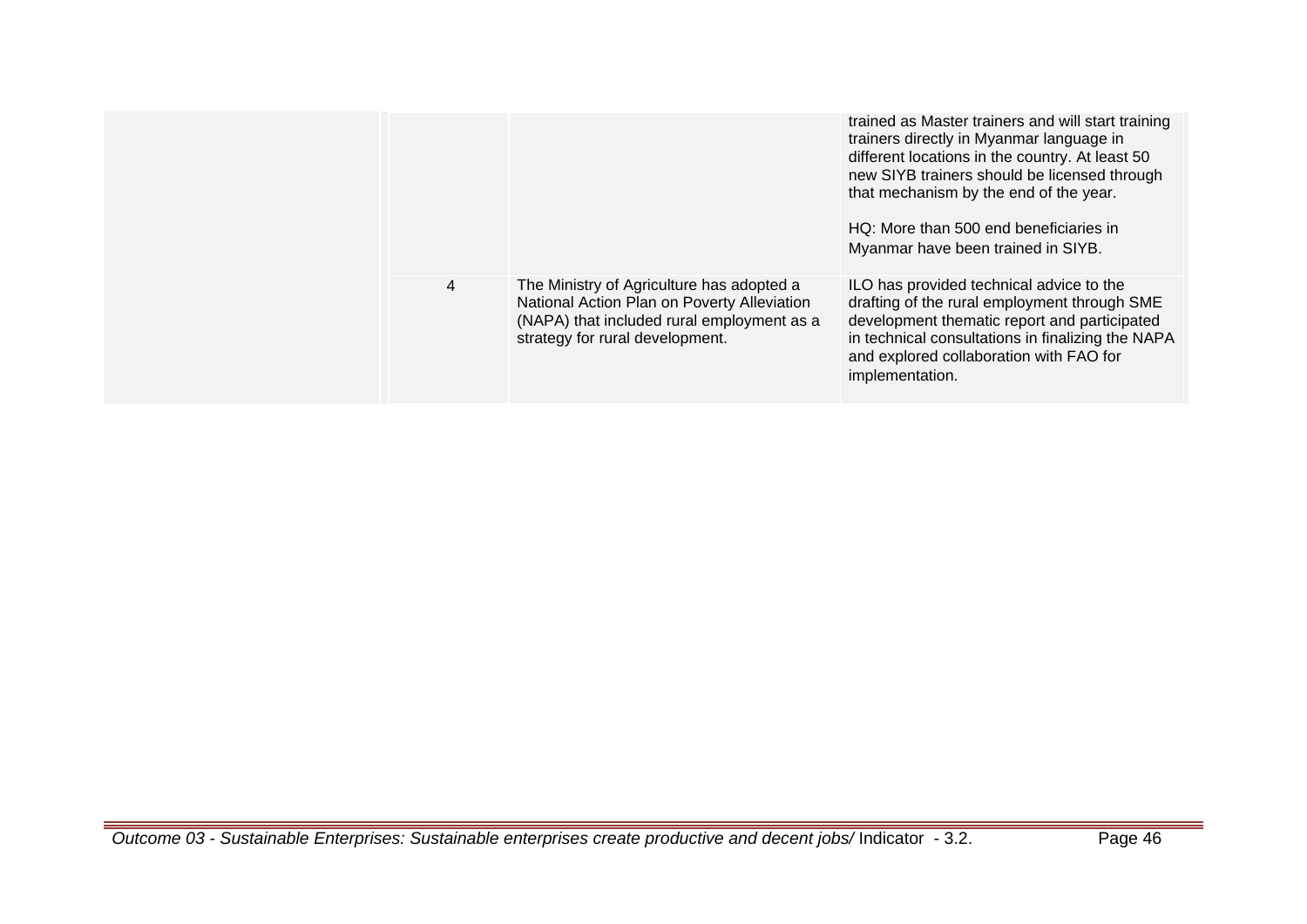| | | | |
|---|---|---|---|
| | | | trained as Master trainers and will start training trainers directly in Myanmar language in different locations in the country. At least 50 new SIYB trainers should be licensed through that mechanism by the end of the year.<br><br>HQ: More than 500 end beneficiaries in Myanmar have been trained in SIYB. |
| | 4 | The Ministry of Agriculture has adopted a National Action Plan on Poverty Alleviation (NAPA) that included rural employment as a strategy for rural development. | ILO has provided technical advice to the drafting of the rural employment through SME development thematic report and participated in technical consultations in finalizing the NAPA and explored collaboration with FAO for implementation. |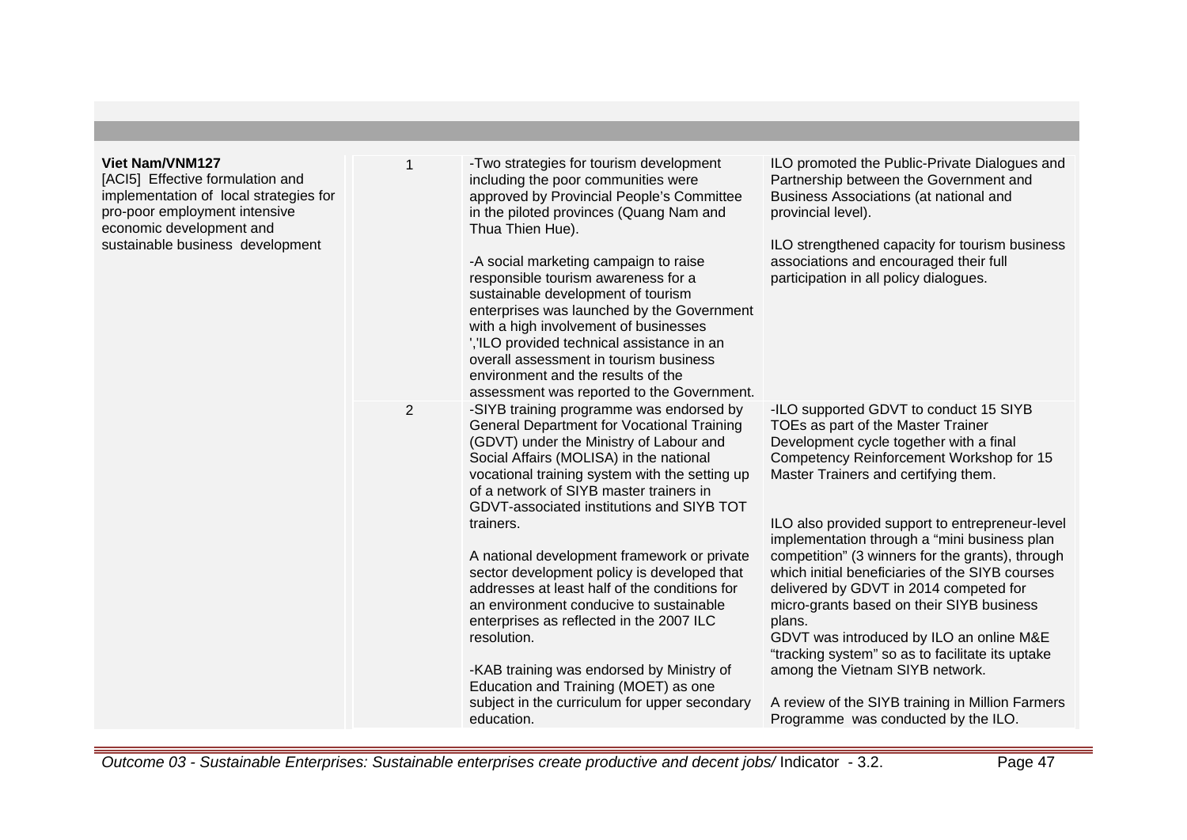| | | | |
|---|---|---|---|
| **Viet Nam/VNM127**<br>[ACI5] Effective formulation and implementation of local strategies for pro-poor employment intensive economic development and sustainable business development | 1 | -Two strategies for tourism development including the poor communities were approved by Provincial People's Committee in the piloted provinces (Quang Nam and Thua Thien Hue).<br><br>-A social marketing campaign to raise responsible tourism awareness for a sustainable development of tourism enterprises was launched by the Government with a high involvement of businesses ','ILO provided technical assistance in an overall assessment in tourism business environment and the results of the assessment was reported to the Government. | ILO promoted the Public-Private Dialogues and Partnership between the Government and Business Associations (at national and provincial level).<br><br>ILO strengthened capacity for tourism business associations and encouraged their full participation in all policy dialogues. |
| | 2 | -SIYB training programme was endorsed by General Department for Vocational Training (GDVT) under the Ministry of Labour and Social Affairs (MOLISA) in the national vocational training system with the setting up of a network of SIYB master trainers in GDVT-associated institutions and SIYB TOT trainers.<br><br>A national development framework or private sector development policy is developed that addresses at least half of the conditions for an environment conducive to sustainable enterprises as reflected in the 2007 ILC resolution.<br><br>-KAB training was endorsed by Ministry of Education and Training (MOET) as one subject in the curriculum for upper secondary education. | -ILO supported GDVT to conduct 15 SIYB TOEs as part of the Master Trainer Development cycle together with a final Competency Reinforcement Workshop for 15 Master Trainers and certifying them.<br><br>ILO also provided support to entrepreneur-level implementation through a "mini business plan competition" (3 winners for the grants), through which initial beneficiaries of the SIYB courses delivered by GDVT in 2014 competed for micro-grants based on their SIYB business plans.<br>GDVT was introduced by ILO an online M&E "tracking system" so as to facilitate its uptake among the Vietnam SIYB network.<br><br>A review of the SIYB training in Million Farmers Programme was conducted by the ILO. |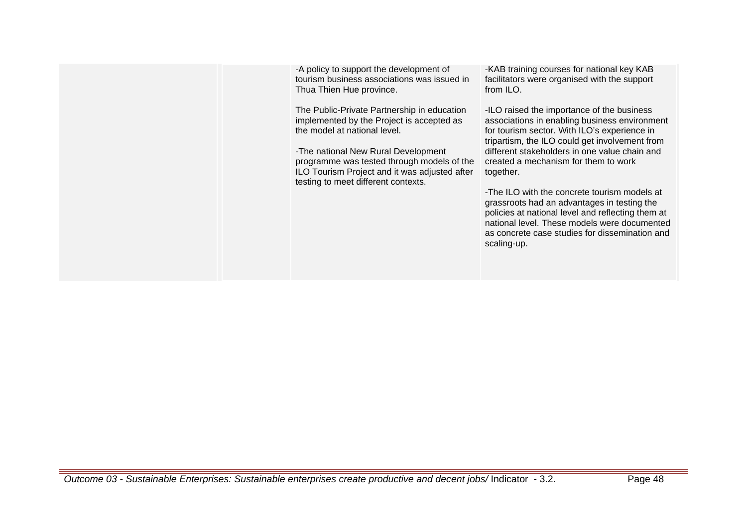| | | | |
|---|---|---|---|
| | | -A policy to support the development of tourism business associations was issued in Thua Thien Hue province.<br><br>The Public-Private Partnership in education implemented by the Project is accepted as the model at national level.<br><br>-The national New Rural Development programme was tested through models of the ILO Tourism Project and it was adjusted after testing to meet different contexts. | -KAB training courses for national key KAB facilitators were organised with the support from ILO.<br><br>-ILO raised the importance of the business associations in enabling business environment for tourism sector. With ILO's experience in tripartism, the ILO could get involvement from different stakeholders in one value chain and created a mechanism for them to work together.<br><br>-The ILO with the concrete tourism models at grassroots had an advantages in testing the policies at national level and reflecting them at national level. These models were documented as concrete case studies for dissemination and scaling-up. |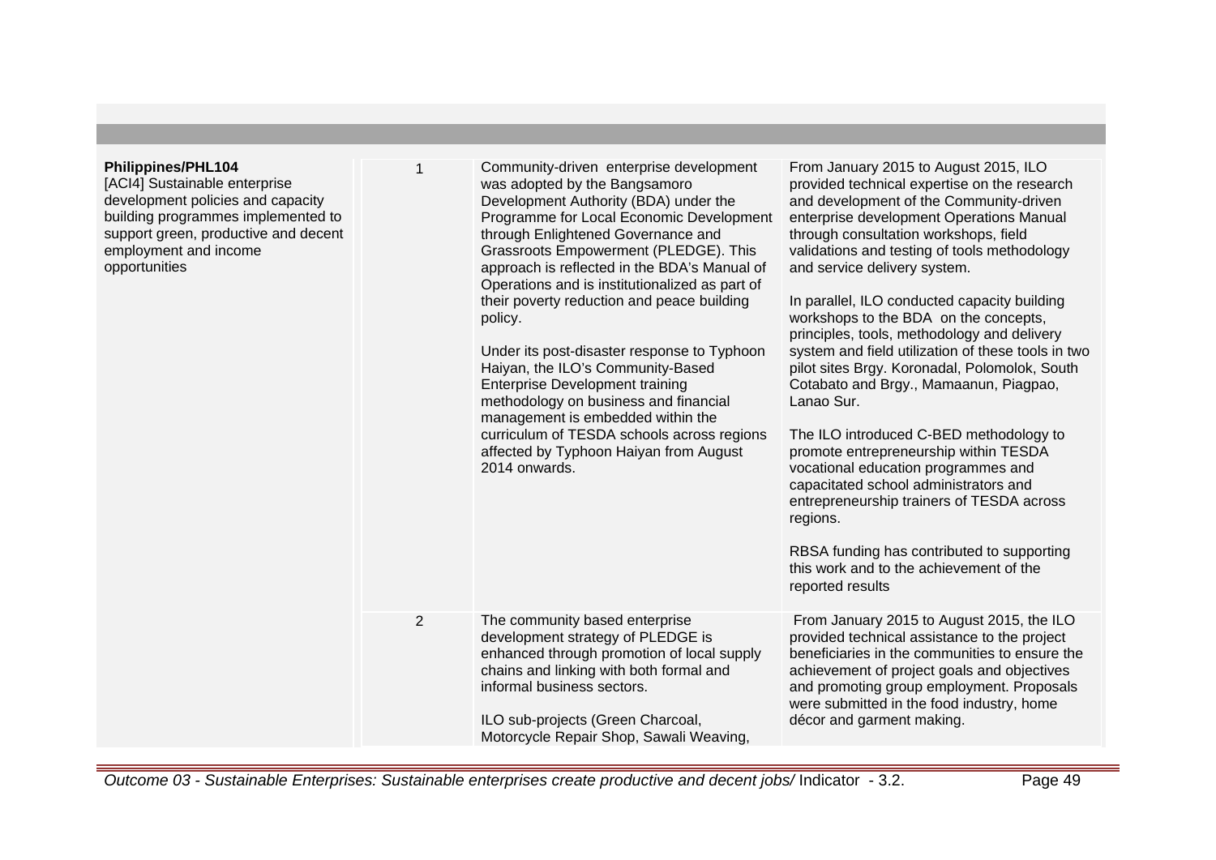| | | | |
|---|---|---|---|
| **Philippines/PHL104**<br>[ACI4] Sustainable enterprise development policies and capacity building programmes implemented to support green, productive and decent employment and income opportunities | 1 | Community-driven enterprise development was adopted by the Bangsamoro Development Authority (BDA) under the Programme for Local Economic Development through Enlightened Governance and Grassroots Empowerment (PLEDGE). This approach is reflected in the BDA's Manual of Operations and is institutionalized as part of their poverty reduction and peace building policy.<br><br>Under its post-disaster response to Typhoon Haiyan, the ILO's Community-Based Enterprise Development training methodology on business and financial management is embedded within the curriculum of TESDA schools across regions affected by Typhoon Haiyan from August 2014 onwards. | From January 2015 to August 2015, ILO provided technical expertise on the research and development of the Community-driven enterprise development Operations Manual through consultation workshops, field validations and testing of tools methodology and service delivery system.<br><br>In parallel, ILO conducted capacity building workshops to the BDA on the concepts, principles, tools, methodology and delivery system and field utilization of these tools in two pilot sites Brgy. Koronadal, Polomolok, South Cotabato and Brgy., Mamaanun, Piagpao, Lanao Sur.<br><br>The ILO introduced C-BED methodology to promote entrepreneurship within TESDA vocational education programmes and capacitated school administrators and entrepreneurship trainers of TESDA across regions.<br><br>RBSA funding has contributed to supporting this work and to the achievement of the reported results |
| | 2 | The community based enterprise development strategy of PLEDGE is enhanced through promotion of local supply chains and linking with both formal and informal business sectors.<br><br>ILO sub-projects (Green Charcoal, Motorcycle Repair Shop, Sawali Weaving, | From January 2015 to August 2015, the ILO provided technical assistance to the project beneficiaries in the communities to ensure the achievement of project goals and objectives and promoting group employment. Proposals were submitted in the food industry, home décor and garment making. |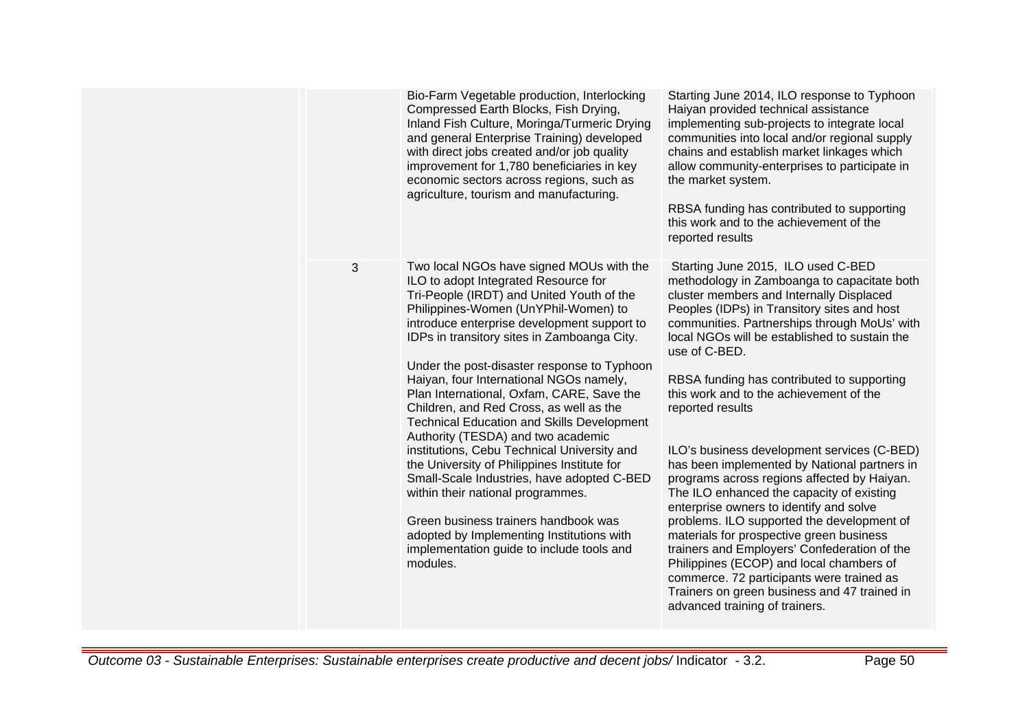| | | | |
|---|---|---|---|
| | | Bio-Farm Vegetable production, Interlocking Compressed Earth Blocks, Fish Drying, Inland Fish Culture, Moringa/Turmeric Drying and general Enterprise Training) developed with direct jobs created and/or job quality improvement for 1,780 beneficiaries in key economic sectors across regions, such as agriculture, tourism and manufacturing. | Starting June 2014, ILO response to Typhoon Haiyan provided technical assistance implementing sub-projects to integrate local communities into local and/or regional supply chains and establish market linkages which allow community-enterprises to participate in the market system.<br><br>RBSA funding has contributed to supporting this work and to the achievement of the reported results |
| | 3 | Two local NGOs have signed MOUs with the ILO to adopt Integrated Resource for Tri-People (IRDT) and United Youth of the Philippines-Women (UnYPhil-Women) to introduce enterprise development support to IDPs in transitory sites in Zamboanga City.<br><br>Under the post-disaster response to Typhoon Haiyan, four International NGOs namely, Plan International, Oxfam, CARE, Save the Children, and Red Cross, as well as the Technical Education and Skills Development Authority (TESDA) and two academic institutions, Cebu Technical University and the University of Philippines Institute for Small-Scale Industries, have adopted C-BED within their national programmes.<br><br>Green business trainers handbook was adopted by Implementing Institutions with implementation guide to include tools and modules. | Starting June 2015, ILO used C-BED methodology in Zamboanga to capacitate both cluster members and Internally Displaced Peoples (IDPs) in Transitory sites and host communities. Partnerships through MoUs' with local NGOs will be established to sustain the use of C-BED.<br><br>RBSA funding has contributed to supporting this work and to the achievement of the reported results<br><br>ILO's business development services (C-BED) has been implemented by National partners in programs across regions affected by Haiyan. The ILO enhanced the capacity of existing enterprise owners to identify and solve problems. ILO supported the development of materials for prospective green business trainers and Employers' Confederation of the Philippines (ECOP) and local chambers of commerce. 72 participants were trained as Trainers on green business and 47 trained in advanced training of trainers. |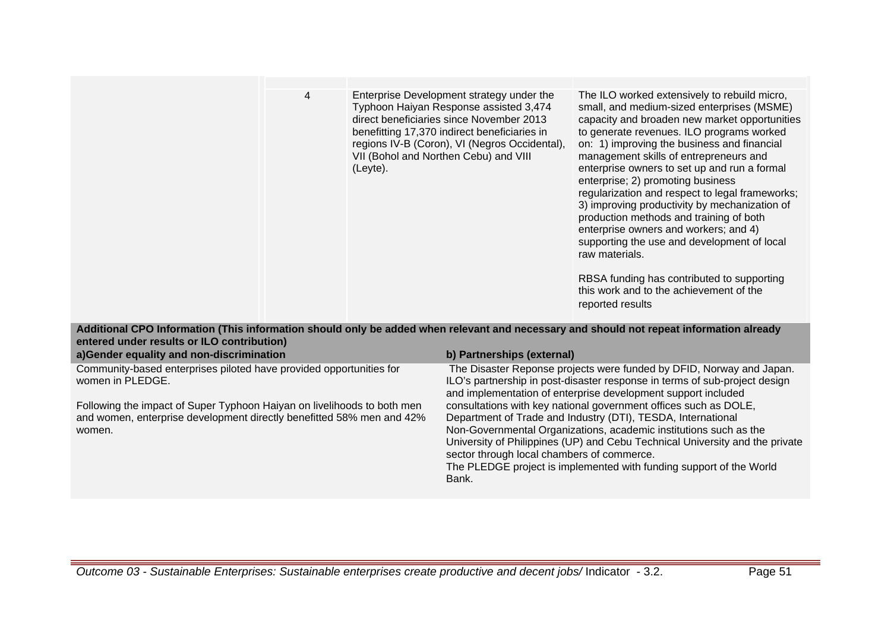| | | | |
|---|---|---|---|
| | 4 | Enterprise Development strategy under the Typhoon Haiyan Response assisted 3,474 direct beneficiaries since November 2013 benefitting 17,370 indirect beneficiaries in regions IV-B (Coron), VI (Negros Occidental), VII (Bohol and Northen Cebu) and VIII (Leyte). | The ILO worked extensively to rebuild micro, small, and medium-sized enterprises (MSME) capacity and broaden new market opportunities to generate revenues. ILO programs worked on: 1) improving the business and financial management skills of entrepreneurs and enterprise owners to set up and run a formal enterprise; 2) promoting business regularization and respect to legal frameworks; 3) improving productivity by mechanization of production methods and training of both enterprise owners and workers; and 4) supporting the use and development of local raw materials.<br><br>RBSA funding has contributed to supporting this work and to the achievement of the reported results |

**Additional CPO Information (This information should only be added when relevant and necessary and should not repeat information already entered under results or ILO contribution)**

| a)Gender equality and non-discrimination | b) Partnerships (external) |
|---|---|
| Community-based enterprises piloted have provided opportunities for women in PLEDGE.<br><br>Following the impact of Super Typhoon Haiyan on livelihoods to both men and women, enterprise development directly benefitted 58% men and 42% women. | The Disaster Reponse projects were funded by DFID, Norway and Japan. ILO's partnership in post-disaster response in terms of sub-project design and implementation of enterprise development support included consultations with key national government offices such as DOLE, Department of Trade and Industry (DTI), TESDA, International Non-Governmental Organizations, academic institutions such as the University of Philippines (UP) and Cebu Technical University and the private sector through local chambers of commerce.<br>The PLEDGE project is implemented with funding support of the World Bank. |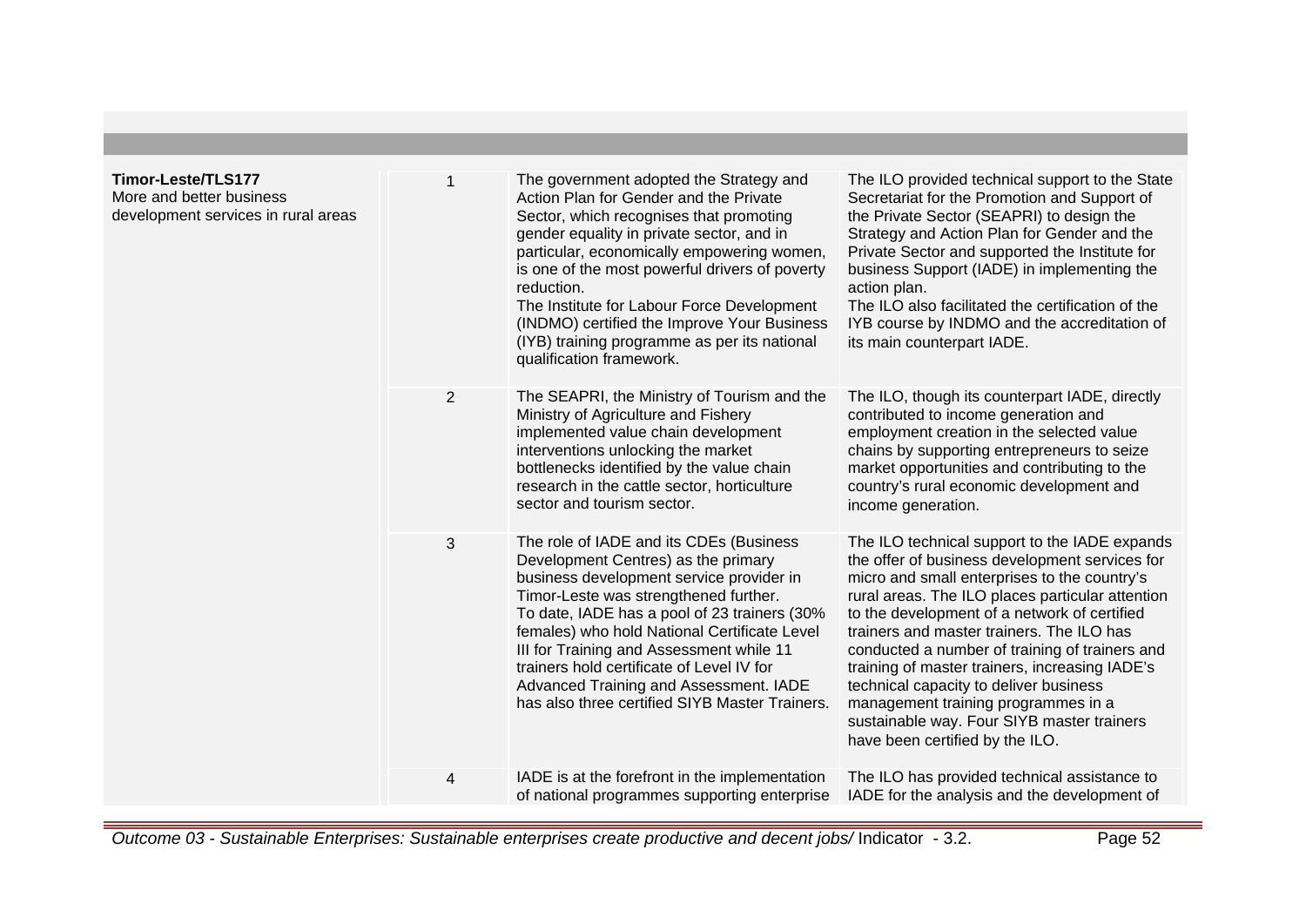| | | | |
|---|---|---|---|
| **Timor-Leste/TLS177**<br>More and better business development services in rural areas | 1 | The government adopted the Strategy and Action Plan for Gender and the Private Sector, which recognises that promoting gender equality in private sector, and in particular, economically empowering women, is one of the most powerful drivers of poverty reduction.<br>The Institute for Labour Force Development (INDMO) certified the Improve Your Business (IYB) training programme as per its national qualification framework. | The ILO provided technical support to the State Secretariat for the Promotion and Support of the Private Sector (SEAPRI) to design the Strategy and Action Plan for Gender and the Private Sector and supported the Institute for business Support (IADE) in implementing the action plan.<br>The ILO also facilitated the certification of the IYB course by INDMO and the accreditation of its main counterpart IADE. |
| | 2 | The SEAPRI, the Ministry of Tourism and the Ministry of Agriculture and Fishery implemented value chain development interventions unlocking the market bottlenecks identified by the value chain research in the cattle sector, horticulture sector and tourism sector. | The ILO, though its counterpart IADE, directly contributed to income generation and employment creation in the selected value chains by supporting entrepreneurs to seize market opportunities and contributing to the country's rural economic development and income generation. |
| | 3 | The role of IADE and its CDEs (Business Development Centres) as the primary business development service provider in Timor-Leste was strengthened further.<br>To date, IADE has a pool of 23 trainers (30% females) who hold National Certificate Level III for Training and Assessment while 11 trainers hold certificate of Level IV for Advanced Training and Assessment. IADE has also three certified SIYB Master Trainers. | The ILO technical support to the IADE expands the offer of business development services for micro and small enterprises to the country's rural areas. The ILO places particular attention to the development of a network of certified trainers and master trainers. The ILO has conducted a number of training of trainers and training of master trainers, increasing IADE's technical capacity to deliver business management training programmes in a sustainable way. Four SIYB master trainers have been certified by the ILO. |
| | 4 | IADE is at the forefront in the implementation of national programmes supporting enterprise | The ILO has provided technical assistance to IADE for the analysis and the development of |

*Outcome 03 - Sustainable Enterprises: Sustainable enterprises create productive and decent jobs/* Indicator - 3.2.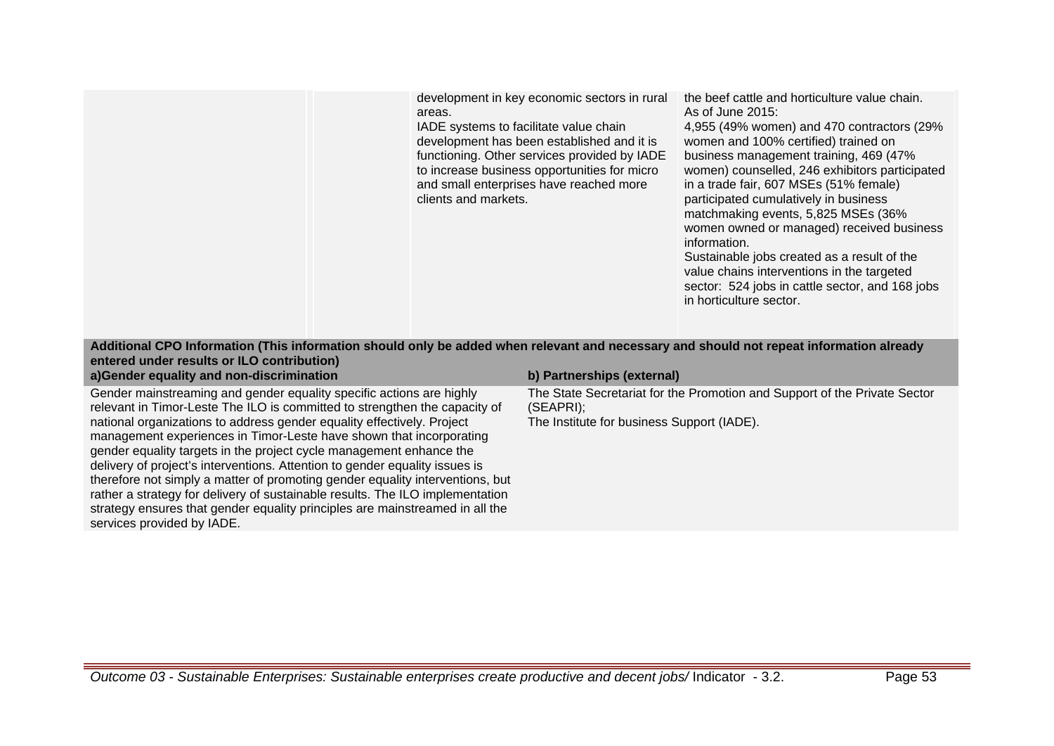| | | | |
|---|---|---|---|
| | | development in key economic sectors in rural areas.<br>IADE systems to facilitate value chain development has been established and it is functioning. Other services provided by IADE to increase business opportunities for micro and small enterprises have reached more clients and markets. | the beef cattle and horticulture value chain.<br>As of June 2015:<br>4,955 (49% women) and 470 contractors (29% women and 100% certified) trained on business management training, 469 (47% women) counselled, 246 exhibitors participated in a trade fair, 607 MSEs (51% female) participated cumulatively in business matchmaking events, 5,825 MSEs (36% women owned or managed) received business information.<br>Sustainable jobs created as a result of the value chains interventions in the targeted sector: 524 jobs in cattle sector, and 168 jobs in horticulture sector. |

**Additional CPO Information (This information should only be added when relevant and necessary and should not repeat information already entered under results or ILO contribution)**

| a)Gender equality and non-discrimination | b) Partnerships (external) |
|---|---|
| Gender mainstreaming and gender equality specific actions are highly relevant in Timor-Leste The ILO is committed to strengthen the capacity of national organizations to address gender equality effectively. Project management experiences in Timor-Leste have shown that incorporating gender equality targets in the project cycle management enhance the delivery of project's interventions. Attention to gender equality issues is therefore not simply a matter of promoting gender equality interventions, but rather a strategy for delivery of sustainable results. The ILO implementation strategy ensures that gender equality principles are mainstreamed in all the services provided by IADE. | The State Secretariat for the Promotion and Support of the Private Sector (SEAPRI);<br>The Institute for business Support (IADE). |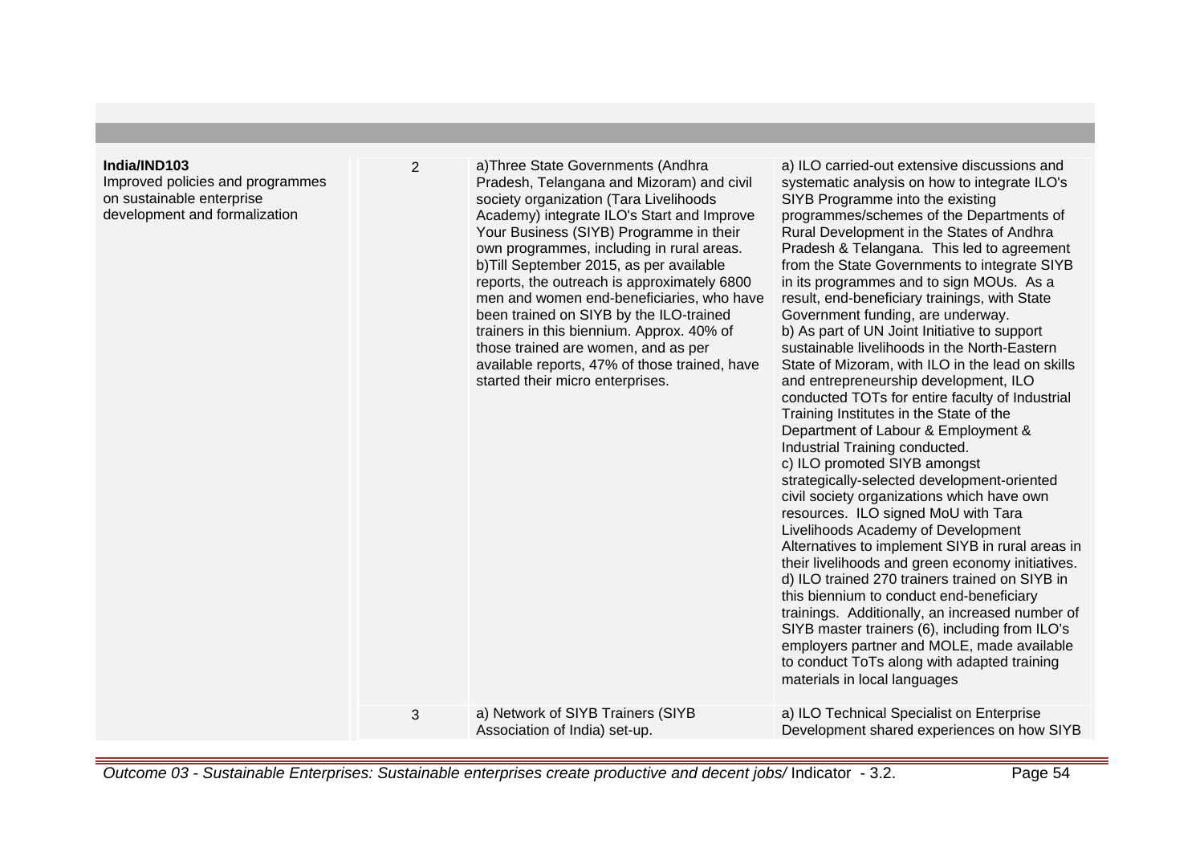| | | | |
|---|---|---|---|
| **India/IND103**<br>Improved policies and programmes on sustainable enterprise development and formalization | 2 | a)Three State Governments (Andhra Pradesh, Telangana and Mizoram) and civil society organization (Tara Livelihoods Academy) integrate ILO's Start and Improve Your Business (SIYB) Programme in their own programmes, including in rural areas.<br>b)Till September 2015, as per available reports, the outreach is approximately 6800 men and women end-beneficiaries, who have been trained on SIYB by the ILO-trained trainers in this biennium. Approx. 40% of those trained are women, and as per available reports, 47% of those trained, have started their micro enterprises. | a) ILO carried-out extensive discussions and systematic analysis on how to integrate ILO's SIYB Programme into the existing programmes/schemes of the Departments of Rural Development in the States of Andhra Pradesh & Telangana. This led to agreement from the State Governments to integrate SIYB in its programmes and to sign MOUs. As a result, end-beneficiary trainings, with State Government funding, are underway.<br>b) As part of UN Joint Initiative to support sustainable livelihoods in the North-Eastern State of Mizoram, with ILO in the lead on skills and entrepreneurship development, ILO conducted TOTs for entire faculty of Industrial Training Institutes in the State of the Department of Labour & Employment & Industrial Training conducted.<br>c) ILO promoted SIYB amongst strategically-selected development-oriented civil society organizations which have own resources. ILO signed MoU with Tara Livelihoods Academy of Development Alternatives to implement SIYB in rural areas in their livelihoods and green economy initiatives.<br>d) ILO trained 270 trainers trained on SIYB in this biennium to conduct end-beneficiary trainings. Additionally, an increased number of SIYB master trainers (6), including from ILO's employers partner and MOLE, made available to conduct ToTs along with adapted training materials in local languages |
| | 3 | a) Network of SIYB Trainers (SIYB Association of India) set-up. | a) ILO Technical Specialist on Enterprise Development shared experiences on how SIYB |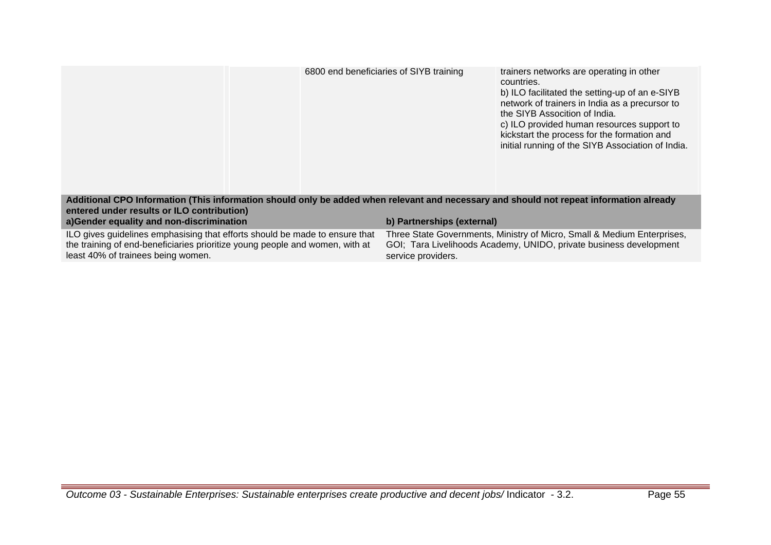| | | | |
|---|---|---|---|
| | | 6800 end beneficiaries of SIYB training | trainers networks are operating in other countries.<br>b) ILO facilitated the setting-up of an e-SIYB network of trainers in India as a precursor to the SIYB Assocition of India.<br>c) ILO provided human resources support to kickstart the process for the formation and initial running of the SIYB Association of India. |

**Additional CPO Information (This information should only be added when relevant and necessary and should not repeat information already entered under results or ILO contribution)**

| a)Gender equality and non-discrimination | b) Partnerships (external) |
|---|---|
| ILO gives guidelines emphasising that efforts should be made to ensure that the training of end-beneficiaries prioritize young people and women, with at least 40% of trainees being women. | Three State Governments, Ministry of Micro, Small & Medium Enterprises, GOI; Tara Livelihoods Academy, UNIDO, private business development service providers. |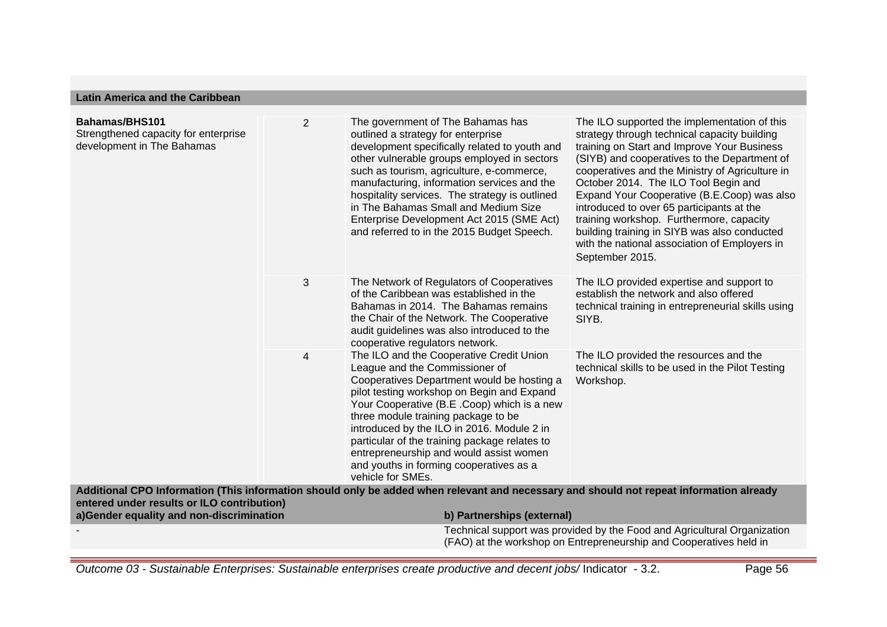**Latin America and the Caribbean**

| | | | |
|---|---|---|---|
| **Bahamas/BHS101**<br>Strengthened capacity for enterprise development in The Bahamas | 2 | The government of The Bahamas has outlined a strategy for enterprise development specifically related to youth and other vulnerable groups employed in sectors such as tourism, agriculture, e-commerce, manufacturing, information services and the hospitality services. The strategy is outlined in The Bahamas Small and Medium Size Enterprise Development Act 2015 (SME Act) and referred to in the 2015 Budget Speech. | The ILO supported the implementation of this strategy through technical capacity building training on Start and Improve Your Business (SIYB) and cooperatives to the Department of cooperatives and the Ministry of Agriculture in October 2014. The ILO Tool Begin and Expand Your Cooperative (B.E.Coop) was also introduced to over 65 participants at the training workshop. Furthermore, capacity building training in SIYB was also conducted with the national association of Employers in September 2015. |
| | 3 | The Network of Regulators of Cooperatives of the Caribbean was established in the Bahamas in 2014. The Bahamas remains the Chair of the Network. The Cooperative audit guidelines was also introduced to the cooperative regulators network. | The ILO provided expertise and support to establish the network and also offered technical training in entrepreneurial skills using SIYB. |
| | 4 | The ILO and the Cooperative Credit Union League and the Commissioner of Cooperatives Department would be hosting a pilot testing workshop on Begin and Expand Your Cooperative (B.E .Coop) which is a new three module training package to be introduced by the ILO in 2016. Module 2 in particular of the training package relates to entrepreneurship and would assist women and youths in forming cooperatives as a vehicle for SMEs. | The ILO provided the resources and the technical skills to be used in the Pilot Testing Workshop. |

**Additional CPO Information (This information should only be added when relevant and necessary and should not repeat information already entered under results or ILO contribution)**

| a)Gender equality and non-discrimination | b) Partnerships (external) |
|---|---|
| - | Technical support was provided by the Food and Agricultural Organization (FAO) at the workshop on Entrepreneurship and Cooperatives held in |

*Outcome 03 - Sustainable Enterprises: Sustainable enterprises create productive and decent jobs/* Indicator - 3.2.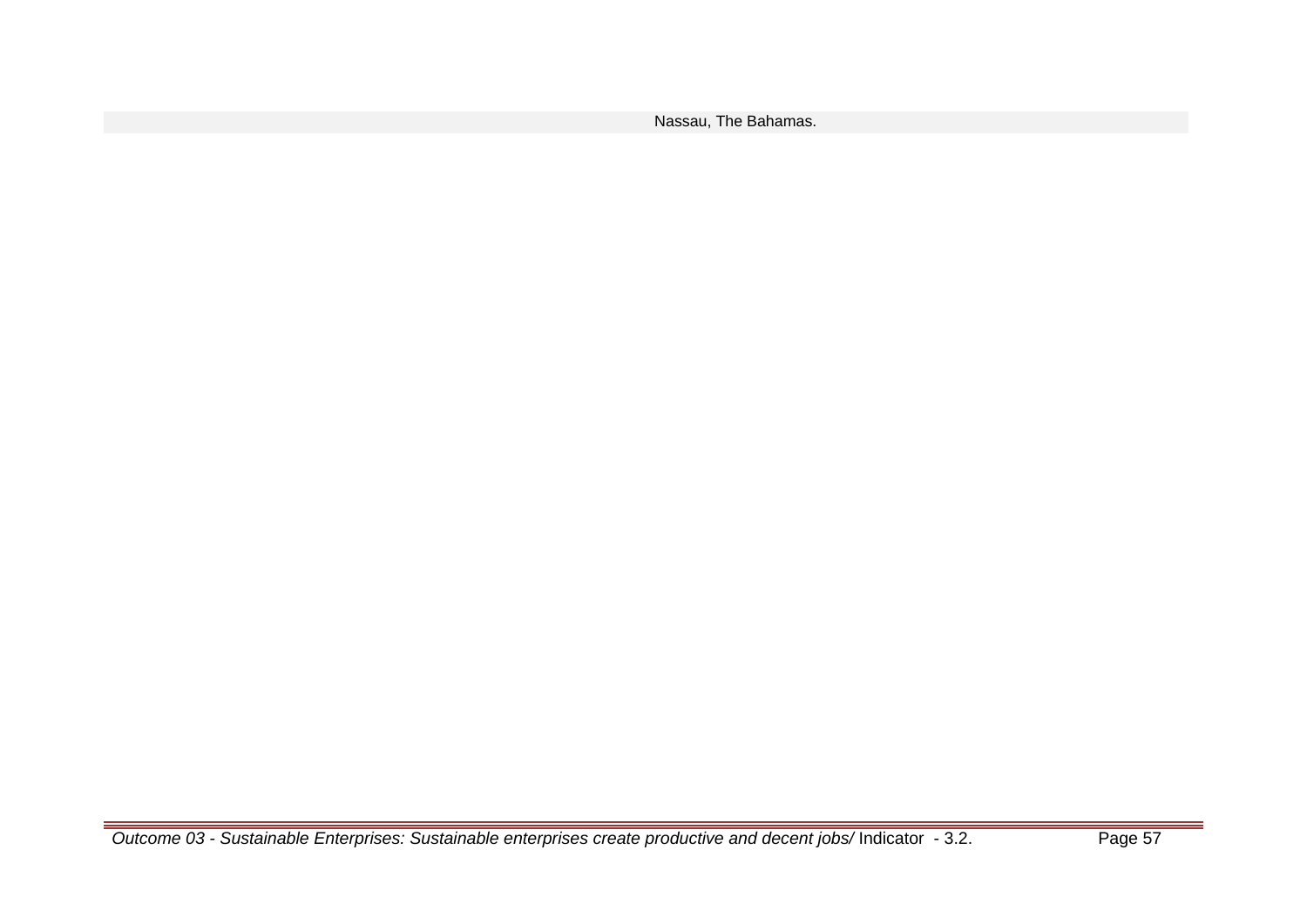Nassau, The Bahamas.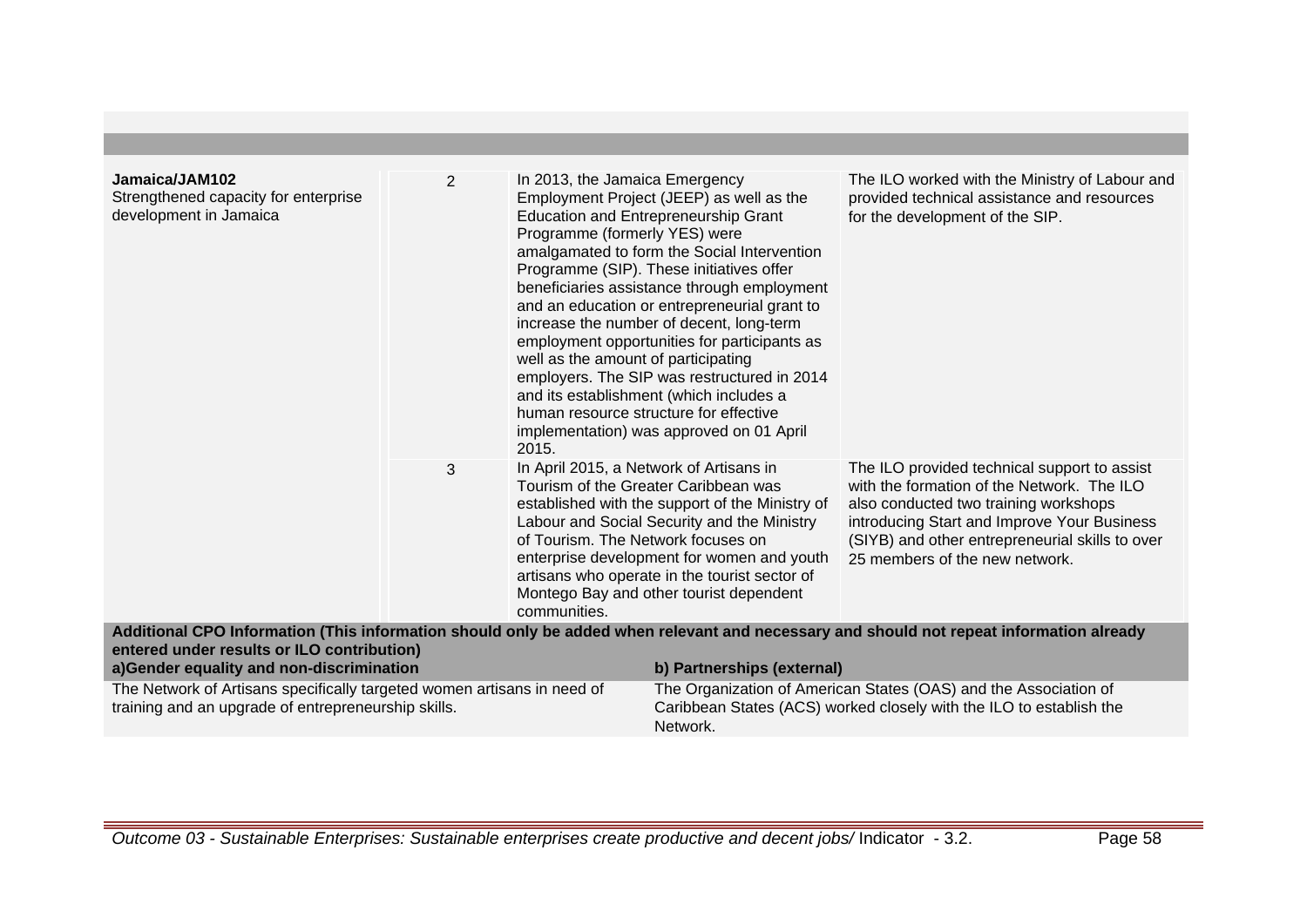| | | | |
|---|---|---|---|
| **Jamaica/JAM102** Strengthened capacity for enterprise development in Jamaica | 2 | In 2013, the Jamaica Emergency Employment Project (JEEP) as well as the Education and Entrepreneurship Grant Programme (formerly YES) were amalgamated to form the Social Intervention Programme (SIP). These initiatives offer beneficiaries assistance through employment and an education or entrepreneurial grant to increase the number of decent, long-term employment opportunities for participants as well as the amount of participating employers. The SIP was restructured in 2014 and its establishment (which includes a human resource structure for effective implementation) was approved on 01 April 2015. | The ILO worked with the Ministry of Labour and provided technical assistance and resources for the development of the SIP. |
| | 3 | In April 2015, a Network of Artisans in Tourism of the Greater Caribbean was established with the support of the Ministry of Labour and Social Security and the Ministry of Tourism. The Network focuses on enterprise development for women and youth artisans who operate in the tourist sector of Montego Bay and other tourist dependent communities. | The ILO provided technical support to assist with the formation of the Network. The ILO also conducted two training workshops introducing Start and Improve Your Business (SIYB) and other entrepreneurial skills to over 25 members of the new network. |

**Additional CPO Information (This information should only be added when relevant and necessary and should not repeat information already entered under results or ILO contribution)**

| a)Gender equality and non-discrimination | b) Partnerships (external) |
|---|---|
| The Network of Artisans specifically targeted women artisans in need of training and an upgrade of entrepreneurship skills. | The Organization of American States (OAS) and the Association of Caribbean States (ACS) worked closely with the ILO to establish the Network. |

*Outcome 03 - Sustainable Enterprises: Sustainable enterprises create productive and decent jobs/* Indicator - 3.2.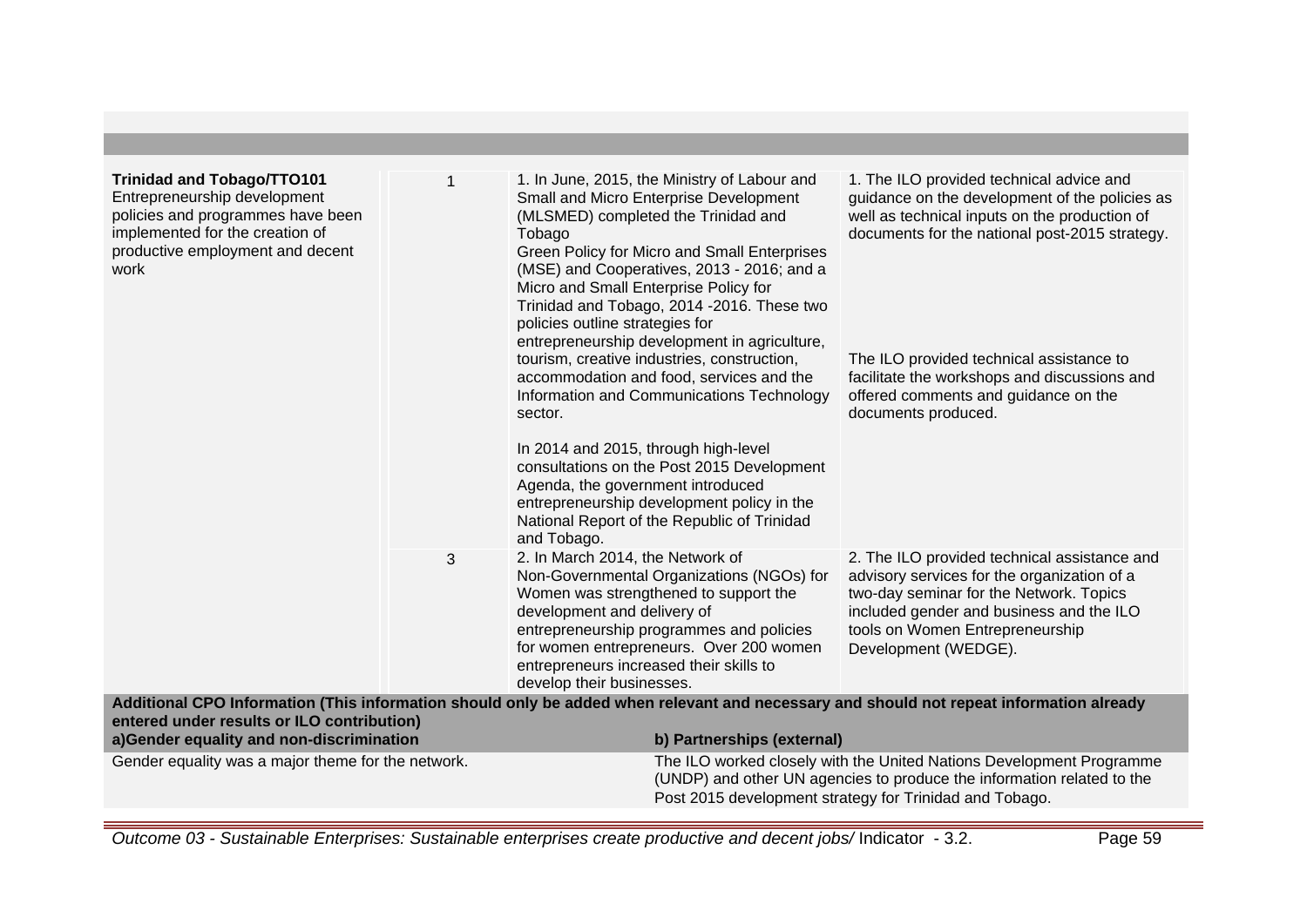| | | | |
|---|---|---|---|
| **Trinidad and Tobago/TTO101**<br>Entrepreneurship development policies and programmes have been implemented for the creation of productive employment and decent work | 1 | 1. In June, 2015, the Ministry of Labour and Small and Micro Enterprise Development (MLSMED) completed the Trinidad and Tobago Green Policy for Micro and Small Enterprises (MSE) and Cooperatives, 2013 - 2016; and a Micro and Small Enterprise Policy for Trinidad and Tobago, 2014 -2016. These two policies outline strategies for entrepreneurship development in agriculture, tourism, creative industries, construction, accommodation and food, services and the Information and Communications Technology sector.<br><br>In 2014 and 2015, through high-level consultations on the Post 2015 Development Agenda, the government introduced entrepreneurship development policy in the National Report of the Republic of Trinidad and Tobago. | 1. The ILO provided technical advice and guidance on the development of the policies as well as technical inputs on the production of documents for the national post-2015 strategy.<br><br>The ILO provided technical assistance to facilitate the workshops and discussions and offered comments and guidance on the documents produced. |
| | 3 | 2. In March 2014, the Network of Non-Governmental Organizations (NGOs) for Women was strengthened to support the development and delivery of entrepreneurship programmes and policies for women entrepreneurs. Over 200 women entrepreneurs increased their skills to develop their businesses. | 2. The ILO provided technical assistance and advisory services for the organization of a two-day seminar for the Network. Topics included gender and business and the ILO tools on Women Entrepreneurship Development (WEDGE). |

**Additional CPO Information (This information should only be added when relevant and necessary and should not repeat information already entered under results or ILO contribution)**

| a)Gender equality and non-discrimination | b) Partnerships (external) |
|---|---|
| Gender equality was a major theme for the network. | The ILO worked closely with the United Nations Development Programme (UNDP) and other UN agencies to produce the information related to the Post 2015 development strategy for Trinidad and Tobago. |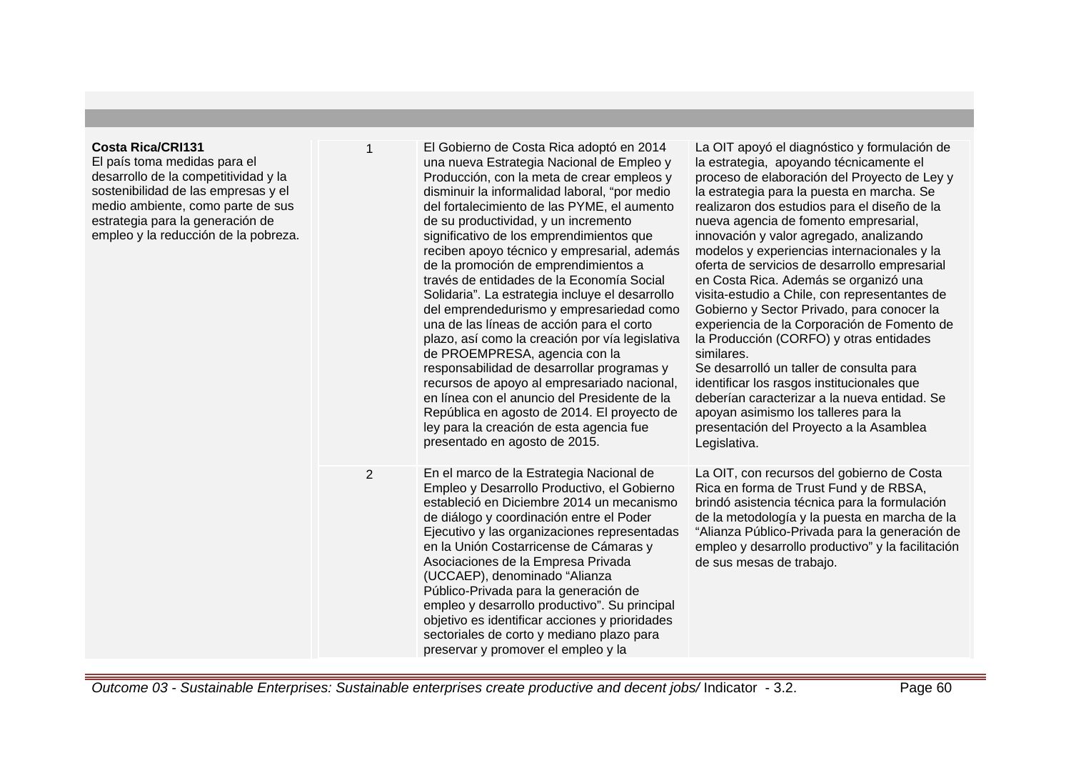| | | | |
|---|---|---|---|
| **Costa Rica/CRI131**<br>El país toma medidas para el desarrollo de la competitividad y la sostenibilidad de las empresas y el medio ambiente, como parte de sus estrategia para la generación de empleo y la reducción de la pobreza. | 1 | El Gobierno de Costa Rica adoptó en 2014 una nueva Estrategia Nacional de Empleo y Producción, con la meta de crear empleos y disminuir la informalidad laboral, "por medio del fortalecimiento de las PYME, el aumento de su productividad, y un incremento significativo de los emprendimientos que reciben apoyo técnico y empresarial, además de la promoción de emprendimientos a través de entidades de la Economía Social Solidaria". La estrategia incluye el desarrollo del emprendedurismo y empresariedad como una de las líneas de acción para el corto plazo, así como la creación por vía legislativa de PROEMPRESA, agencia con la responsabilidad de desarrollar programas y recursos de apoyo al empresariado nacional, en línea con el anuncio del Presidente de la República en agosto de 2014. El proyecto de ley para la creación de esta agencia fue presentado en agosto de 2015. | La OIT apoyó el diagnóstico y formulación de la estrategia, apoyando técnicamente el proceso de elaboración del Proyecto de Ley y la estrategia para la puesta en marcha. Se realizaron dos estudios para el diseño de la nueva agencia de fomento empresarial, innovación y valor agregado, analizando modelos y experiencias internacionales y la oferta de servicios de desarrollo empresarial en Costa Rica. Además se organizó una visita-estudio a Chile, con representantes de Gobierno y Sector Privado, para conocer la experiencia de la Corporación de Fomento de la Producción (CORFO) y otras entidades similares.<br>Se desarrolló un taller de consulta para identificar los rasgos institucionales que deberían caracterizar a la nueva entidad. Se apoyan asimismo los talleres para la presentación del Proyecto a la Asamblea Legislativa. |
| | 2 | En el marco de la Estrategia Nacional de Empleo y Desarrollo Productivo, el Gobierno estableció en Diciembre 2014 un mecanismo de diálogo y coordinación entre el Poder Ejecutivo y las organizaciones representadas en la Unión Costarricense de Cámaras y Asociaciones de la Empresa Privada (UCCAEP), denominado "Alianza Público-Privada para la generación de empleo y desarrollo productivo". Su principal objetivo es identificar acciones y prioridades sectoriales de corto y mediano plazo para preservar y promover el empleo y la | La OIT, con recursos del gobierno de Costa Rica en forma de Trust Fund y de RBSA, brindó asistencia técnica para la formulación de la metodología y la puesta en marcha de la "Alianza Público-Privada para la generación de empleo y desarrollo productivo" y la facilitación de sus mesas de trabajo. |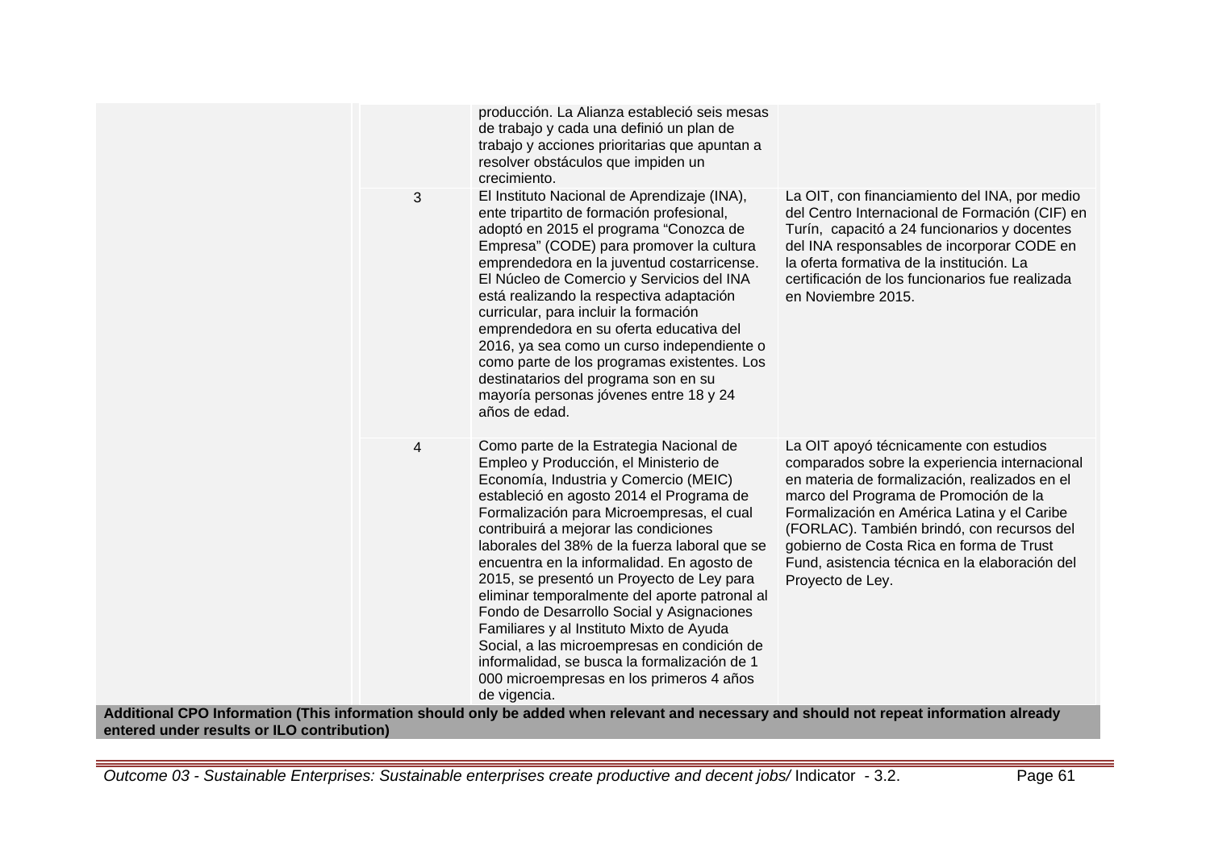| | | | |
|---|---|---|---|
| | | producción. La Alianza estableció seis mesas de trabajo y cada una definió un plan de trabajo y acciones prioritarias que apuntan a resolver obstáculos que impiden un crecimiento. | |
| | 3 | El Instituto Nacional de Aprendizaje (INA), ente tripartito de formación profesional, adoptó en 2015 el programa "Conozca de Empresa" (CODE) para promover la cultura emprendedora en la juventud costarricense. El Núcleo de Comercio y Servicios del INA está realizando la respectiva adaptación curricular, para incluir la formación emprendedora en su oferta educativa del 2016, ya sea como un curso independiente o como parte de los programas existentes. Los destinatarios del programa son en su mayoría personas jóvenes entre 18 y 24 años de edad. | La OIT, con financiamiento del INA, por medio del Centro Internacional de Formación (CIF) en Turín, capacitó a 24 funcionarios y docentes del INA responsables de incorporar CODE en la oferta formativa de la institución. La certificación de los funcionarios fue realizada en Noviembre 2015. |
| | 4 | Como parte de la Estrategia Nacional de Empleo y Producción, el Ministerio de Economía, Industria y Comercio (MEIC) estableció en agosto 2014 el Programa de Formalización para Microempresas, el cual contribuirá a mejorar las condiciones laborales del 38% de la fuerza laboral que se encuentra en la informalidad. En agosto de 2015, se presentó un Proyecto de Ley para eliminar temporalmente del aporte patronal al Fondo de Desarrollo Social y Asignaciones Familiares y al Instituto Mixto de Ayuda Social, a las microempresas en condición de informalidad, se busca la formalización de 1 000 microempresas en los primeros 4 años de vigencia. | La OIT apoyó técnicamente con estudios comparados sobre la experiencia internacional en materia de formalización, realizados en el marco del Programa de Promoción de la Formalización en América Latina y el Caribe (FORLAC). También brindó, con recursos del gobierno de Costa Rica en forma de Trust Fund, asistencia técnica en la elaboración del Proyecto de Ley. |

**Additional CPO Information (This information should only be added when relevant and necessary and should not repeat information already entered under results or ILO contribution)**

*Outcome 03 - Sustainable Enterprises: Sustainable enterprises create productive and decent jobs/* Indicator - 3.2.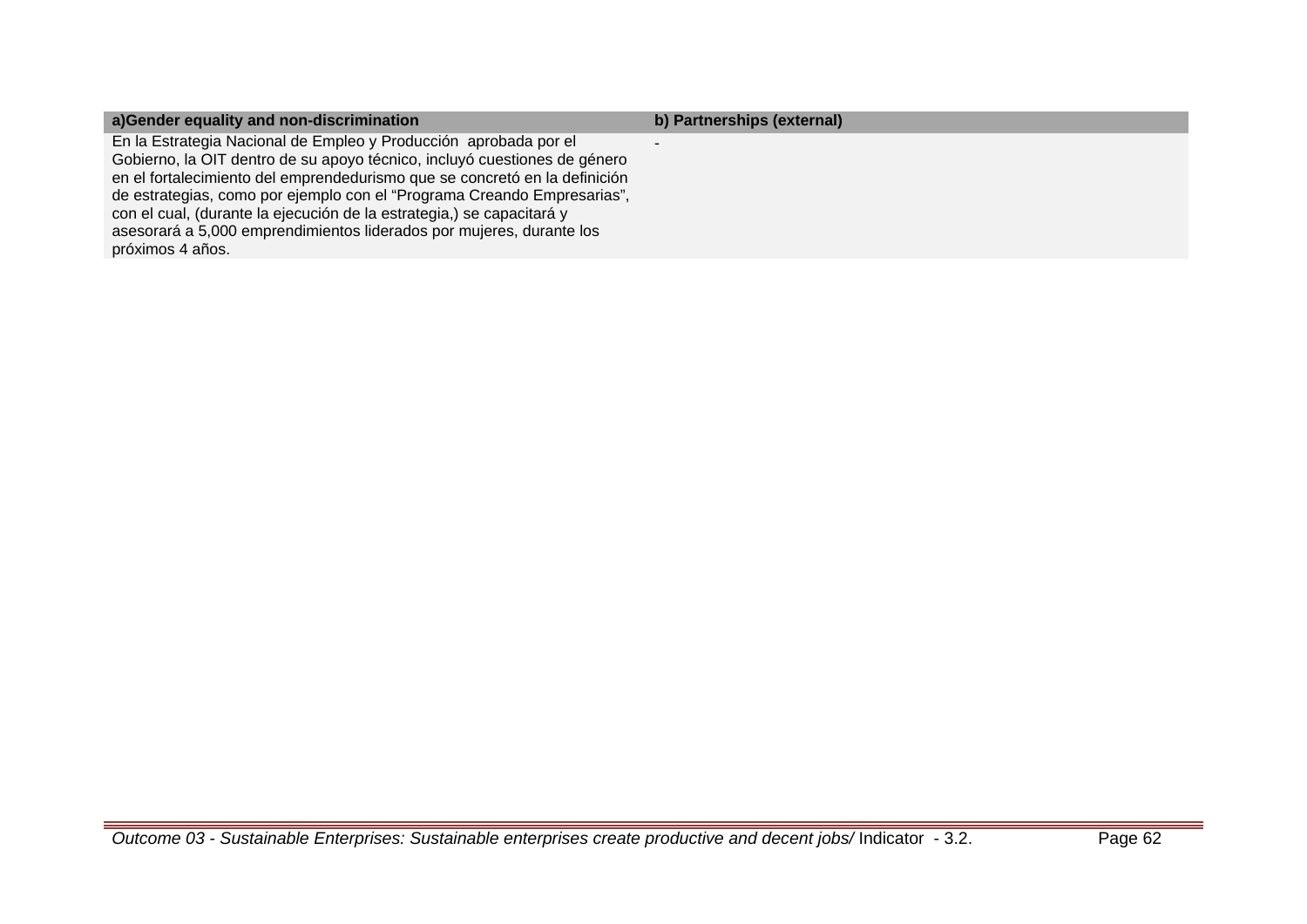| a)Gender equality and non-discrimination | b) Partnerships (external) |
| --- | --- |
| En la Estrategia Nacional de Empleo y Producción aprobada por el Gobierno, la OIT dentro de su apoyo técnico, incluyó cuestiones de género en el fortalecimiento del emprendedurismo que se concretó en la definición de estrategias, como por ejemplo con el "Programa Creando Empresarias", con el cual, (durante la ejecución de la estrategia,) se capacitará y asesorará a 5,000 emprendimientos liderados por mujeres, durante los próximos 4 años. | - |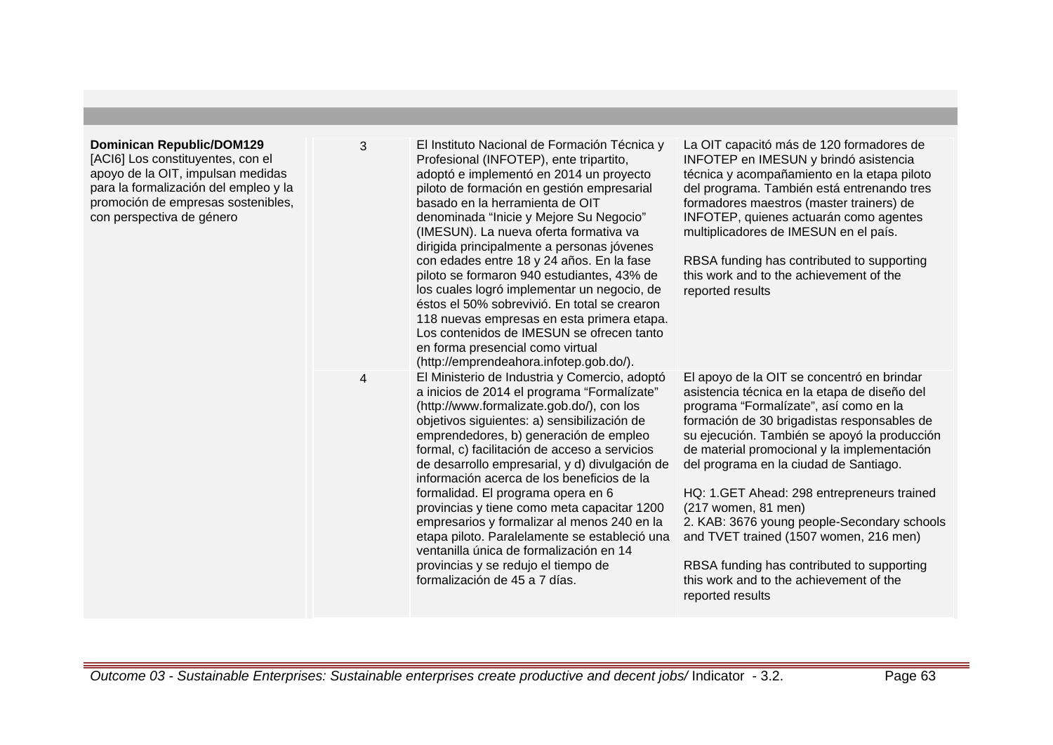| | | | |
|---|---|---|---|
| **Dominican Republic/DOM129**<br>[ACI6] Los constituyentes, con el apoyo de la OIT, impulsan medidas para la formalización del empleo y la promoción de empresas sostenibles, con perspectiva de género | 3 | El Instituto Nacional de Formación Técnica y Profesional (INFOTEP), ente tripartito, adoptó e implementó en 2014 un proyecto piloto de formación en gestión empresarial basado en la herramienta de OIT denominada "Inicie y Mejore Su Negocio" (IMESUN). La nueva oferta formativa va dirigida principalmente a personas jóvenes con edades entre 18 y 24 años. En la fase piloto se formaron 940 estudiantes, 43% de los cuales logró implementar un negocio, de éstos el 50% sobrevivió. En total se crearon 118 nuevas empresas en esta primera etapa. Los contenidos de IMESUN se ofrecen tanto en forma presencial como virtual (http://emprendeahora.infotep.gob.do/). | La OIT capacitó más de 120 formadores de INFOTEP en IMESUN y brindó asistencia técnica y acompañamiento en la etapa piloto del programa. También está entrenando tres formadores maestros (master trainers) de INFOTEP, quienes actuarán como agentes multiplicadores de IMESUN en el país.<br><br>RBSA funding has contributed to supporting this work and to the achievement of the reported results |
| | 4 | El Ministerio de Industria y Comercio, adoptó a inicios de 2014 el programa "Formalízate" (http://www.formalizate.gob.do/), con los objetivos siguientes: a) sensibilización de emprendedores, b) generación de empleo formal, c) facilitación de acceso a servicios de desarrollo empresarial, y d) divulgación de información acerca de los beneficios de la formalidad. El programa opera en 6 provincias y tiene como meta capacitar 1200 empresarios y formalizar al menos 240 en la etapa piloto. Paralelamente se estableció una ventanilla única de formalización en 14 provincias y se redujo el tiempo de formalización de 45 a 7 días. | El apoyo de la OIT se concentró en brindar asistencia técnica en la etapa de diseño del programa "Formalízate", así como en la formación de 30 brigadistas responsables de su ejecución. También se apoyó la producción de material promocional y la implementación del programa en la ciudad de Santiago.<br><br>HQ: 1.GET Ahead: 298 entrepreneurs trained (217 women, 81 men)<br>2. KAB: 3676 young people-Secondary schools and TVET trained (1507 women, 216 men)<br><br>RBSA funding has contributed to supporting this work and to the achievement of the reported results |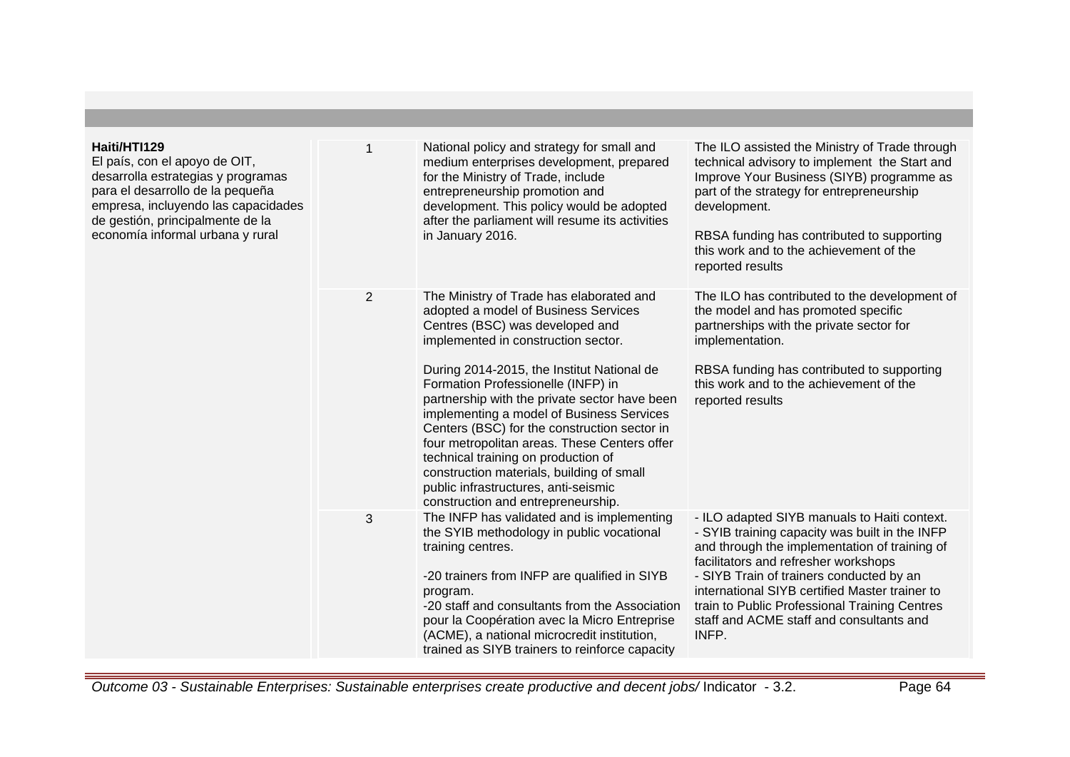| | | | |
|---|---|---|---|
| **Haiti/HTI129**<br>El país, con el apoyo de OIT, desarrolla estrategias y programas para el desarrollo de la pequeña empresa, incluyendo las capacidades de gestión, principalmente de la economía informal urbana y rural | 1 | National policy and strategy for small and medium enterprises development, prepared for the Ministry of Trade, include entrepreneurship promotion and development. This policy would be adopted after the parliament will resume its activities in January 2016. | The ILO assisted the Ministry of Trade through technical advisory to implement the Start and Improve Your Business (SIYB) programme as part of the strategy for entrepreneurship development.<br><br>RBSA funding has contributed to supporting this work and to the achievement of the reported results |
| | 2 | The Ministry of Trade has elaborated and adopted a model of Business Services Centres (BSC) was developed and implemented in construction sector.<br><br>During 2014-2015, the Institut National de Formation Professionelle (INFP) in partnership with the private sector have been implementing a model of Business Services Centers (BSC) for the construction sector in four metropolitan areas. These Centers offer technical training on production of construction materials, building of small public infrastructures, anti-seismic construction and entrepreneurship. | The ILO has contributed to the development of the model and has promoted specific partnerships with the private sector for implementation.<br><br>RBSA funding has contributed to supporting this work and to the achievement of the reported results |
| | 3 | The INFP has validated and is implementing the SYIB methodology in public vocational training centres.<br><br>-20 trainers from INFP are qualified in SIYB program.<br>-20 staff and consultants from the Association pour la Coopération avec la Micro Entreprise (ACME), a national microcredit institution, trained as SIYB trainers to reinforce capacity | - ILO adapted SIYB manuals to Haiti context.<br>- SYIB training capacity was built in the INFP and through the implementation of training of facilitators and refresher workshops<br>- SIYB Train of trainers conducted by an international SIYB certified Master trainer to train to Public Professional Training Centres staff and ACME staff and consultants and INFP. |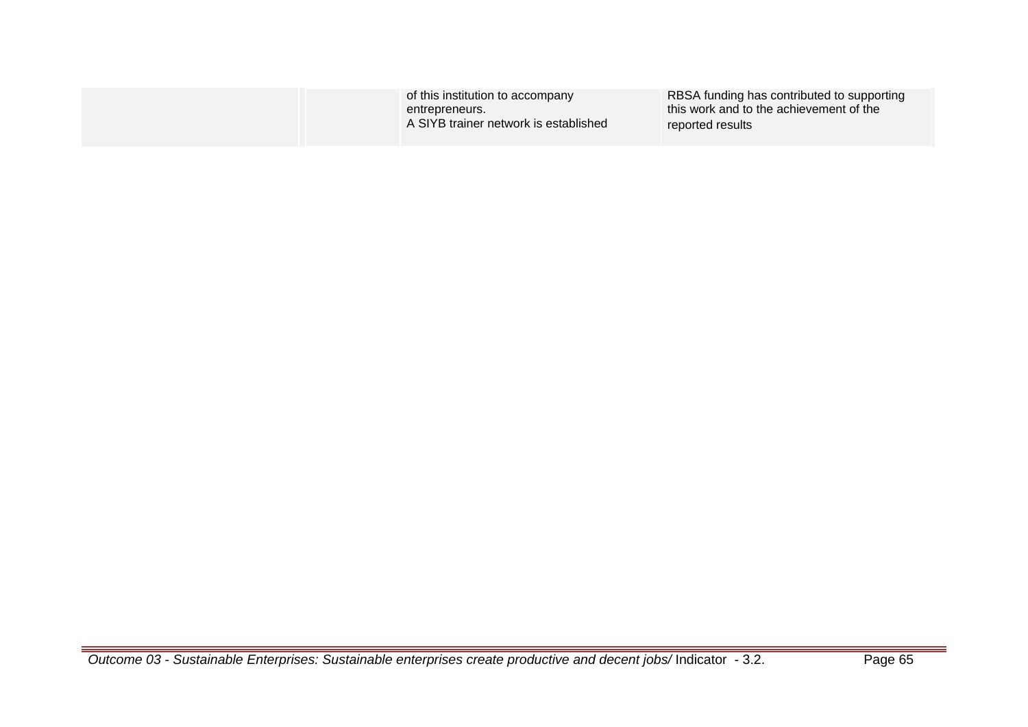|  |  | of this institution to accompany entrepreneurs.<br>A SIYB trainer network is established | RBSA funding has contributed to supporting this work and to the achievement of the reported results |
| --- | --- | --- | --- |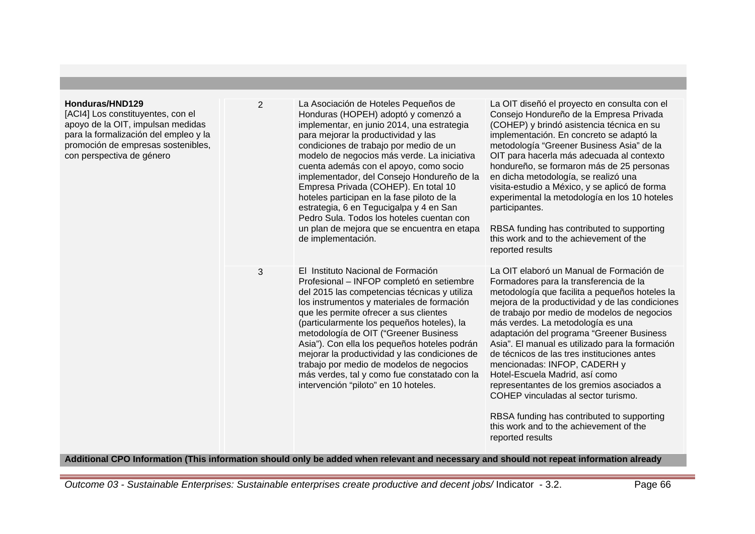| | | | |
|---|---|---|---|
| **Honduras/HND129**<br>[ACI4] Los constituyentes, con el apoyo de la OIT, impulsan medidas para la formalización del empleo y la promoción de empresas sostenibles, con perspectiva de género | 2 | La Asociación de Hoteles Pequeños de Honduras (HOPEH) adoptó y comenzó a implementar, en junio 2014, una estrategia para mejorar la productividad y las condiciones de trabajo por medio de un modelo de negocios más verde. La iniciativa cuenta además con el apoyo, como socio implementador, del Consejo Hondureño de la Empresa Privada (COHEP). En total 10 hoteles participan en la fase piloto de la estrategia, 6 en Tegucigalpa y 4 en San Pedro Sula. Todos los hoteles cuentan con un plan de mejora que se encuentra en etapa de implementación. | La OIT diseñó el proyecto en consulta con el Consejo Hondureño de la Empresa Privada (COHEP) y brindó asistencia técnica en su implementación. En concreto se adaptó la metodología "Greener Business Asia" de la OIT para hacerla más adecuada al contexto hondureño, se formaron más de 25 personas en dicha metodología, se realizó una visita-estudio a México, y se aplicó de forma experimental la metodología en los 10 hoteles participantes.<br><br>RBSA funding has contributed to supporting this work and to the achievement of the reported results |
| | 3 | El Instituto Nacional de Formación Profesional – INFOP completó en setiembre del 2015 las competencias técnicas y utiliza los instrumentos y materiales de formación que les permite ofrecer a sus clientes (particularmente los pequeños hoteles), la metodología de OIT ("Greener Business Asia"). Con ella los pequeños hoteles podrán mejorar la productividad y las condiciones de trabajo por medio de modelos de negocios más verdes, tal y como fue constatado con la intervención "piloto" en 10 hoteles. | La OIT elaboró un Manual de Formación de Formadores para la transferencia de la metodología que facilita a pequeños hoteles la mejora de la productividad y de las condiciones de trabajo por medio de modelos de negocios más verdes. La metodología es una adaptación del programa "Greener Business Asia". El manual es utilizado para la formación de técnicos de las tres instituciones antes mencionadas: INFOP, CADERH y Hotel-Escuela Madrid, así como representantes de los gremios asociados a COHEP vinculadas al sector turismo.<br><br>RBSA funding has contributed to supporting this work and to the achievement of the reported results |

**Additional CPO Information (This information should only be added when relevant and necessary and should not repeat information already**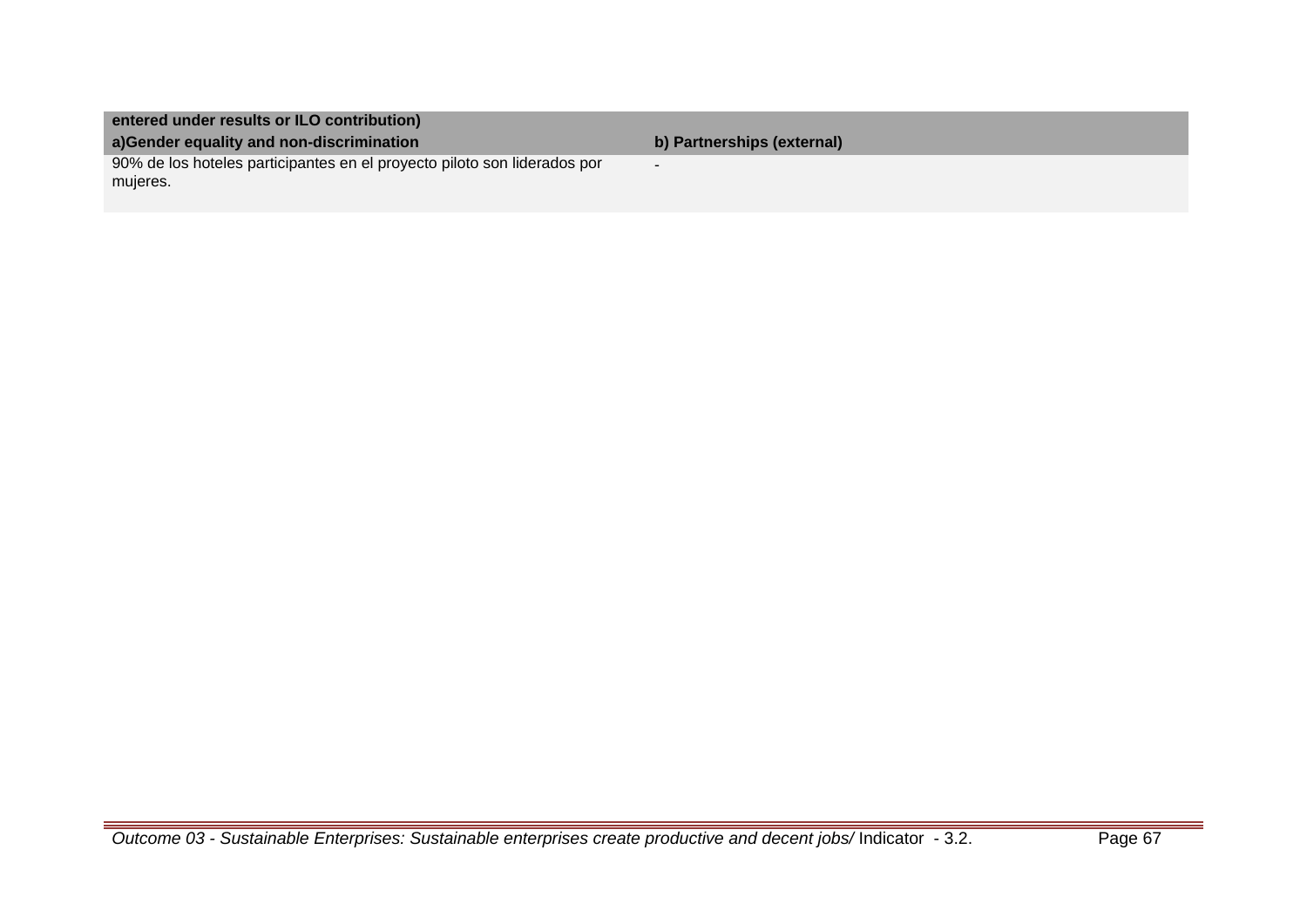| entered under results or ILO contribution) | |
|---|---|
| **a)Gender equality and non-discrimination** | **b) Partnerships (external)** |
| 90% de los hoteles participantes en el proyecto piloto son liderados por mujeres. | - |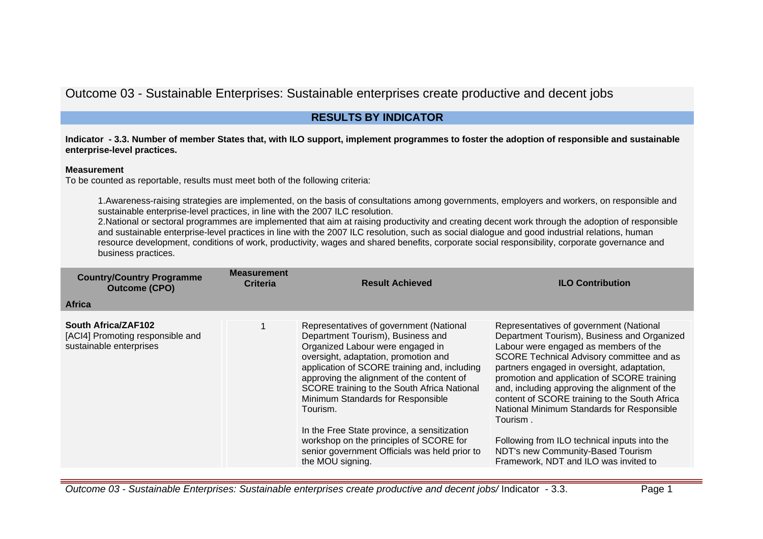# Outcome 03 - Sustainable Enterprises: Sustainable enterprises create productive and decent jobs

## RESULTS BY INDICATOR

**Indicator - 3.3. Number of member States that, with ILO support, implement programmes to foster the adoption of responsible and sustainable enterprise-level practices.**

**Measurement**

To be counted as reportable, results must meet both of the following criteria:

1. Awareness-raising strategies are implemented, on the basis of consultations among governments, employers and workers, on responsible and sustainable enterprise-level practices, in line with the 2007 ILC resolution.
2. National or sectoral programmes are implemented that aim at raising productivity and creating decent work through the adoption of responsible and sustainable enterprise-level practices in line with the 2007 ILC resolution, such as social dialogue and good industrial relations, human resource development, conditions of work, productivity, wages and shared benefits, corporate social responsibility, corporate governance and business practices.

| Country/Country Programme Outcome (CPO) | Measurement Criteria | Result Achieved | ILO Contribution |
|---|---|---|---|
| **Africa** | | | |
| **South Africa/ZAF102**<br>[ACI4] Promoting responsible and sustainable enterprises | 1 | Representatives of government (National Department Tourism), Business and Organized Labour were engaged in oversight, adaptation, promotion and application of SCORE training and, including approving the alignment of the content of SCORE training to the South Africa National Minimum Standards for Responsible Tourism.<br><br>In the Free State province, a sensitization workshop on the principles of SCORE for senior government Officials was held prior to the MOU signing. | Representatives of government (National Department Tourism), Business and Organized Labour were engaged as members of the SCORE Technical Advisory committee and as partners engaged in oversight, adaptation, promotion and application of SCORE training and, including approving the alignment of the content of SCORE training to the South Africa National Minimum Standards for Responsible Tourism .<br><br>Following from ILO technical inputs into the NDT's new Community-Based Tourism Framework, NDT and ILO was invited to |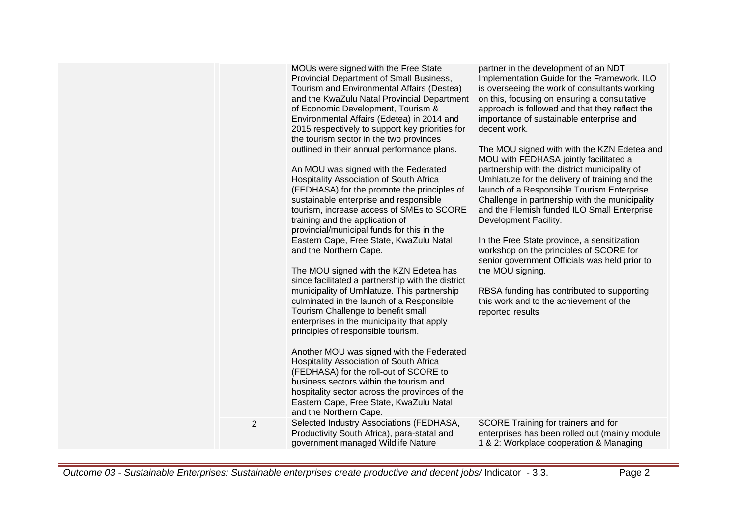| | | | |
|---|---|---|---|
| | | MOUs were signed with the Free State Provincial Department of Small Business, Tourism and Environmental Affairs (Destea) and the KwaZulu Natal Provincial Department of Economic Development, Tourism & Environmental Affairs (Edetea) in 2014 and 2015 respectively to support key priorities for the tourism sector in the two provinces outlined in their annual performance plans.<br><br>An MOU was signed with the Federated Hospitality Association of South Africa (FEDHASA) for the promote the principles of sustainable enterprise and responsible tourism, increase access of SMEs to SCORE training and the application of provincial/municipal funds for this in the Eastern Cape, Free State, KwaZulu Natal and the Northern Cape.<br><br>The MOU signed with the KZN Edetea has since facilitated a partnership with the district municipality of Umhlatuze. This partnership culminated in the launch of a Responsible Tourism Challenge to benefit small enterprises in the municipality that apply principles of responsible tourism.<br><br>Another MOU was signed with the Federated Hospitality Association of South Africa (FEDHASA) for the roll-out of SCORE to business sectors within the tourism and hospitality sector across the provinces of the Eastern Cape, Free State, KwaZulu Natal and the Northern Cape. | partner in the development of an NDT Implementation Guide for the Framework. ILO is overseeing the work of consultants working on this, focusing on ensuring a consultative approach is followed and that they reflect the importance of sustainable enterprise and decent work.<br><br>The MOU signed with with the KZN Edetea and MOU with FEDHASA jointly facilitated a partnership with the district municipality of Umhlatuze for the delivery of training and the launch of a Responsible Tourism Enterprise Challenge in partnership with the municipality and the Flemish funded ILO Small Enterprise Development Facility.<br><br>In the Free State province, a sensitization workshop on the principles of SCORE for senior government Officials was held prior to the MOU signing.<br><br>RBSA funding has contributed to supporting this work and to the achievement of the reported results |
| | 2 | Selected Industry Associations (FEDHASA, Productivity South Africa), para-statal and government managed Wildlife Nature | SCORE Training for trainers and for enterprises has been rolled out (mainly module 1 & 2: Workplace cooperation & Managing |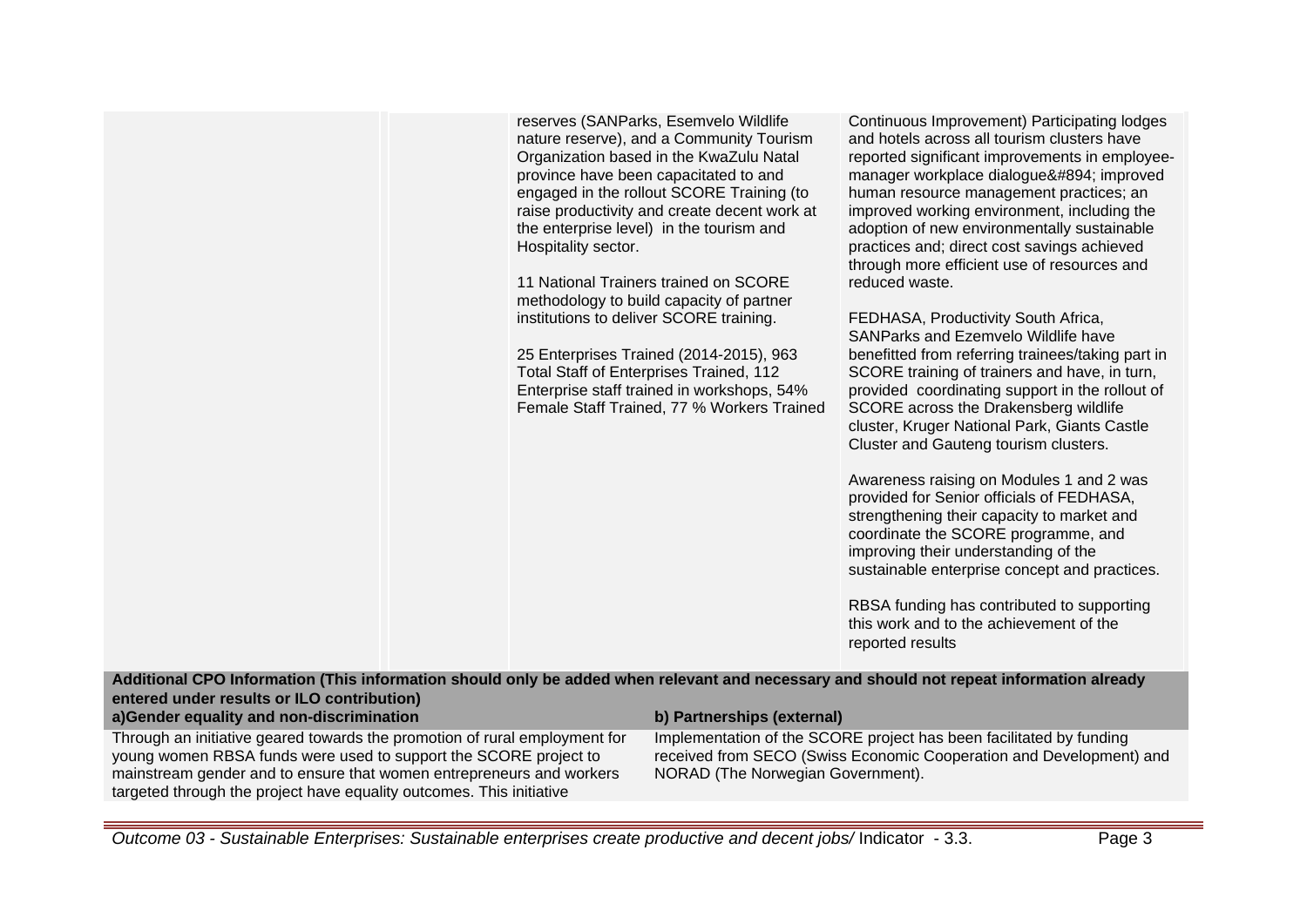| | | | |
|---|---|---|---|
| | | reserves (SANParks, Esemvelo Wildlife nature reserve), and a Community Tourism Organization based in the KwaZulu Natal province have been capacitated to and engaged in the rollout SCORE Training (to raise productivity and create decent work at the enterprise level) in the tourism and Hospitality sector.<br><br>11 National Trainers trained on SCORE methodology to build capacity of partner institutions to deliver SCORE training.<br><br>25 Enterprises Trained (2014-2015), 963 Total Staff of Enterprises Trained, 112 Enterprise staff trained in workshops, 54% Female Staff Trained, 77 % Workers Trained | Continuous Improvement) Participating lodges and hotels across all tourism clusters have reported significant improvements in employee-manager workplace dialogue&#894; improved human resource management practices; an improved working environment, including the adoption of new environmentally sustainable practices and; direct cost savings achieved through more efficient use of resources and reduced waste.<br><br>FEDHASA, Productivity South Africa, SANParks and Ezemvelo Wildlife have benefitted from referring trainees/taking part in SCORE training of trainers and have, in turn, provided coordinating support in the rollout of SCORE across the Drakensberg wildlife cluster, Kruger National Park, Giants Castle Cluster and Gauteng tourism clusters.<br><br>Awareness raising on Modules 1 and 2 was provided for Senior officials of FEDHASA, strengthening their capacity to market and coordinate the SCORE programme, and improving their understanding of the sustainable enterprise concept and practices.<br><br>RBSA funding has contributed to supporting this work and to the achievement of the reported results |

**Additional CPO Information (This information should only be added when relevant and necessary and should not repeat information already entered under results or ILO contribution)**

| a)Gender equality and non-discrimination | b) Partnerships (external) |
|---|---|
| Through an initiative geared towards the promotion of rural employment for young women RBSA funds were used to support the SCORE project to mainstream gender and to ensure that women entrepreneurs and workers targeted through the project have equality outcomes. This initiative | Implementation of the SCORE project has been facilitated by funding received from SECO (Swiss Economic Cooperation and Development) and NORAD (The Norwegian Government). |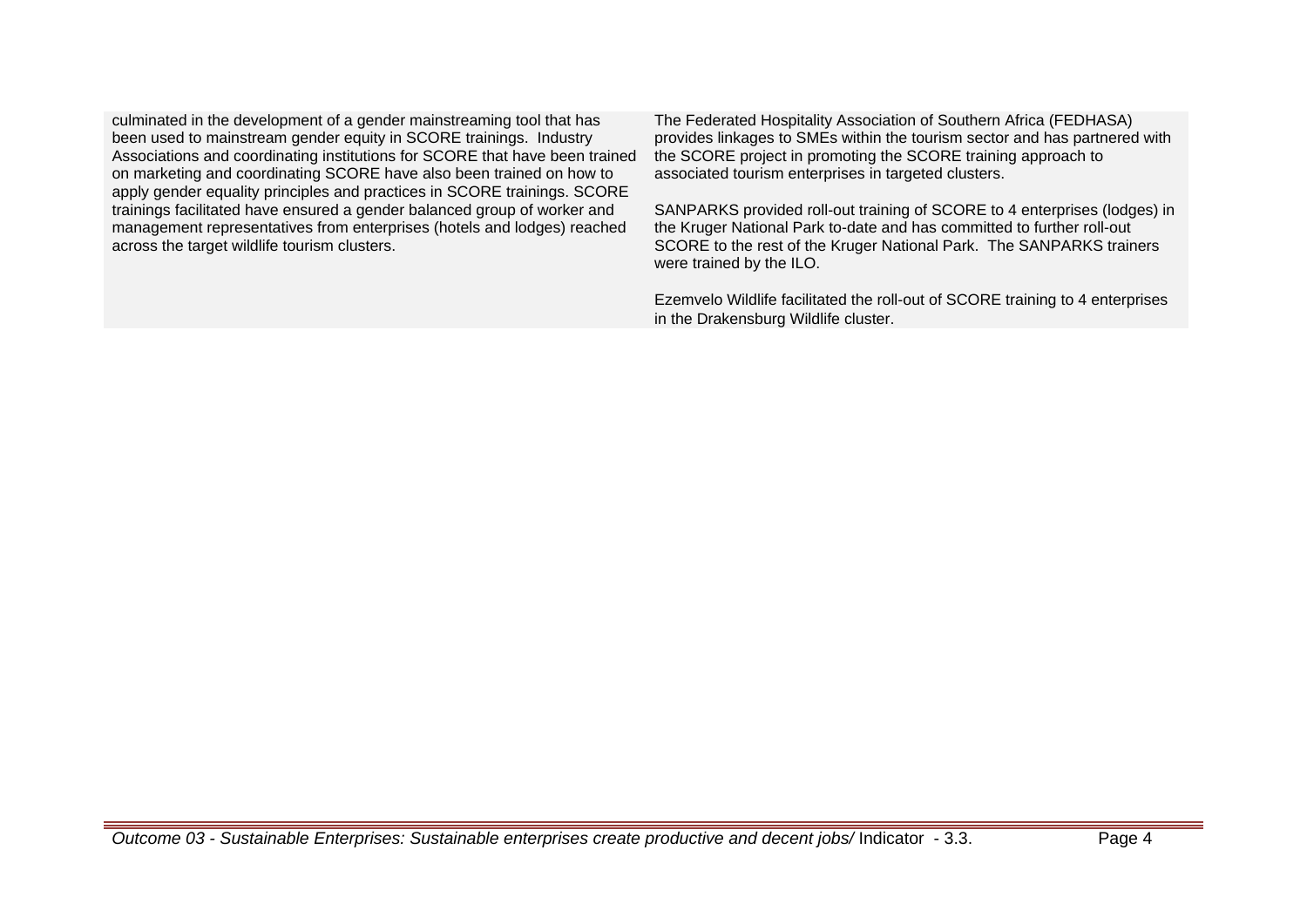| | |
|---|---|
| culminated in the development of a gender mainstreaming tool that has been used to mainstream gender equity in SCORE trainings. Industry Associations and coordinating institutions for SCORE that have been trained on marketing and coordinating SCORE have also been trained on how to apply gender equality principles and practices in SCORE trainings. SCORE trainings facilitated have ensured a gender balanced group of worker and management representatives from enterprises (hotels and lodges) reached across the target wildlife tourism clusters. | The Federated Hospitality Association of Southern Africa (FEDHASA) provides linkages to SMEs within the tourism sector and has partnered with the SCORE project in promoting the SCORE training approach to associated tourism enterprises in targeted clusters.<br><br>SANPARKS provided roll-out training of SCORE to 4 enterprises (lodges) in the Kruger National Park to-date and has committed to further roll-out SCORE to the rest of the Kruger National Park. The SANPARKS trainers were trained by the ILO.<br><br>Ezemvelo Wildlife facilitated the roll-out of SCORE training to 4 enterprises in the Drakensburg Wildlife cluster. |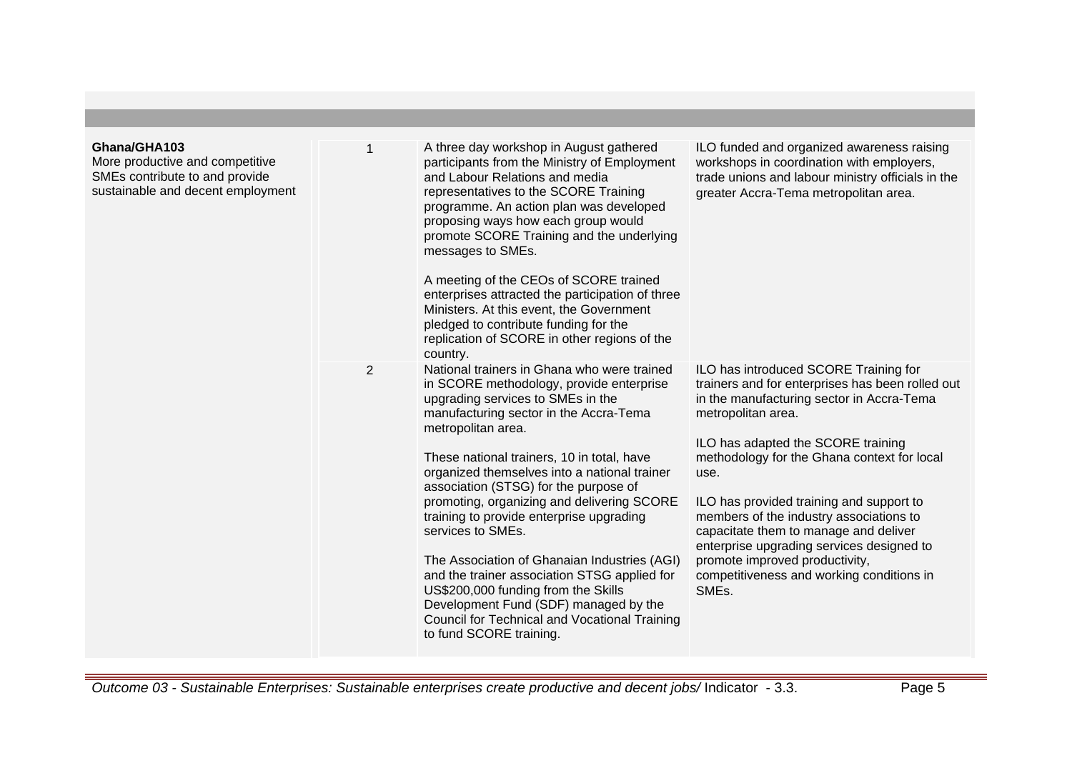| | | | |
|---|---|---|---|
| **Ghana/GHA103**<br>More productive and competitive SMEs contribute to and provide sustainable and decent employment | 1 | A three day workshop in August gathered participants from the Ministry of Employment and Labour Relations and media representatives to the SCORE Training programme. An action plan was developed proposing ways how each group would promote SCORE Training and the underlying messages to SMEs.<br><br>A meeting of the CEOs of SCORE trained enterprises attracted the participation of three Ministers. At this event, the Government pledged to contribute funding for the replication of SCORE in other regions of the country. | ILO funded and organized awareness raising workshops in coordination with employers, trade unions and labour ministry officials in the greater Accra-Tema metropolitan area. |
| | 2 | National trainers in Ghana who were trained in SCORE methodology, provide enterprise upgrading services to SMEs in the manufacturing sector in the Accra-Tema metropolitan area.<br><br>These national trainers, 10 in total, have organized themselves into a national trainer association (STSG) for the purpose of promoting, organizing and delivering SCORE training to provide enterprise upgrading services to SMEs.<br><br>The Association of Ghanaian Industries (AGI) and the trainer association STSG applied for US$200,000 funding from the Skills Development Fund (SDF) managed by the Council for Technical and Vocational Training to fund SCORE training. | ILO has introduced SCORE Training for trainers and for enterprises has been rolled out in the manufacturing sector in Accra-Tema metropolitan area.<br><br>ILO has adapted the SCORE training methodology for the Ghana context for local use.<br><br>ILO has provided training and support to members of the industry associations to capacitate them to manage and deliver enterprise upgrading services designed to promote improved productivity, competitiveness and working conditions in SMEs. |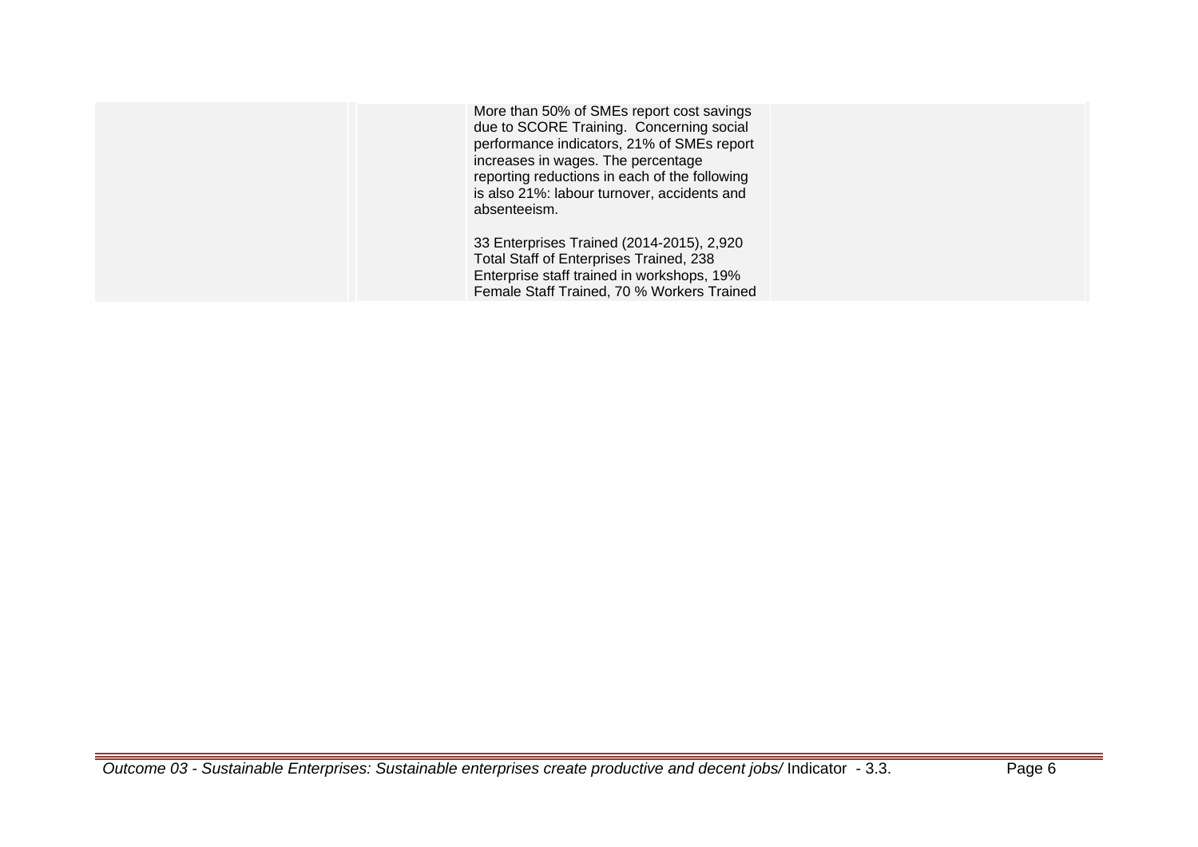| | | | |
|---|---|---|---|
| | | More than 50% of SMEs report cost savings due to SCORE Training. Concerning social performance indicators, 21% of SMEs report increases in wages. The percentage reporting reductions in each of the following is also 21%: labour turnover, accidents and absenteeism.<br><br>33 Enterprises Trained (2014-2015), 2,920 Total Staff of Enterprises Trained, 238 Enterprise staff trained in workshops, 19% Female Staff Trained, 70 % Workers Trained | |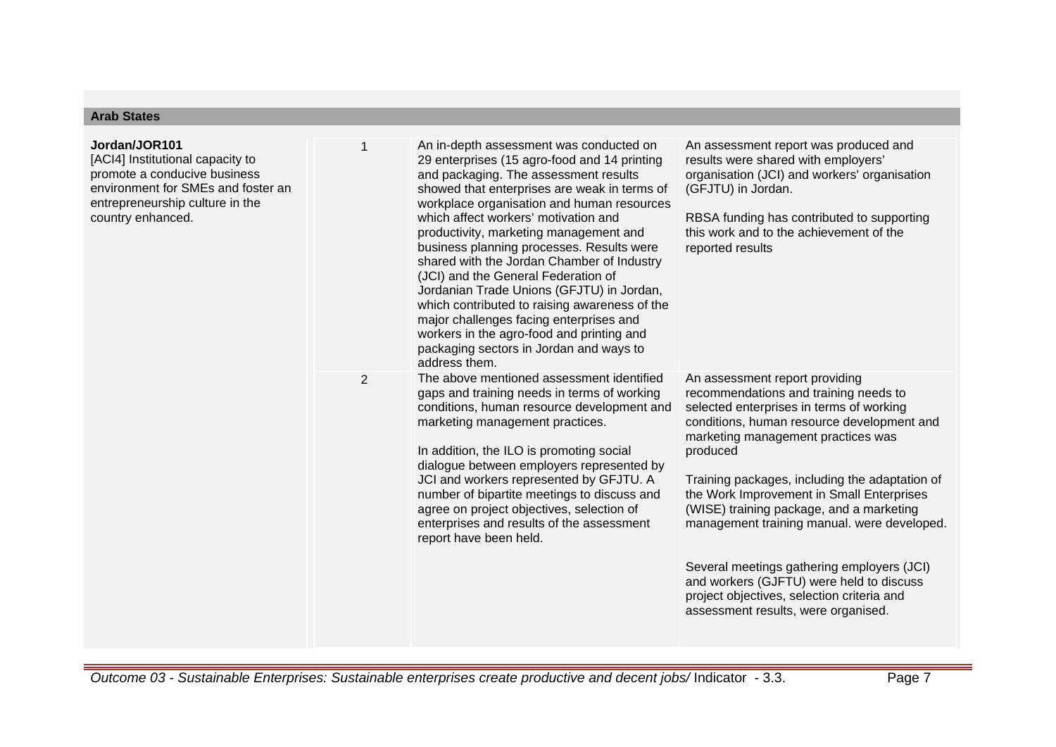**Arab States**

| | | | |
|---|---|---|---|
| **Jordan/JOR101**<br>[ACI4] Institutional capacity to promote a conducive business environment for SMEs and foster an entrepreneurship culture in the country enhanced. | 1 | An in-depth assessment was conducted on 29 enterprises (15 agro-food and 14 printing and packaging. The assessment results showed that enterprises are weak in terms of workplace organisation and human resources which affect workers' motivation and productivity, marketing management and business planning processes. Results were shared with the Jordan Chamber of Industry (JCI) and the General Federation of Jordanian Trade Unions (GFJTU) in Jordan, which contributed to raising awareness of the major challenges facing enterprises and workers in the agro-food and printing and packaging sectors in Jordan and ways to address them. | An assessment report was produced and results were shared with employers' organisation (JCI) and workers' organisation (GFJTU) in Jordan.<br><br>RBSA funding has contributed to supporting this work and to the achievement of the reported results |
| | 2 | The above mentioned assessment identified gaps and training needs in terms of working conditions, human resource development and marketing management practices.<br><br>In addition, the ILO is promoting social dialogue between employers represented by JCI and workers represented by GFJTU. A number of bipartite meetings to discuss and agree on project objectives, selection of enterprises and results of the assessment report have been held. | An assessment report providing recommendations and training needs to selected enterprises in terms of working conditions, human resource development and marketing management practices was produced<br><br>Training packages, including the adaptation of the Work Improvement in Small Enterprises (WISE) training package, and a marketing management training manual. were developed.<br><br>Several meetings gathering employers (JCI) and workers (GJFTU) were held to discuss project objectives, selection criteria and assessment results, were organised. |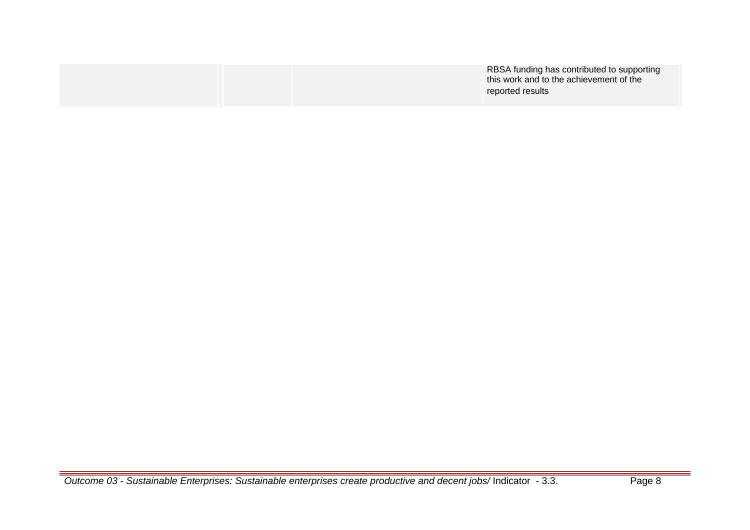| | | | |
|---|---|---|---|
| | | | RBSA funding has contributed to supporting this work and to the achievement of the reported results |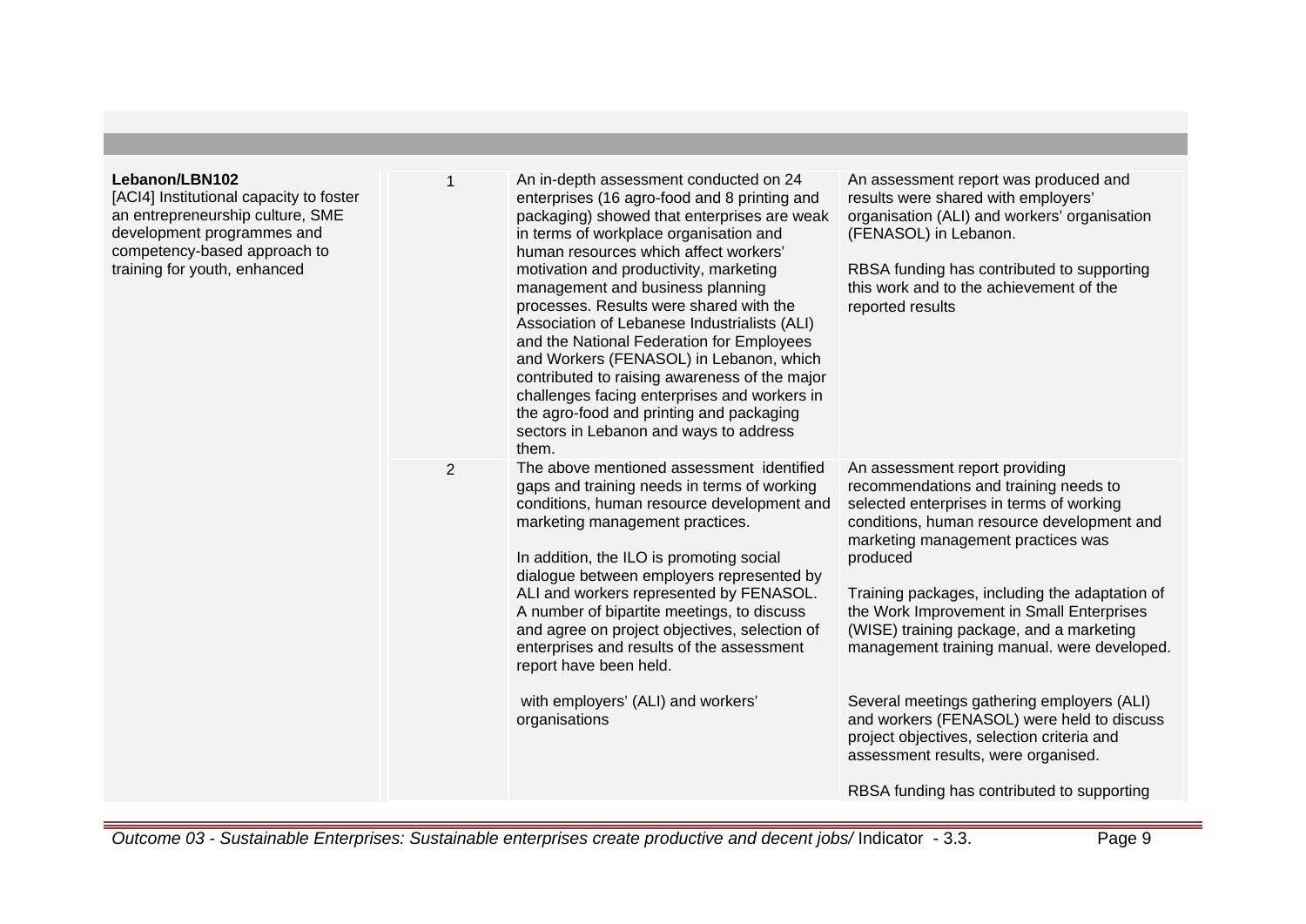| | | | |
|---|---|---|---|
| **Lebanon/LBN102**<br>[ACI4] Institutional capacity to foster an entrepreneurship culture, SME development programmes and competency-based approach to training for youth, enhanced | 1 | An in-depth assessment conducted on 24 enterprises (16 agro-food and 8 printing and packaging) showed that enterprises are weak in terms of workplace organisation and human resources which affect workers' motivation and productivity, marketing management and business planning processes. Results were shared with the Association of Lebanese Industrialists (ALI) and the National Federation for Employees and Workers (FENASOL) in Lebanon, which contributed to raising awareness of the major challenges facing enterprises and workers in the agro-food and printing and packaging sectors in Lebanon and ways to address them. | An assessment report was produced and results were shared with employers' organisation (ALI) and workers' organisation (FENASOL) in Lebanon.<br><br>RBSA funding has contributed to supporting this work and to the achievement of the reported results |
| | 2 | The above mentioned assessment identified gaps and training needs in terms of working conditions, human resource development and marketing management practices.<br><br>In addition, the ILO is promoting social dialogue between employers represented by ALI and workers represented by FENASOL. A number of bipartite meetings, to discuss and agree on project objectives, selection of enterprises and results of the assessment report have been held.<br><br>with employers' (ALI) and workers' organisations | An assessment report providing recommendations and training needs to selected enterprises in terms of working conditions, human resource development and marketing management practices was produced<br><br>Training packages, including the adaptation of the Work Improvement in Small Enterprises (WISE) training package, and a marketing management training manual. were developed.<br><br>Several meetings gathering employers (ALI) and workers (FENASOL) were held to discuss project objectives, selection criteria and assessment results, were organised.<br><br>RBSA funding has contributed to supporting |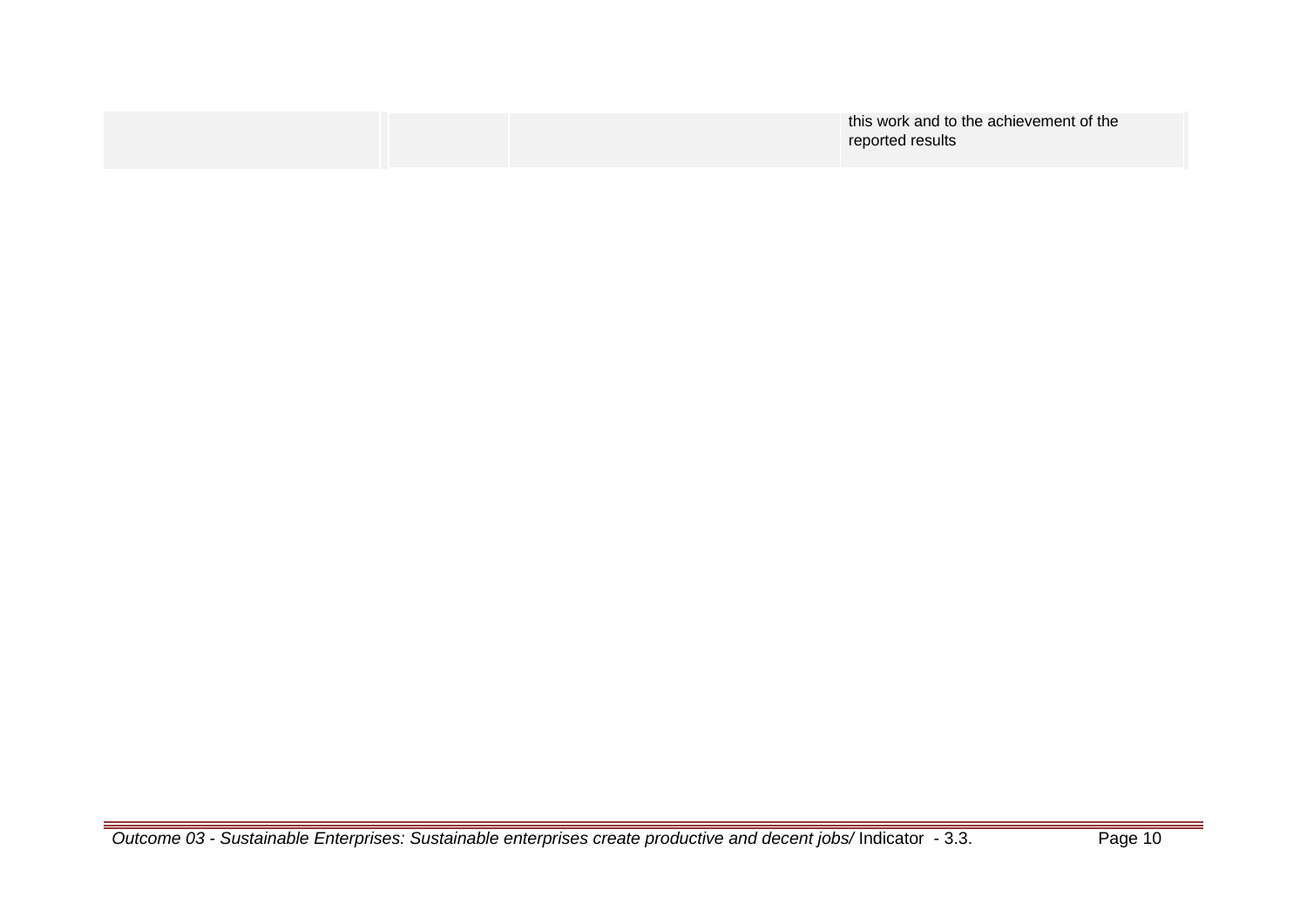| | | | |
|---|---|---|---|
| | | | this work and to the achievement of the reported results |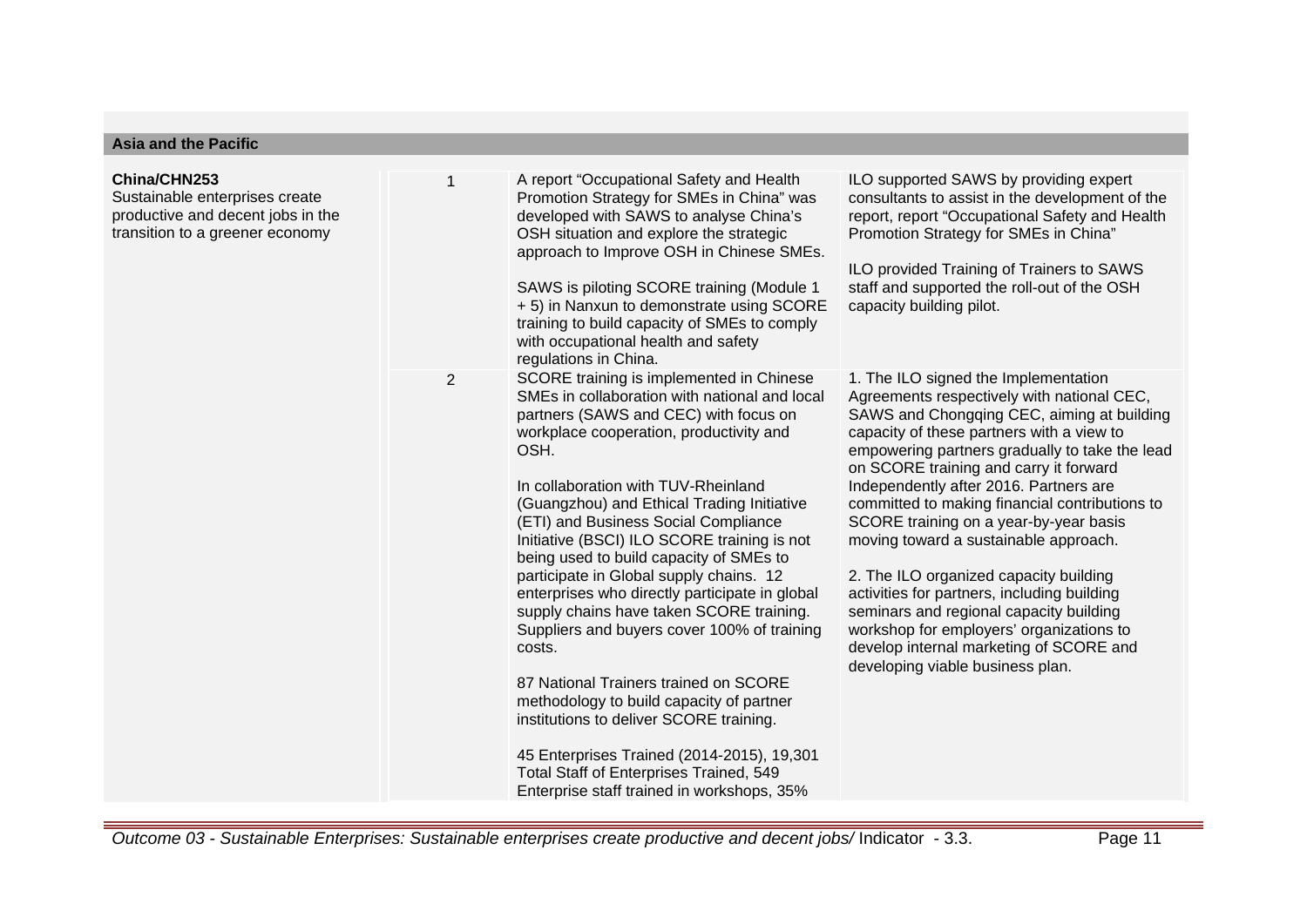**Asia and the Pacific**

| | | | |
|---|---|---|---|
| **China/CHN253**<br>Sustainable enterprises create productive and decent jobs in the transition to a greener economy | 1 | A report “Occupational Safety and Health Promotion Strategy for SMEs in China” was developed with SAWS to analyse China’s OSH situation and explore the strategic approach to Improve OSH in Chinese SMEs.<br><br>SAWS is piloting SCORE training (Module 1 + 5) in Nanxun to demonstrate using SCORE training to build capacity of SMEs to comply with occupational health and safety regulations in China. | ILO supported SAWS by providing expert consultants to assist in the development of the report, report “Occupational Safety and Health Promotion Strategy for SMEs in China”<br><br>ILO provided Training of Trainers to SAWS staff and supported the roll-out of the OSH capacity building pilot. |
| | 2 | SCORE training is implemented in Chinese SMEs in collaboration with national and local partners (SAWS and CEC) with focus on workplace cooperation, productivity and OSH.<br><br>In collaboration with TUV-Rheinland (Guangzhou) and Ethical Trading Initiative (ETI) and Business Social Compliance Initiative (BSCI) ILO SCORE training is not being used to build capacity of SMEs to participate in Global supply chains. 12 enterprises who directly participate in global supply chains have taken SCORE training. Suppliers and buyers cover 100% of training costs.<br><br>87 National Trainers trained on SCORE methodology to build capacity of partner institutions to deliver SCORE training.<br><br>45 Enterprises Trained (2014-2015), 19,301 Total Staff of Enterprises Trained, 549 Enterprise staff trained in workshops, 35% | 1. The ILO signed the Implementation Agreements respectively with national CEC, SAWS and Chongqing CEC, aiming at building capacity of these partners with a view to empowering partners gradually to take the lead on SCORE training and carry it forward Independently after 2016. Partners are committed to making financial contributions to SCORE training on a year-by-year basis moving toward a sustainable approach.<br><br>2. The ILO organized capacity building activities for partners, including building seminars and regional capacity building workshop for employers’ organizations to develop internal marketing of SCORE and developing viable business plan. |

*Outcome 03 - Sustainable Enterprises: Sustainable enterprises create productive and decent jobs/* Indicator - 3.3.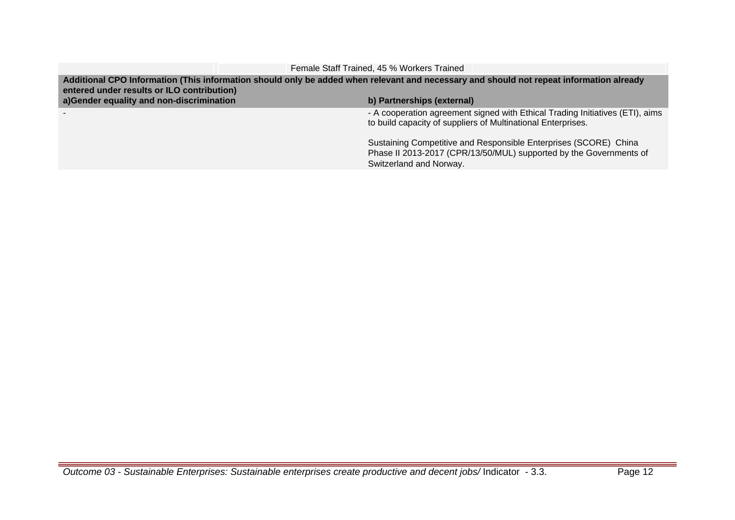| | | Female Staff Trained, 45 % Workers Trained | |
|---|---|---|---|

| **Additional CPO Information (This information should only be added when relevant and necessary and should not repeat information already entered under results or ILO contribution)** | |
|---|---|
| **a)Gender equality and non-discrimination** | **b) Partnerships (external)** |
| - | - A cooperation agreement signed with Ethical Trading Initiatives (ETI), aims to build capacity of suppliers of Multinational Enterprises.<br><br>Sustaining Competitive and Responsible Enterprises (SCORE) China Phase II 2013-2017 (CPR/13/50/MUL) supported by the Governments of Switzerland and Norway. |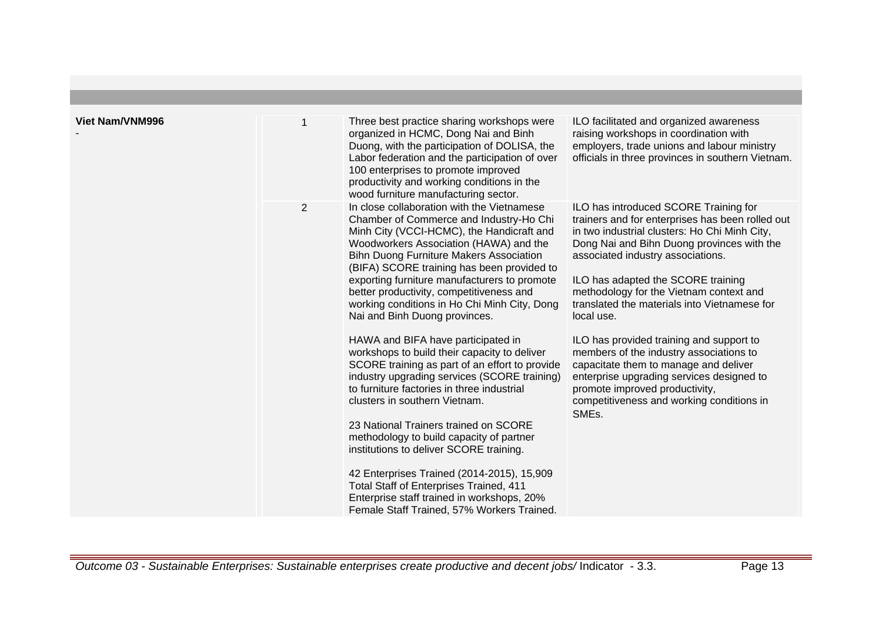| | | | |
|---|---|---|---|
| **Viet Nam/VNM996**<br>- | 1 | Three best practice sharing workshops were organized in HCMC, Dong Nai and Binh Duong, with the participation of DOLISA, the Labor federation and the participation of over 100 enterprises to promote improved productivity and working conditions in the wood furniture manufacturing sector. | ILO facilitated and organized awareness raising workshops in coordination with employers, trade unions and labour ministry officials in three provinces in southern Vietnam. |
| | 2 | In close collaboration with the Vietnamese Chamber of Commerce and Industry-Ho Chi Minh City (VCCI-HCMC), the Handicraft and Woodworkers Association (HAWA) and the Bihn Duong Furniture Makers Association (BIFA) SCORE training has been provided to exporting furniture manufacturers to promote better productivity, competitiveness and working conditions in Ho Chi Minh City, Dong Nai and Binh Duong provinces.<br><br>HAWA and BIFA have participated in workshops to build their capacity to deliver SCORE training as part of an effort to provide industry upgrading services (SCORE training) to furniture factories in three industrial clusters in southern Vietnam.<br><br>23 National Trainers trained on SCORE methodology to build capacity of partner institutions to deliver SCORE training.<br><br>42 Enterprises Trained (2014-2015), 15,909 Total Staff of Enterprises Trained, 411 Enterprise staff trained in workshops, 20% Female Staff Trained, 57% Workers Trained. | ILO has introduced SCORE Training for trainers and for enterprises has been rolled out in two industrial clusters: Ho Chi Minh City, Dong Nai and Bihn Duong provinces with the associated industry associations.<br><br>ILO has adapted the SCORE training methodology for the Vietnam context and translated the materials into Vietnamese for local use.<br><br>ILO has provided training and support to members of the industry associations to capacitate them to manage and deliver enterprise upgrading services designed to promote improved productivity, competitiveness and working conditions in SMEs. |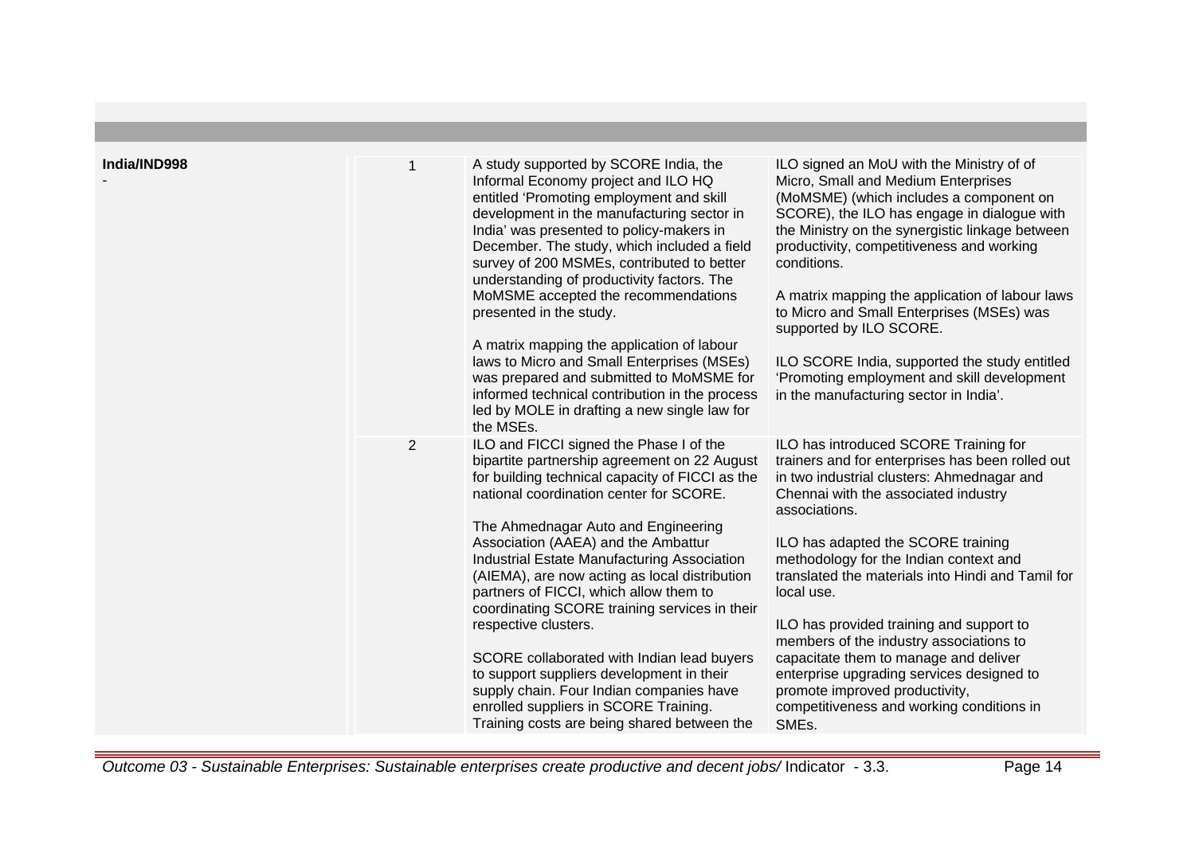| | | | |
|---|---|---|---|
| **India/IND998**<br>- | 1 | A study supported by SCORE India, the Informal Economy project and ILO HQ entitled 'Promoting employment and skill development in the manufacturing sector in India' was presented to policy-makers in December. The study, which included a field survey of 200 MSMEs, contributed to better understanding of productivity factors. The MoMSME accepted the recommendations presented in the study.<br><br>A matrix mapping the application of labour laws to Micro and Small Enterprises (MSEs) was prepared and submitted to MoMSME for informed technical contribution in the process led by MOLE in drafting a new single law for the MSEs. | ILO signed an MoU with the Ministry of of Micro, Small and Medium Enterprises (MoMSME) (which includes a component on SCORE), the ILO has engage in dialogue with the Ministry on the synergistic linkage between productivity, competitiveness and working conditions.<br><br>A matrix mapping the application of labour laws to Micro and Small Enterprises (MSEs) was supported by ILO SCORE.<br><br>ILO SCORE India, supported the study entitled 'Promoting employment and skill development in the manufacturing sector in India'. |
| | 2 | ILO and FICCI signed the Phase I of the bipartite partnership agreement on 22 August for building technical capacity of FICCI as the national coordination center for SCORE.<br><br>The Ahmednagar Auto and Engineering Association (AAEA) and the Ambattur Industrial Estate Manufacturing Association (AIEMA), are now acting as local distribution partners of FICCI, which allow them to coordinating SCORE training services in their respective clusters.<br><br>SCORE collaborated with Indian lead buyers to support suppliers development in their supply chain. Four Indian companies have enrolled suppliers in SCORE Training. Training costs are being shared between the | ILO has introduced SCORE Training for trainers and for enterprises has been rolled out in two industrial clusters: Ahmednagar and Chennai with the associated industry associations.<br><br>ILO has adapted the SCORE training methodology for the Indian context and translated the materials into Hindi and Tamil for local use.<br><br>ILO has provided training and support to members of the industry associations to capacitate them to manage and deliver enterprise upgrading services designed to promote improved productivity, competitiveness and working conditions in SMEs. |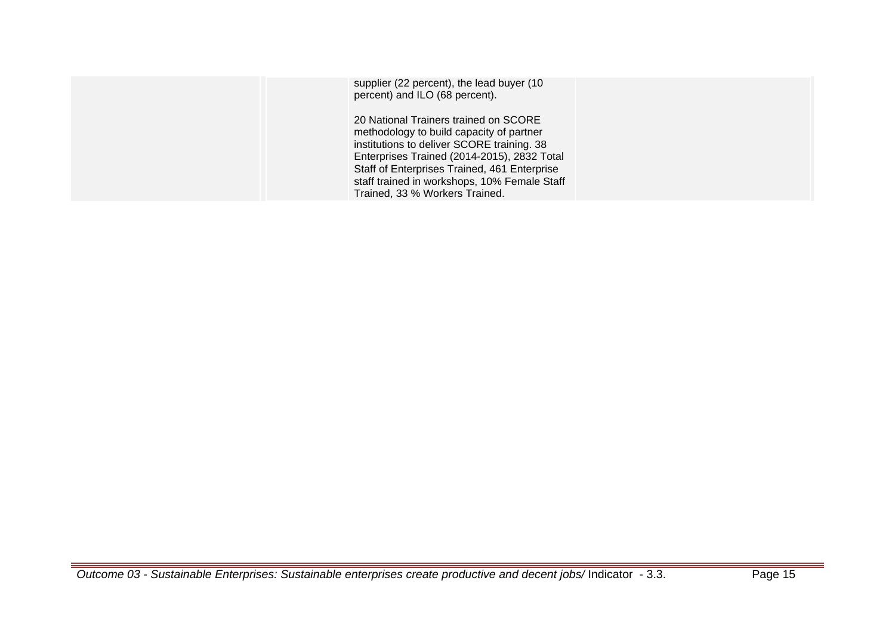| | | | |
|---|---|---|---|
| | | supplier (22 percent), the lead buyer (10 percent) and ILO (68 percent).<br><br>20 National Trainers trained on SCORE methodology to build capacity of partner institutions to deliver SCORE training. 38 Enterprises Trained (2014-2015), 2832 Total Staff of Enterprises Trained, 461 Enterprise staff trained in workshops, 10% Female Staff Trained, 33 % Workers Trained. | |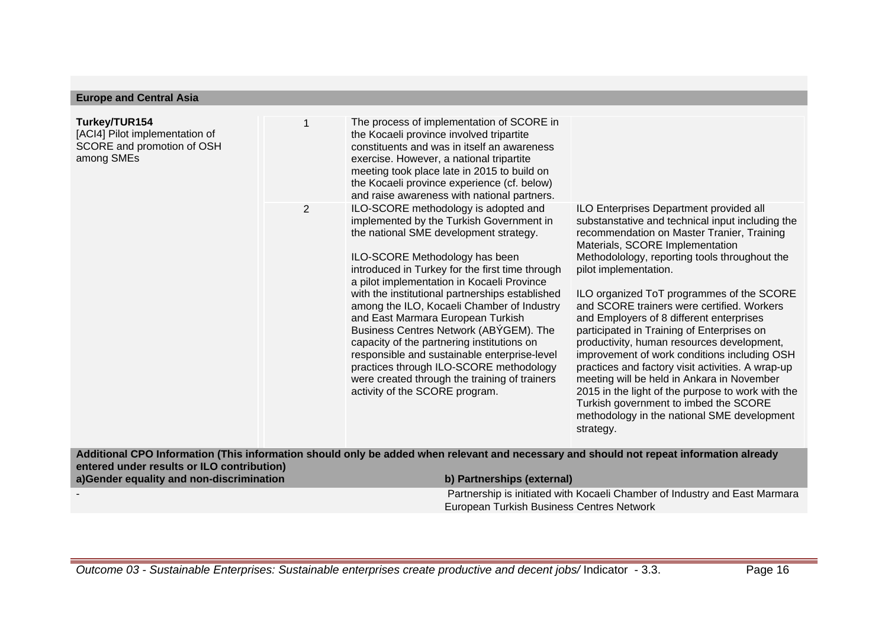## Europe and Central Asia

| | | | |
|---|---|---|---|
| **Turkey/TUR154**<br>[ACI4] Pilot implementation of SCORE and promotion of OSH among SMEs | 1 | The process of implementation of SCORE in the Kocaeli province involved tripartite constituents and was in itself an awareness exercise. However, a national tripartite meeting took place late in 2015 to build on the Kocaeli province experience (cf. below) and raise awareness with national partners. | |
| | 2 | ILO-SCORE methodology is adopted and implemented by the Turkish Government in the national SME development strategy.<br><br>ILO-SCORE Methodology has been introduced in Turkey for the first time through a pilot implementation in Kocaeli Province with the institutional partnerships established among the ILO, Kocaeli Chamber of Industry and East Marmara European Turkish Business Centres Network (ABÝGEM). The capacity of the partnering institutions on responsible and sustainable enterprise-level practices through ILO-SCORE methodology were created through the training of trainers activity of the SCORE program. | ILO Enterprises Department provided all substanstative and technical input including the recommendation on Master Tranier, Training Materials, SCORE Implementation Methodolology, reporting tools throughout the pilot implementation.<br><br>ILO organized ToT programmes of the SCORE and SCORE trainers were certified. Workers and Employers of 8 different enterprises participated in Training of Enterprises on productivity, human resources development, improvement of work conditions including OSH practices and factory visit activities. A wrap-up meeting will be held in Ankara in November 2015 in the light of the purpose to work with the Turkish government to imbed the SCORE methodology in the national SME development strategy. |

**Additional CPO Information (This information should only be added when relevant and necessary and should not repeat information already entered under results or ILO contribution)**

| a)Gender equality and non-discrimination | b) Partnerships (external) |
|---|---|
| - | Partnership is initiated with Kocaeli Chamber of Industry and East Marmara European Turkish Business Centres Network |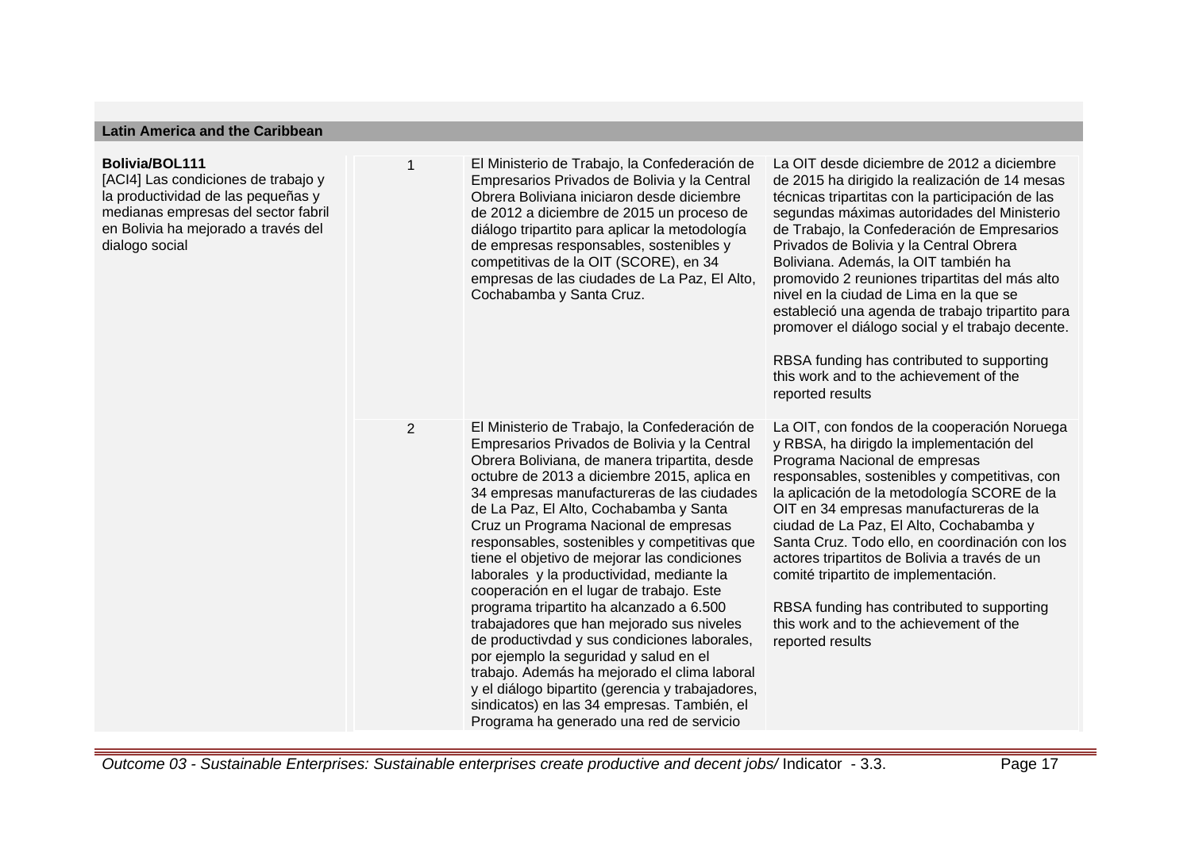## Latin America and the Caribbean

| | | | |
|---|---|---|---|
| **Bolivia/BOL111**<br>[ACI4] Las condiciones de trabajo y la productividad de las pequeñas y medianas empresas del sector fabril en Bolivia ha mejorado a través del dialogo social | 1 | El Ministerio de Trabajo, la Confederación de Empresarios Privados de Bolivia y la Central Obrera Boliviana iniciaron desde diciembre de 2012 a diciembre de 2015 un proceso de diálogo tripartito para aplicar la metodología de empresas responsables, sostenibles y competitivas de la OIT (SCORE), en 34 empresas de las ciudades de La Paz, El Alto, Cochabamba y Santa Cruz. | La OIT desde diciembre de 2012 a diciembre de 2015 ha dirigido la realización de 14 mesas técnicas tripartitas con la participación de las segundas máximas autoridades del Ministerio de Trabajo, la Confederación de Empresarios Privados de Bolivia y la Central Obrera Boliviana. Además, la OIT también ha promovido 2 reuniones tripartitas del más alto nivel en la ciudad de Lima en la que se estableció una agenda de trabajo tripartito para promover el diálogo social y el trabajo decente.<br><br>RBSA funding has contributed to supporting this work and to the achievement of the reported results |
| | 2 | El Ministerio de Trabajo, la Confederación de Empresarios Privados de Bolivia y la Central Obrera Boliviana, de manera tripartita, desde octubre de 2013 a diciembre 2015, aplica en 34 empresas manufactureras de las ciudades de La Paz, El Alto, Cochabamba y Santa Cruz un Programa Nacional de empresas responsables, sostenibles y competitivas que tiene el objetivo de mejorar las condiciones laborales y la productividad, mediante la cooperación en el lugar de trabajo. Este programa tripartito ha alcanzado a 6.500 trabajadores que han mejorado sus niveles de productivdad y sus condiciones laborales, por ejemplo la seguridad y salud en el trabajo. Además ha mejorado el clima laboral y el diálogo bipartito (gerencia y trabajadores, sindicatos) en las 34 empresas. También, el Programa ha generado una red de servicio | La OIT, con fondos de la cooperación Noruega y RBSA, ha dirigdo la implementación del Programa Nacional de empresas responsables, sostenibles y competitivas, con la aplicación de la metodología SCORE de la OIT en 34 empresas manufactureras de la ciudad de La Paz, El Alto, Cochabamba y Santa Cruz. Todo ello, en coordinación con los actores tripartitos de Bolivia a través de un comité tripartito de implementación.<br><br>RBSA funding has contributed to supporting this work and to the achievement of the reported results |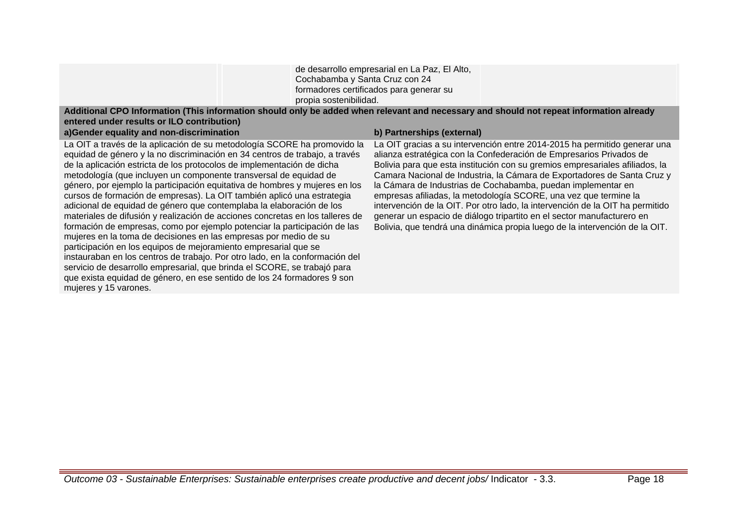| | | de desarrollo empresarial en La Paz, El Alto, Cochabamba y Santa Cruz con 24 formadores certificados para generar su propia sostenibilidad. | |
|---|---|---|---|

**Additional CPO Information (This information should only be added when relevant and necessary and should not repeat information already entered under results or ILO contribution)**

| a)Gender equality and non-discrimination | b) Partnerships (external) |
|---|---|
| La OIT a través de la aplicación de su metodología SCORE ha promovido la equidad de género y la no discriminación en 34 centros de trabajo, a través de la aplicación estricta de los protocolos de implementación de dicha metodología (que incluyen un componente transversal de equidad de género, por ejemplo la participación equitativa de hombres y mujeres en los cursos de formación de empresas). La OIT también aplicó una estrategia adicional de equidad de género que contemplaba la elaboración de los materiales de difusión y realización de acciones concretas en los talleres de formación de empresas, como por ejemplo potenciar la participación de las mujeres en la toma de decisiones en las empresas por medio de su participación en los equipos de mejoramiento empresarial que se instauraban en los centros de trabajo. Por otro lado, en la conformación del servicio de desarrollo empresarial, que brinda el SCORE, se trabajó para que exista equidad de género, en ese sentido de los 24 formadores 9 son mujeres y 15 varones. | La OIT gracias a su intervención entre 2014-2015 ha permitido generar una alianza estratégica con la Confederación de Empresarios Privados de Bolivia para que esta institución con su gremios empresariales afiliados, la Camara Nacional de Industria, la Cámara de Exportadores de Santa Cruz y la Cámara de Industrias de Cochabamba, puedan implementar en empresas afiliadas, la metodología SCORE, una vez que termine la intervención de la OIT. Por otro lado, la intervención de la OIT ha permitido generar un espacio de diálogo tripartito en el sector manufacturero en Bolivia, que tendrá una dinámica propia luego de la intervención de la OIT. |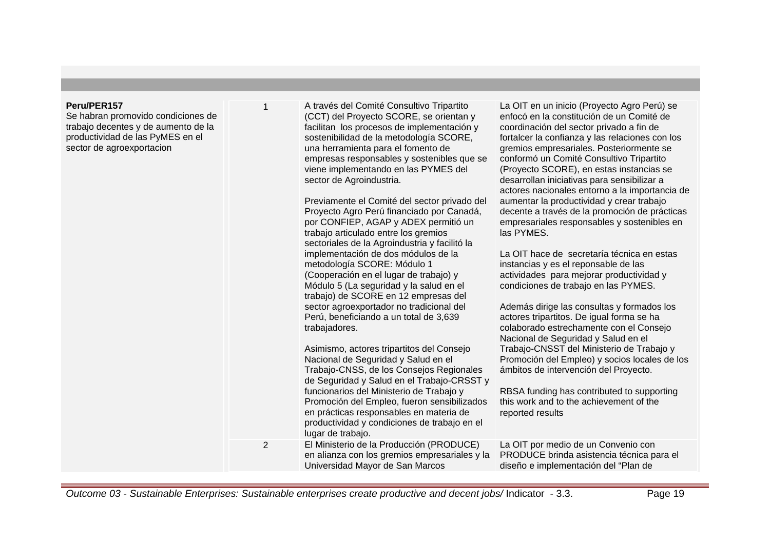| | | | |
|---|---|---|---|
| **Peru/PER157**<br>Se habran promovido condiciones de trabajo decentes y de aumento de la productividad de las PyMES en el sector de agroexportacion | 1 | A través del Comité Consultivo Tripartito (CCT) del Proyecto SCORE, se orientan y facilitan los procesos de implementación y sostenibilidad de la metodología SCORE, una herramienta para el fomento de empresas responsables y sostenibles que se viene implementando en las PYMES del sector de Agroindustria.<br><br>Previamente el Comité del sector privado del Proyecto Agro Perú financiado por Canadá, por CONFIEP, AGAP y ADEX permitió un trabajo articulado entre los gremios sectoriales de la Agroindustria y facilitó la implementación de dos módulos de la metodología SCORE: Módulo 1 (Cooperación en el lugar de trabajo) y Módulo 5 (La seguridad y la salud en el trabajo) de SCORE en 12 empresas del sector agroexportador no tradicional del Perú, beneficiando a un total de 3,639 trabajadores.<br><br>Asimismo, actores tripartitos del Consejo Nacional de Seguridad y Salud en el Trabajo-CNSS, de los Consejos Regionales de Seguridad y Salud en el Trabajo-CRSST y funcionarios del Ministerio de Trabajo y Promoción del Empleo, fueron sensibilizados en prácticas responsables en materia de productividad y condiciones de trabajo en el lugar de trabajo. | La OIT en un inicio (Proyecto Agro Perú) se enfocó en la constitución de un Comité de coordinación del sector privado a fin de fortalcer la confianza y las relaciones con los gremios empresariales. Posteriormente se conformó un Comité Consultivo Tripartito (Proyecto SCORE), en estas instancias se desarrollan iniciativas para sensibilizar a actores nacionales entorno a la importancia de aumentar la productividad y crear trabajo decente a través de la promoción de prácticas empresariales responsables y sostenibles en las PYMES.<br><br>La OIT hace de secretaría técnica en estas instancias y es el reponsable de las actividades para mejorar productividad y condiciones de trabajo en las PYMES.<br><br>Además dirige las consultas y formados los actores tripartitos. De igual forma se ha colaborado estrechamente con el Consejo Nacional de Seguridad y Salud en el Trabajo-CNSST del Ministerio de Trabajo y Promoción del Empleo) y socios locales de los ámbitos de intervención del Proyecto.<br><br>RBSA funding has contributed to supporting this work and to the achievement of the reported results |
| | 2 | El Ministerio de la Producción (PRODUCE) en alianza con los gremios empresariales y la Universidad Mayor de San Marcos | La OIT por medio de un Convenio con PRODUCE brinda asistencia técnica para el diseño e implementación del "Plan de |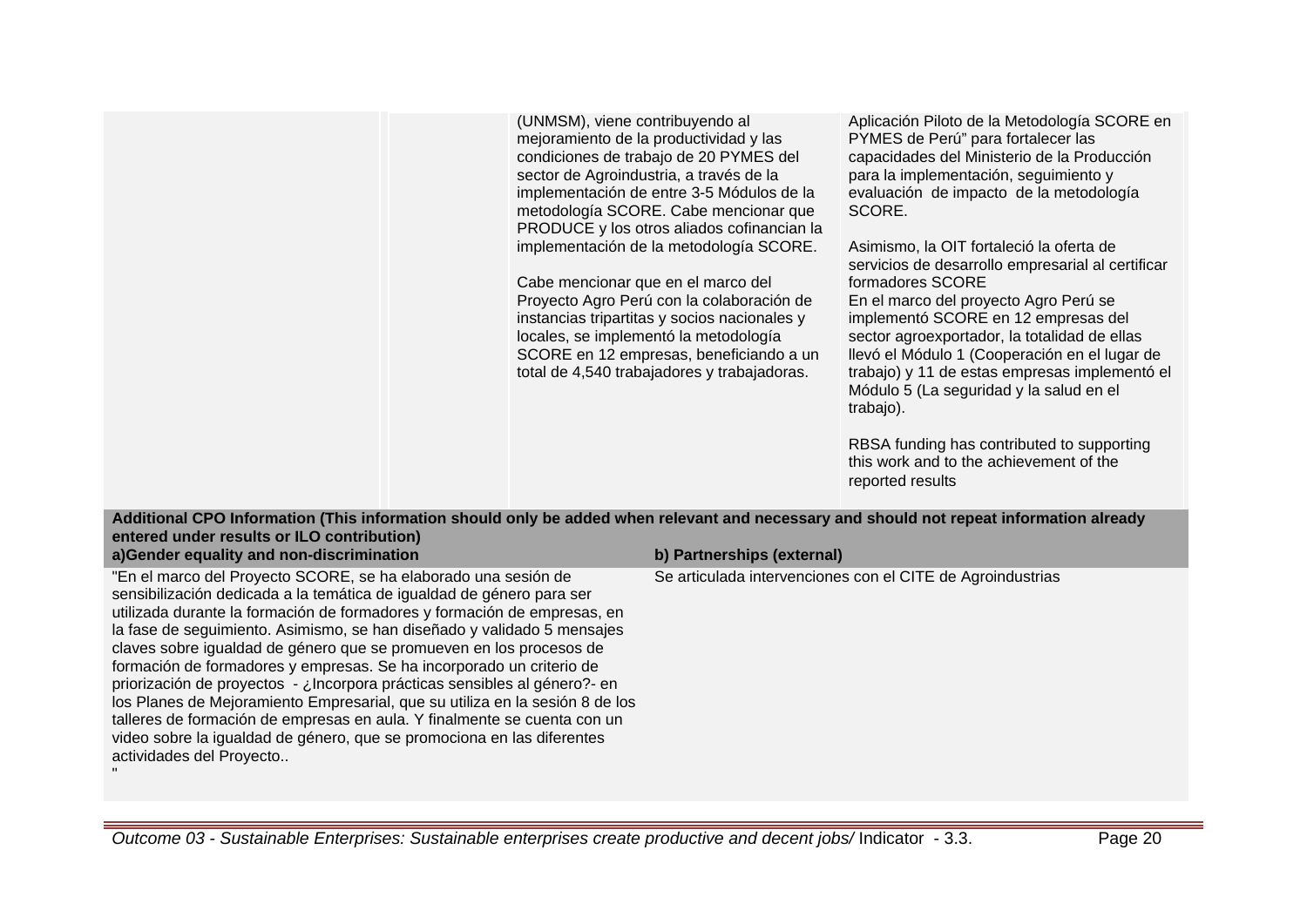| | | | |
|---|---|---|---|
| | | (UNMSM), viene contribuyendo al mejoramiento de la productividad y las condiciones de trabajo de 20 PYMES del sector de Agroindustria, a través de la implementación de entre 3-5 Módulos de la metodología SCORE. Cabe mencionar que PRODUCE y los otros aliados cofinancian la implementación de la metodología SCORE.<br><br>Cabe mencionar que en el marco del Proyecto Agro Perú con la colaboración de instancias tripartitas y socios nacionales y locales, se implementó la metodología SCORE en 12 empresas, beneficiando a un total de 4,540 trabajadores y trabajadoras. | Aplicación Piloto de la Metodología SCORE en PYMES de Perú" para fortalecer las capacidades del Ministerio de la Producción para la implementación, seguimiento y evaluación de impacto de la metodología SCORE.<br><br>Asimismo, la OIT fortaleció la oferta de servicios de desarrollo empresarial al certificar formadores SCORE<br>En el marco del proyecto Agro Perú se implementó SCORE en 12 empresas del sector agroexportador, la totalidad de ellas llevó el Módulo 1 (Cooperación en el lugar de trabajo) y 11 de estas empresas implementó el Módulo 5 (La seguridad y la salud en el trabajo).<br><br>RBSA funding has contributed to supporting this work and to the achievement of the reported results |

**Additional CPO Information (This information should only be added when relevant and necessary and should not repeat information already entered under results or ILO contribution)**

| a)Gender equality and non-discrimination | b) Partnerships (external) |
|---|---|
| "En el marco del Proyecto SCORE, se ha elaborado una sesión de sensibilización dedicada a la temática de igualdad de género para ser utilizada durante la formación de formadores y formación de empresas, en la fase de seguimiento. Asimismo, se han diseñado y validado 5 mensajes claves sobre igualdad de género que se promueven en los procesos de formación de formadores y empresas. Se ha incorporado un criterio de priorización de proyectos - ¿Incorpora prácticas sensibles al género?- en los Planes de Mejoramiento Empresarial, que su utiliza en la sesión 8 de los talleres de formación de empresas en aula. Y finalmente se cuenta con un video sobre la igualdad de género, que se promociona en las diferentes actividades del Proyecto..<br>" | Se articulada intervenciones con el CITE de Agroindustrias |

*Outcome 03 - Sustainable Enterprises: Sustainable enterprises create productive and decent jobs/* Indicator - 3.3.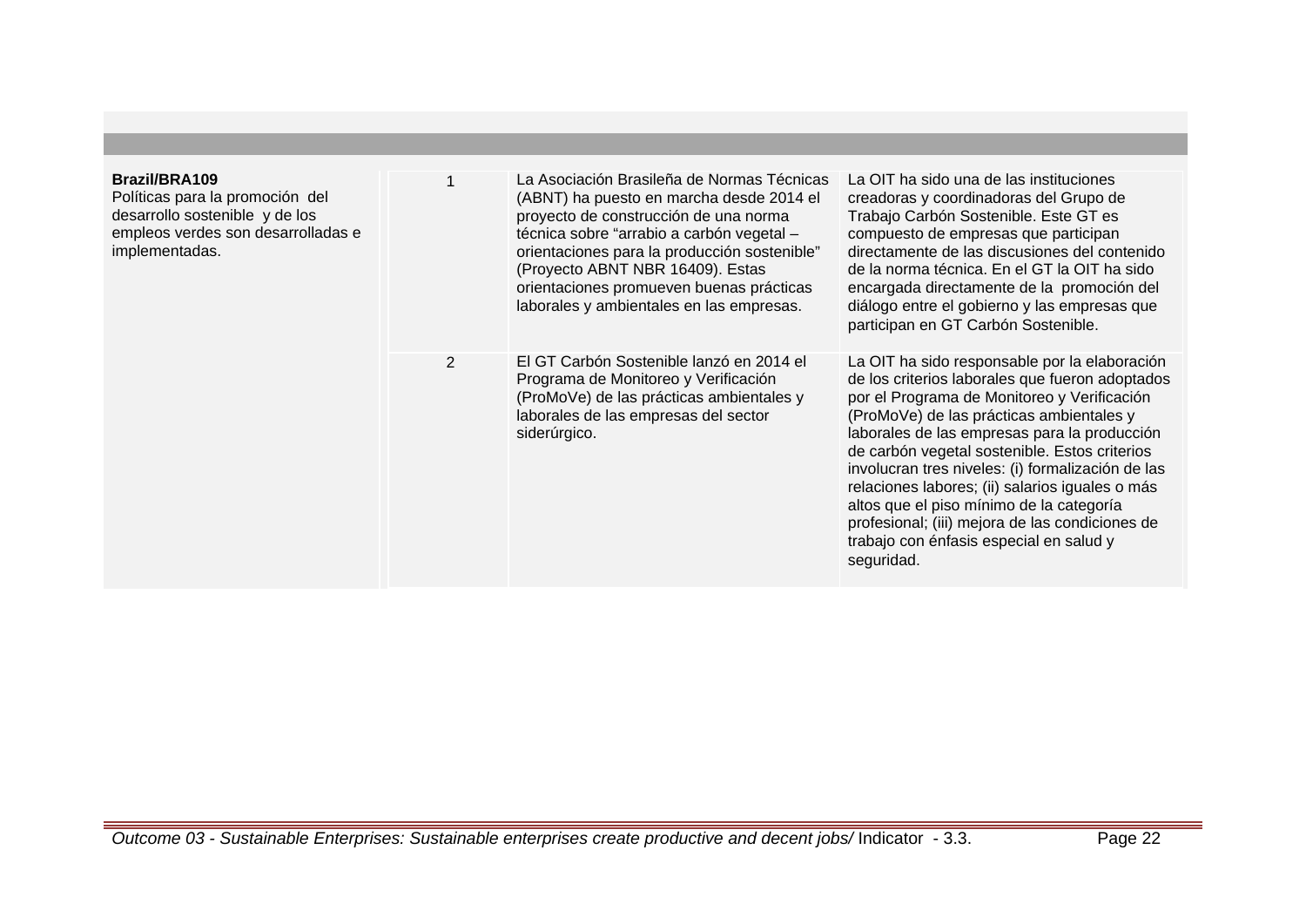| | | | |
|---|---|---|---|
| **Brazil/BRA109**<br>Políticas para la promoción del desarrollo sostenible y de los empleos verdes son desarrolladas e implementadas. | 1 | La Asociación Brasileña de Normas Técnicas (ABNT) ha puesto en marcha desde 2014 el proyecto de construcción de una norma técnica sobre "arrabio a carbón vegetal – orientaciones para la producción sostenible" (Proyecto ABNT NBR 16409). Estas orientaciones promueven buenas prácticas laborales y ambientales en las empresas. | La OIT ha sido una de las instituciones creadoras y coordinadoras del Grupo de Trabajo Carbón Sostenible. Este GT es compuesto de empresas que participan directamente de las discusiones del contenido de la norma técnica. En el GT la OIT ha sido encargada directamente de la promoción del diálogo entre el gobierno y las empresas que participan en GT Carbón Sostenible. |
| | 2 | El GT Carbón Sostenible lanzó en 2014 el Programa de Monitoreo y Verificación (ProMoVe) de las prácticas ambientales y laborales de las empresas del sector siderúrgico. | La OIT ha sido responsable por la elaboración de los criterios laborales que fueron adoptados por el Programa de Monitoreo y Verificación (ProMoVe) de las prácticas ambientales y laborales de las empresas para la producción de carbón vegetal sostenible. Estos criterios involucran tres niveles: (i) formalización de las relaciones labores; (ii) salarios iguales o más altos que el piso mínimo de la categoría profesional; (iii) mejora de las condiciones de trabajo con énfasis especial en salud y seguridad. |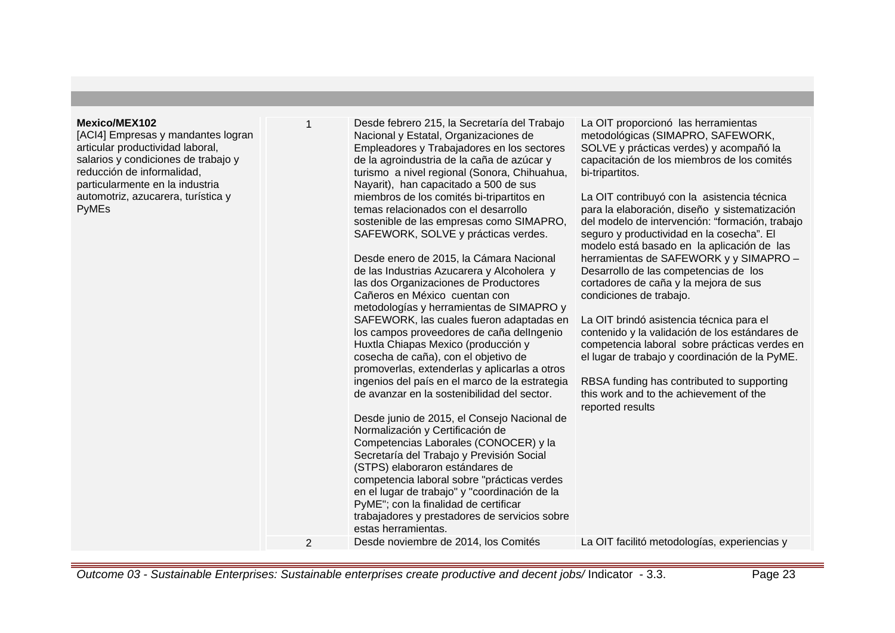| | | | |
|---|---|---|---|
| **Mexico/MEX102**<br>[ACI4] Empresas y mandantes logran articular productividad laboral, salarios y condiciones de trabajo y reducción de informalidad, particularmente en la industria automotriz, azucarera, turística y PyMEs | 1 | Desde febrero 215, la Secretaría del Trabajo Nacional y Estatal, Organizaciones de Empleadores y Trabajadores en los sectores de la agroindustria de la caña de azúcar y turismo a nivel regional (Sonora, Chihuahua, Nayarit), han capacitado a 500 de sus miembros de los comités bi-tripartitos en temas relacionados con el desarrollo sostenible de las empresas como SIMAPRO, SAFEWORK, SOLVE y prácticas verdes.<br><br>Desde enero de 2015, la Cámara Nacional de las Industrias Azucarera y Alcoholera y las dos Organizaciones de Productores Cañeros en México cuentan con metodologías y herramientas de SIMAPRO y SAFEWORK, las cuales fueron adaptadas en los campos proveedores de caña delIngenio Huxtla Chiapas Mexico (producción y cosecha de caña), con el objetivo de promoverlas, extenderlas y aplicarlas a otros ingenios del país en el marco de la estrategia de avanzar en la sostenibilidad del sector.<br><br>Desde junio de 2015, el Consejo Nacional de Normalización y Certificación de Competencias Laborales (CONOCER) y la Secretaría del Trabajo y Previsión Social (STPS) elaboraron estándares de competencia laboral sobre "prácticas verdes en el lugar de trabajo" y "coordinación de la PyME"; con la finalidad de certificar trabajadores y prestadores de servicios sobre estas herramientas. | La OIT proporcionó las herramientas metodológicas (SIMAPRO, SAFEWORK, SOLVE y prácticas verdes) y acompañó la capacitación de los miembros de los comités bi-tripartitos.<br><br>La OIT contribuyó con la asistencia técnica para la elaboración, diseño y sistematización del modelo de intervención: "formación, trabajo seguro y productividad en la cosecha". El modelo está basado en la aplicación de las herramientas de SAFEWORK y y SIMAPRO – Desarrollo de las competencias de los cortadores de caña y la mejora de sus condiciones de trabajo.<br><br>La OIT brindó asistencia técnica para el contenido y la validación de los estándares de competencia laboral sobre prácticas verdes en el lugar de trabajo y coordinación de la PyME.<br><br>RBSA funding has contributed to supporting this work and to the achievement of the reported results |
| | 2 | Desde noviembre de 2014, los Comités | La OIT facilitó metodologías, experiencias y |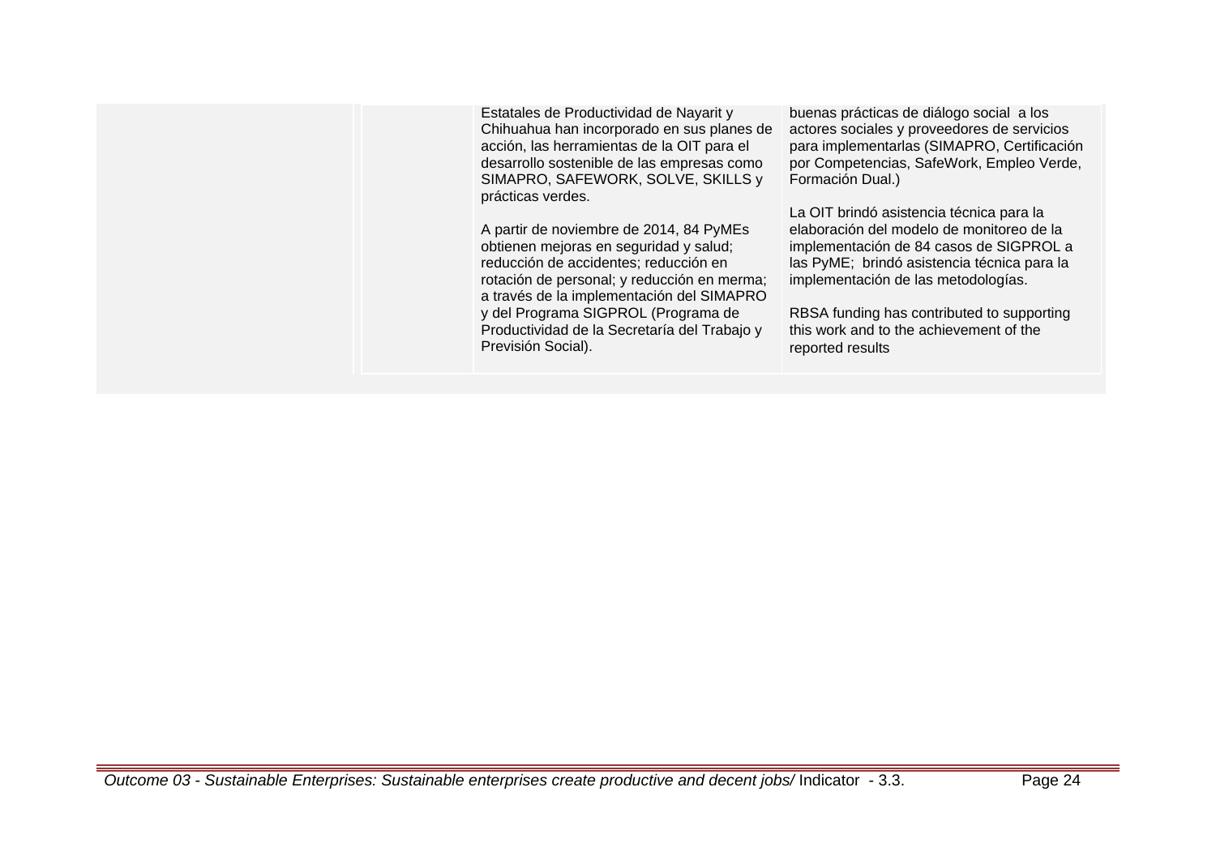| | | | |
|---|---|---|---|
| | | Estatales de Productividad de Nayarit y Chihuahua han incorporado en sus planes de acción, las herramientas de la OIT para el desarrollo sostenible de las empresas como SIMAPRO, SAFEWORK, SOLVE, SKILLS y prácticas verdes.<br><br>A partir de noviembre de 2014, 84 PyMEs obtienen mejoras en seguridad y salud; reducción de accidentes; reducción en rotación de personal; y reducción en merma; a través de la implementación del SIMAPRO y del Programa SIGPROL (Programa de Productividad de la Secretaría del Trabajo y Previsión Social). | buenas prácticas de diálogo social a los actores sociales y proveedores de servicios para implementarlas (SIMAPRO, Certificación por Competencias, SafeWork, Empleo Verde, Formación Dual.)<br><br>La OIT brindó asistencia técnica para la elaboración del modelo de monitoreo de la implementación de 84 casos de SIGPROL a las PyME; brindó asistencia técnica para la implementación de las metodologías.<br><br>RBSA funding has contributed to supporting this work and to the achievement of the reported results |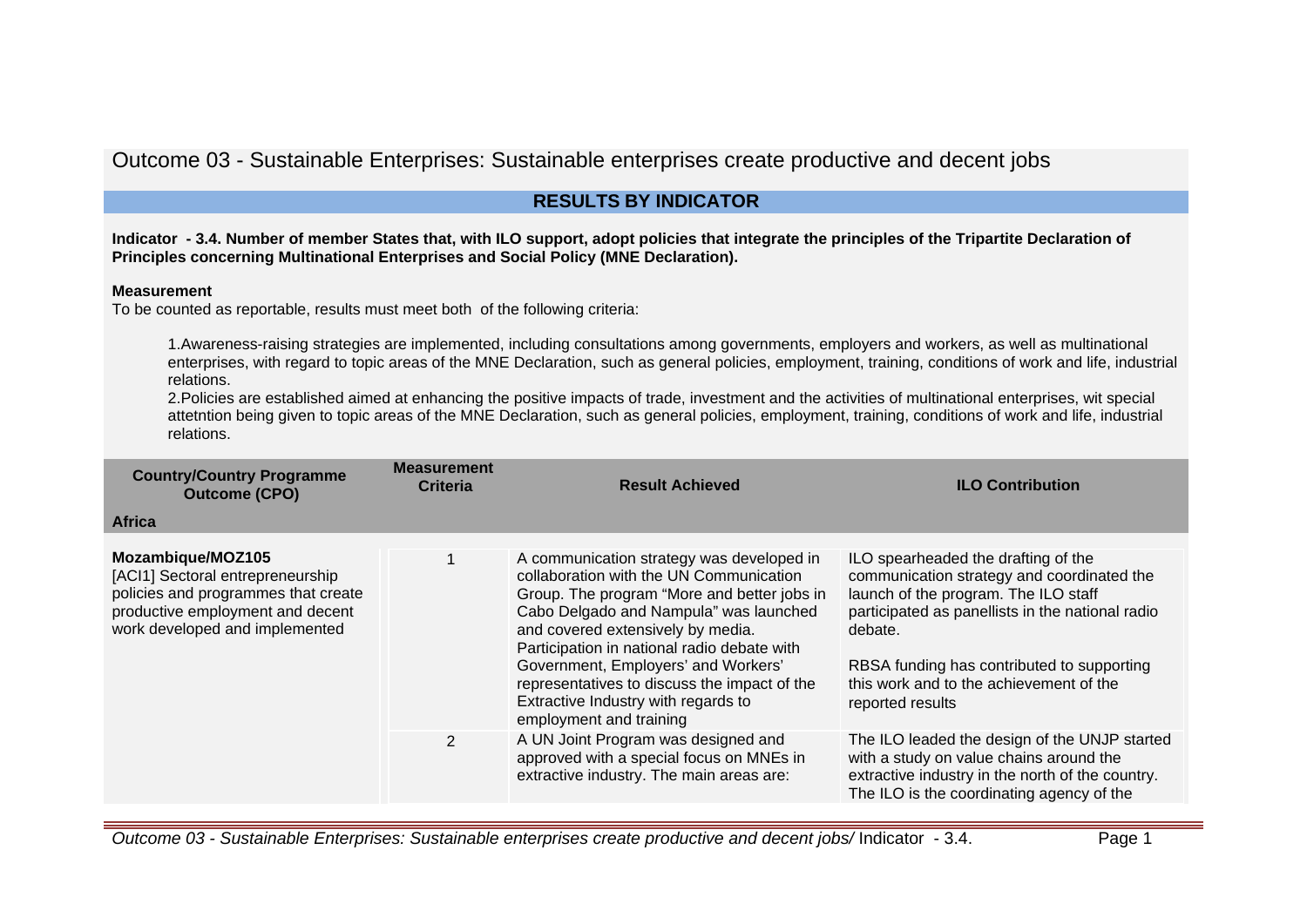# Outcome 03 - Sustainable Enterprises: Sustainable enterprises create productive and decent jobs

## RESULTS BY INDICATOR

**Indicator - 3.4. Number of member States that, with ILO support, adopt policies that integrate the principles of the Tripartite Declaration of Principles concerning Multinational Enterprises and Social Policy (MNE Declaration).**

**Measurement**

To be counted as reportable, results must meet both of the following criteria:

1. Awareness-raising strategies are implemented, including consultations among governments, employers and workers, as well as multinational enterprises, with regard to topic areas of the MNE Declaration, such as general policies, employment, training, conditions of work and life, industrial relations.
2. Policies are established aimed at enhancing the positive impacts of trade, investment and the activities of multinational enterprises, wit special attetntion being given to topic areas of the MNE Declaration, such as general policies, employment, training, conditions of work and life, industrial relations.

| Country/Country Programme Outcome (CPO) | Measurement Criteria | Result Achieved | ILO Contribution |
|---|---|---|---|
| **Africa** | | | |
| **Mozambique/MOZ105**<br>[ACI1] Sectoral entrepreneurship policies and programmes that create productive employment and decent work developed and implemented | 1 | A communication strategy was developed in collaboration with the UN Communication Group. The program "More and better jobs in Cabo Delgado and Nampula" was launched and covered extensively by media. Participation in national radio debate with Government, Employers' and Workers' representatives to discuss the impact of the Extractive Industry with regards to employment and training | ILO spearheaded the drafting of the communication strategy and coordinated the launch of the program. The ILO staff participated as panellists in the national radio debate.<br><br>RBSA funding has contributed to supporting this work and to the achievement of the reported results |
| | 2 | A UN Joint Program was designed and approved with a special focus on MNEs in extractive industry. The main areas are: | The ILO leaded the design of the UNJP started with a study on value chains around the extractive industry in the north of the country. The ILO is the coordinating agency of the |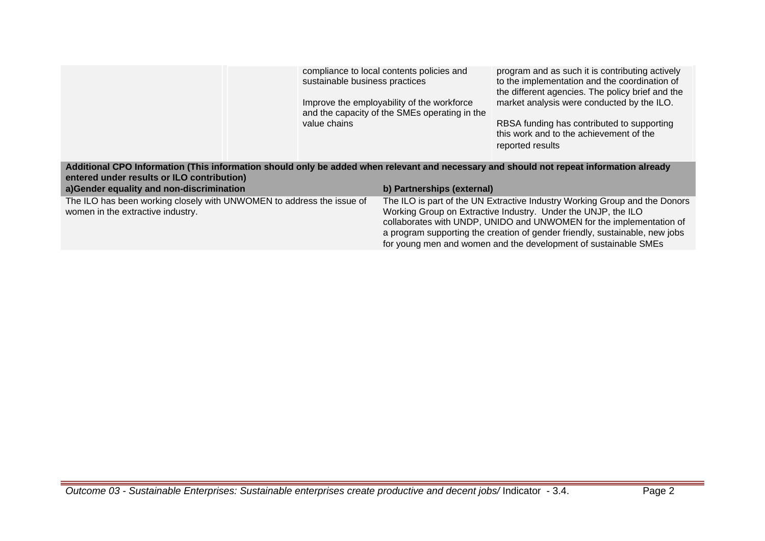| | | | |
|---|---|---|---|
| | | compliance to local contents policies and sustainable business practices<br><br>Improve the employability of the workforce and the capacity of the SMEs operating in the value chains | program and as such it is contributing actively to the implementation and the coordination of the different agencies. The policy brief and the market analysis were conducted by the ILO.<br><br>RBSA funding has contributed to supporting this work and to the achievement of the reported results |

| **Additional CPO Information (This information should only be added when relevant and necessary and should not repeat information already entered under results or ILO contribution)** | |
|---|---|
| **a)Gender equality and non-discrimination** | **b) Partnerships (external)** |
| The ILO has been working closely with UNWOMEN to address the issue of women in the extractive industry. | The ILO is part of the UN Extractive Industry Working Group and the Donors Working Group on Extractive Industry. Under the UNJP, the ILO collaborates with UNDP, UNIDO and UNWOMEN for the implementation of a program supporting the creation of gender friendly, sustainable, new jobs for young men and women and the development of sustainable SMEs |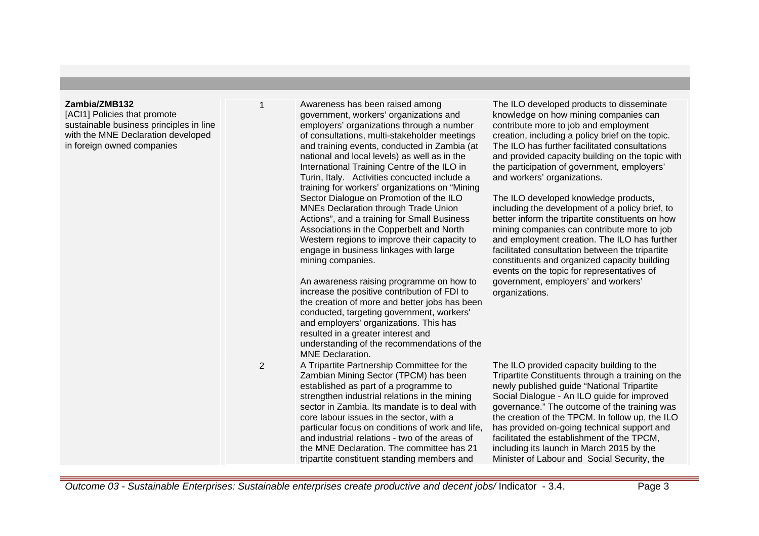| | | | |
|---|---|---|---|
| **Zambia/ZMB132**<br>[ACI1] Policies that promote sustainable business principles in line with the MNE Declaration developed in foreign owned companies | 1 | Awareness has been raised among government, workers' organizations and employers' organizations through a number of consultations, multi-stakeholder meetings and training events, conducted in Zambia (at national and local levels) as well as in the International Training Centre of the ILO in Turin, Italy. Activities concucted include a training for workers' organizations on "Mining Sector Dialogue on Promotion of the ILO MNEs Declaration through Trade Union Actions", and a training for Small Business Associations in the Copperbelt and North Western regions to improve their capacity to engage in business linkages with large mining companies.<br><br>An awareness raising programme on how to increase the positive contribution of FDI to the creation of more and better jobs has been conducted, targeting government, workers' and employers' organizations. This has resulted in a greater interest and understanding of the recommendations of the MNE Declaration. | The ILO developed products to disseminate knowledge on how mining companies can contribute more to job and employment creation, including a policy brief on the topic. The ILO has further facilitated consultations and provided capacity building on the topic with the participation of government, employers' and workers' organizations.<br><br>The ILO developed knowledge products, including the development of a policy brief, to better inform the tripartite constituents on how mining companies can contribute more to job and employment creation. The ILO has further facilitated consultation between the tripartite constituents and organized capacity building events on the topic for representatives of government, employers' and workers' organizations. |
| | 2 | A Tripartite Partnership Committee for the Zambian Mining Sector (TPCM) has been established as part of a programme to strengthen industrial relations in the mining sector in Zambia. Its mandate is to deal with core labour issues in the sector, with a particular focus on conditions of work and life, and industrial relations - two of the areas of the MNE Declaration. The committee has 21 tripartite constituent standing members and | The ILO provided capacity building to the Tripartite Constituents through a training on the newly published guide "National Tripartite Social Dialogue - An ILO guide for improved governance." The outcome of the training was the creation of the TPCM. In follow up, the ILO has provided on-going technical support and facilitated the establishment of the TPCM, including its launch in March 2015 by the Minister of Labour and Social Security, the |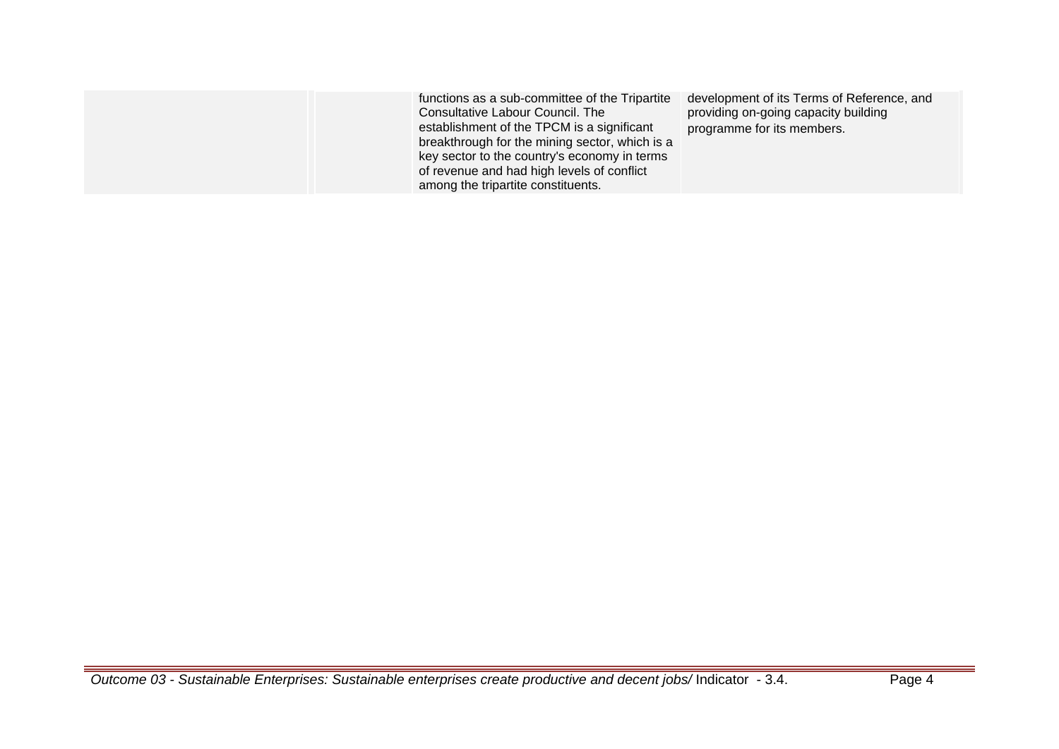| | | | |
|---|---|---|---|
| | | functions as a sub-committee of the Tripartite Consultative Labour Council. The establishment of the TPCM is a significant breakthrough for the mining sector, which is a key sector to the country's economy in terms of revenue and had high levels of conflict among the tripartite constituents. | development of its Terms of Reference, and providing on-going capacity building programme for its members. |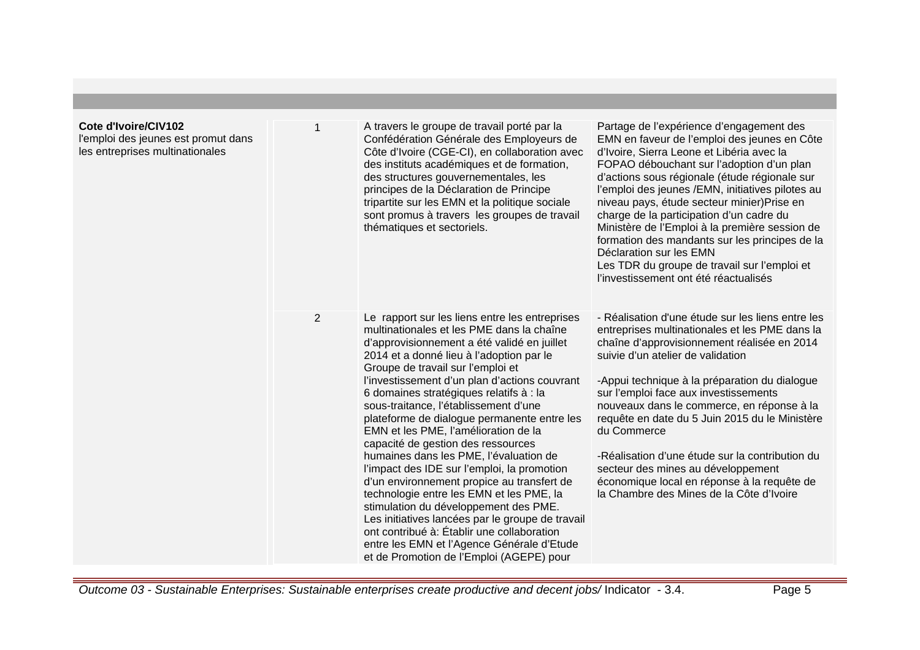| | | | |
|---|---|---|---|
| **Cote d'Ivoire/CIV102**<br>l'emploi des jeunes est promut dans les entreprises multinationales | 1 | A travers le groupe de travail porté par la Confédération Générale des Employeurs de Côte d'Ivoire (CGE-CI), en collaboration avec des instituts académiques et de formation, des structures gouvernementales, les principes de la Déclaration de Principe tripartite sur les EMN et la politique sociale sont promus à travers les groupes de travail thématiques et sectoriels. | Partage de l'expérience d'engagement des EMN en faveur de l'emploi des jeunes en Côte d'Ivoire, Sierra Leone et Libéria avec la FOPAO débouchant sur l'adoption d'un plan d'actions sous régionale (étude régionale sur l'emploi des jeunes /EMN, initiatives pilotes au niveau pays, étude secteur minier)Prise en charge de la participation d'un cadre du Ministère de l'Emploi à la première session de formation des mandants sur les principes de la Déclaration sur les EMN<br>Les TDR du groupe de travail sur l'emploi et l'investissement ont été réactualisés |
| | 2 | Le rapport sur les liens entre les entreprises multinationales et les PME dans la chaîne d'approvisionnement a été validé en juillet 2014 et a donné lieu à l'adoption par le Groupe de travail sur l'emploi et l'investissement d'un plan d'actions couvrant 6 domaines stratégiques relatifs à : la sous-traitance, l'établissement d'une plateforme de dialogue permanente entre les EMN et les PME, l'amélioration de la capacité de gestion des ressources humaines dans les PME, l'évaluation de l'impact des IDE sur l'emploi, la promotion d'un environnement propice au transfert de technologie entre les EMN et les PME, la stimulation du développement des PME.<br>Les initiatives lancées par le groupe de travail ont contribué à: Établir une collaboration entre les EMN et l'Agence Générale d'Etude et de Promotion de l'Emploi (AGEPE) pour | - Réalisation d'une étude sur les liens entre les entreprises multinationales et les PME dans la chaîne d'approvisionnement réalisée en 2014 suivie d'un atelier de validation<br><br>-Appui technique à la préparation du dialogue sur l'emploi face aux investissements nouveaux dans le commerce, en réponse à la requête en date du 5 Juin 2015 du le Ministère du Commerce<br><br>-Réalisation d'une étude sur la contribution du secteur des mines au développement économique local en réponse à la requête de la Chambre des Mines de la Côte d'Ivoire |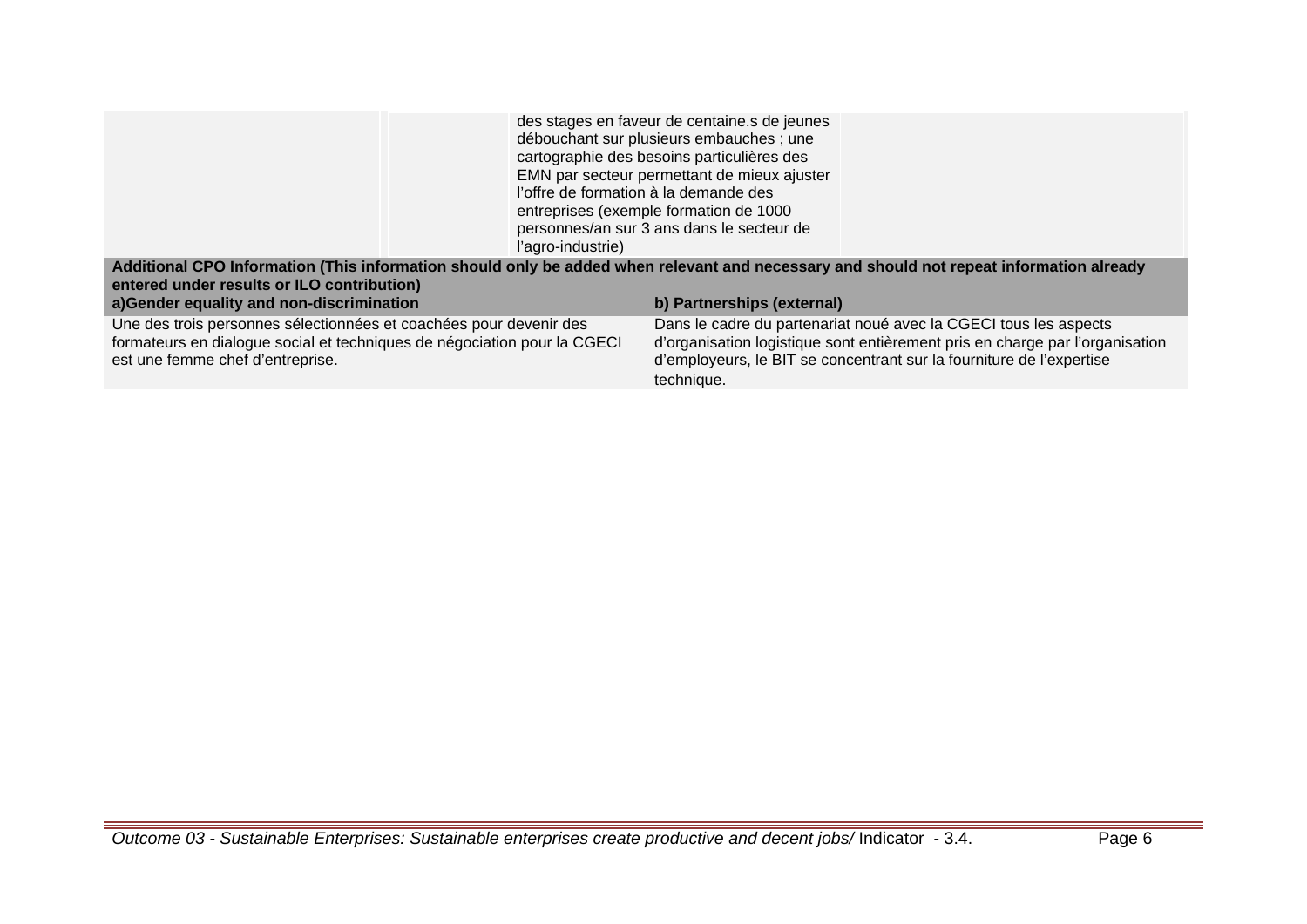|  |  | des stages en faveur de centaine.s de jeunes débouchant sur plusieurs embauches ; une cartographie des besoins particulières des EMN par secteur permettant de mieux ajuster l'offre de formation à la demande des entreprises (exemple formation de 1000 personnes/an sur 3 ans dans le secteur de l'agro-industrie) |  |
|---|---|---|---|

**Additional CPO Information (This information should only be added when relevant and necessary and should not repeat information already entered under results or ILO contribution)**

| a)Gender equality and non-discrimination | b) Partnerships (external) |
|---|---|
| Une des trois personnes sélectionnées et coachées pour devenir des formateurs en dialogue social et techniques de négociation pour la CGECI est une femme chef d'entreprise. | Dans le cadre du partenariat noué avec la CGECI tous les aspects d'organisation logistique sont entièrement pris en charge par l'organisation d'employeurs, le BIT se concentrant sur la fourniture de l'expertise technique. |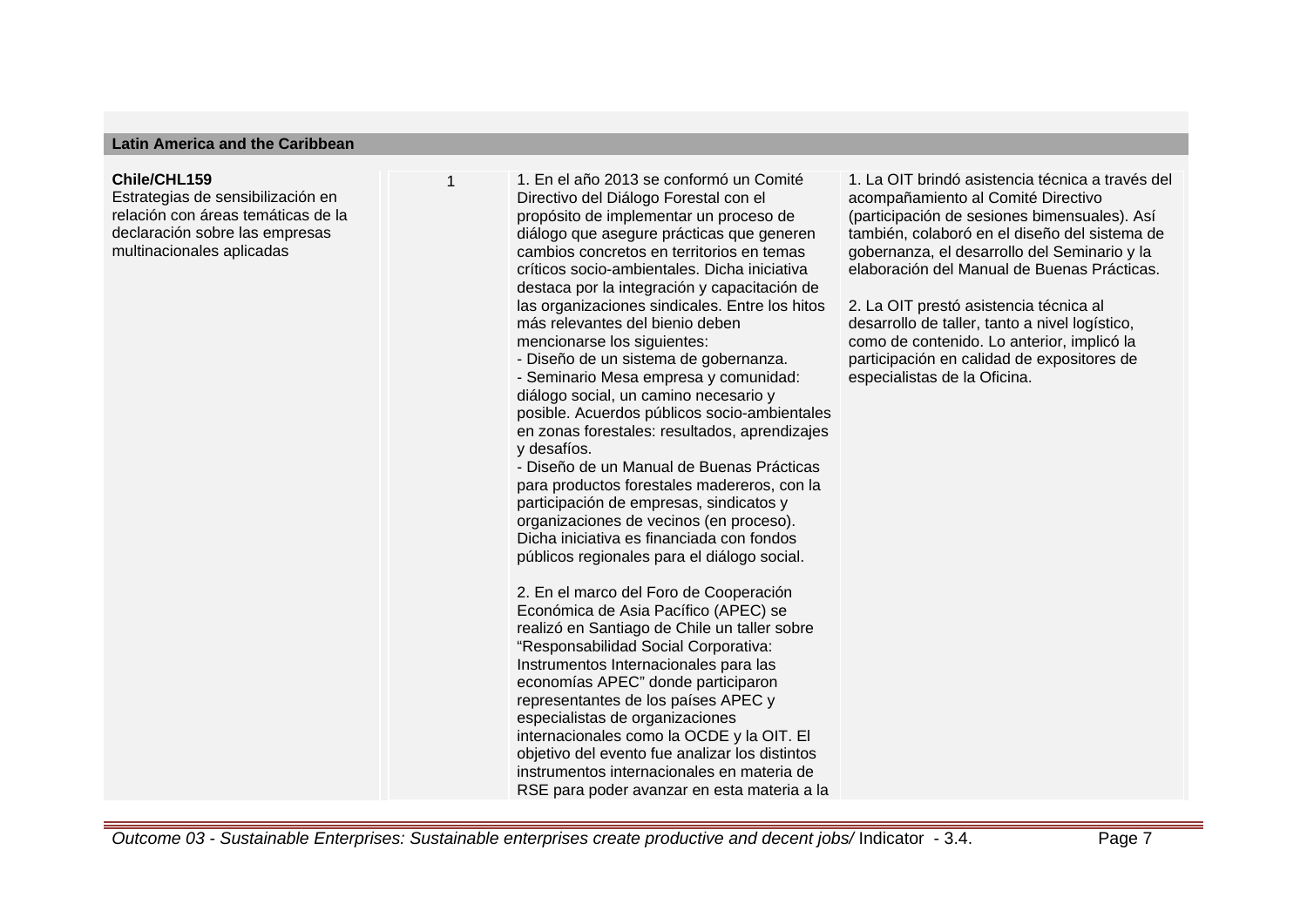## Latin America and the Caribbean

| | | | |
|---|---|---|---|
| **Chile/CHL159**<br>Estrategias de sensibilización en relación con áreas temáticas de la declaración sobre las empresas multinacionales aplicadas | 1 | 1. En el año 2013 se conformó un Comité Directivo del Diálogo Forestal con el propósito de implementar un proceso de diálogo que asegure prácticas que generen cambios concretos en territorios en temas críticos socio-ambientales. Dicha iniciativa destaca por la integración y capacitación de las organizaciones sindicales. Entre los hitos más relevantes del bienio deben mencionarse los siguientes:<br>- Diseño de un sistema de gobernanza.<br>- Seminario Mesa empresa y comunidad: diálogo social, un camino necesario y posible. Acuerdos públicos socio-ambientales en zonas forestales: resultados, aprendizajes y desafíos.<br>- Diseño de un Manual de Buenas Prácticas para productos forestales madereros, con la participación de empresas, sindicatos y organizaciones de vecinos (en proceso). Dicha iniciativa es financiada con fondos públicos regionales para el diálogo social.<br><br>2. En el marco del Foro de Cooperación Económica de Asia Pacífico (APEC) se realizó en Santiago de Chile un taller sobre "Responsabilidad Social Corporativa: Instrumentos Internacionales para las economías APEC" donde participaron representantes de los países APEC y especialistas de organizaciones internacionales como la OCDE y la OIT. El objetivo del evento fue analizar los distintos instrumentos internacionales en materia de RSE para poder avanzar en esta materia a la | 1. La OIT brindó asistencia técnica a través del acompañamiento al Comité Directivo (participación de sesiones bimensuales). Así también, colaboró en el diseño del sistema de gobernanza, el desarrollo del Seminario y la elaboración del Manual de Buenas Prácticas.<br><br>2. La OIT prestó asistencia técnica al desarrollo de taller, tanto a nivel logístico, como de contenido. Lo anterior, implicó la participación en calidad de expositores de especialistas de la Oficina. |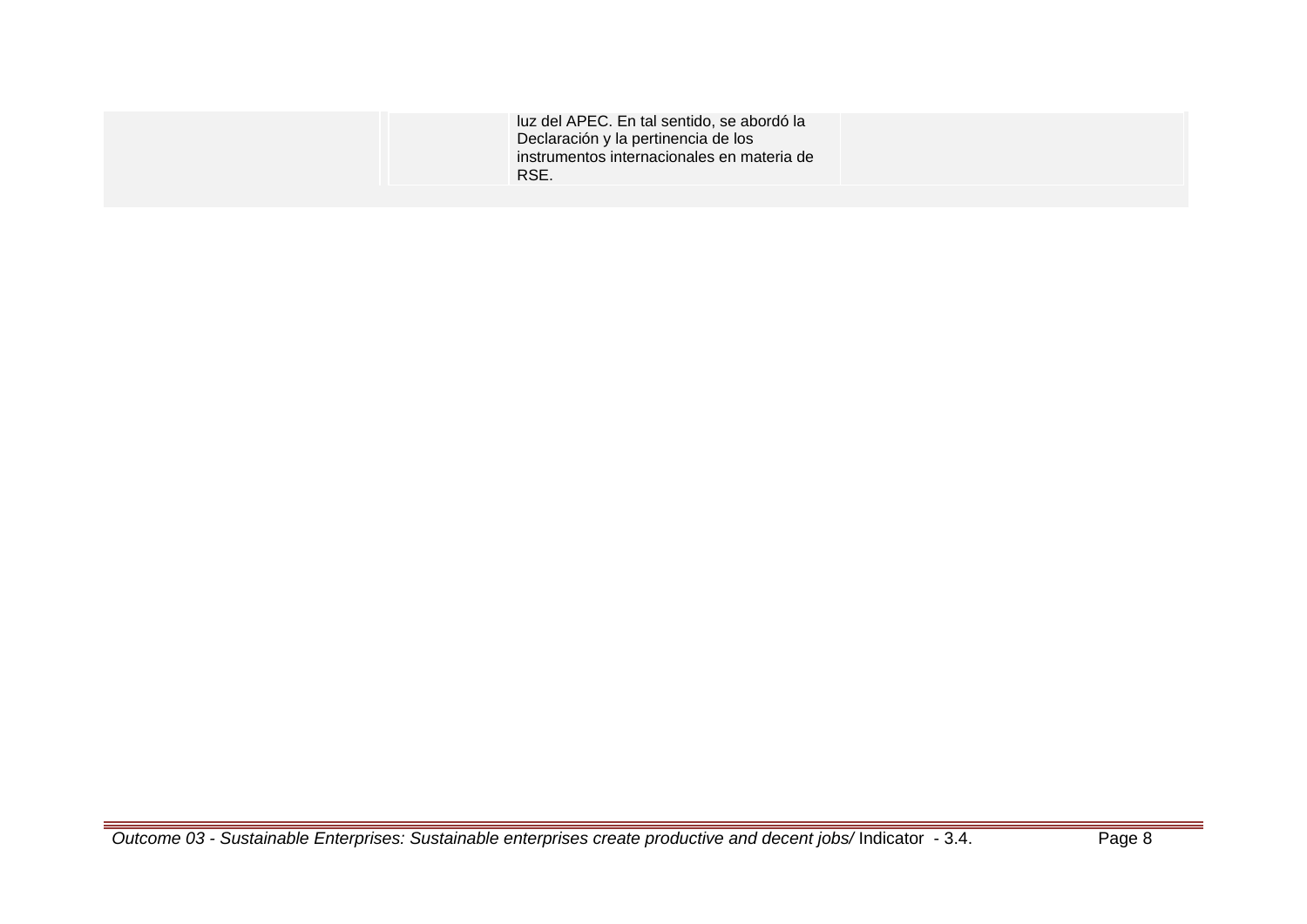| | | | |
|---|---|---|---|
| | | luz del APEC. En tal sentido, se abordó la Declaración y la pertinencia de los instrumentos internacionales en materia de RSE. | |